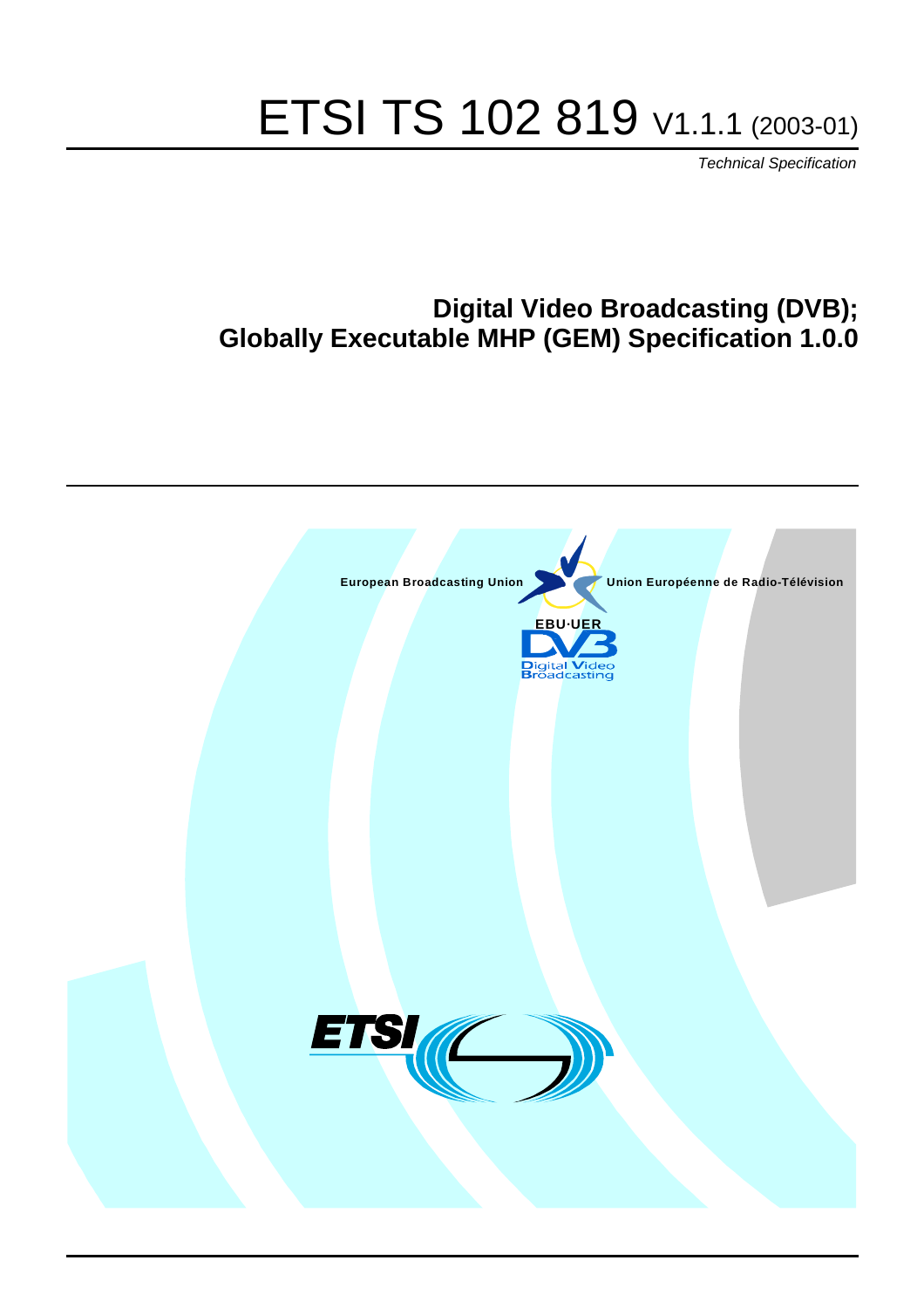# ETSI TS 102 819 V1.1.1 (2003-01)

*Technical Specification*

## Digital Video Broadcasting (DVB); Globally Executable MHP (GEM) Specification 1.0.0

European Broadcasting Union

Union Européenne de Radio-Télévision

EBU·UER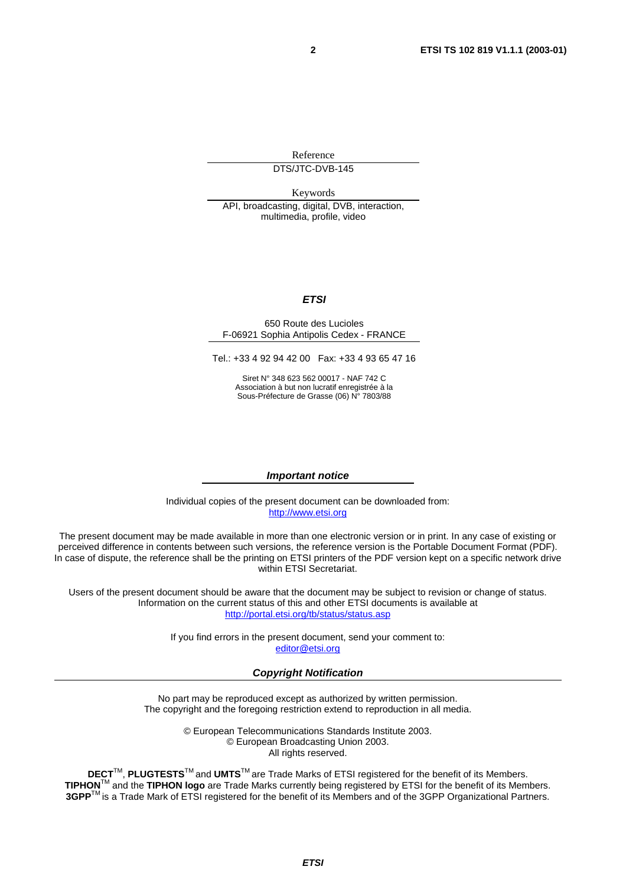Reference

DTS/JTC-DVB-145

Keywords

API, broadcasting, digital, DVB, interaction, multimedia, profile, video

***ETSI***

650 Route des Lucioles
F-06921 Sophia Antipolis Cedex - FRANCE

Tel.: +33 4 92 94 42 00 Fax: +33 4 93 65 47 16

Siret N° 348 623 562 00017 - NAF 742 C
Association à but non lucratif enregistrée à la
Sous-Préfecture de Grasse (06) N° 7803/88

***Important notice***

Individual copies of the present document can be downloaded from:
http://www.etsi.org

The present document may be made available in more than one electronic version or in print. In any case of existing or perceived difference in contents between such versions, the reference version is the Portable Document Format (PDF). In case of dispute, the reference shall be the printing on ETSI printers of the PDF version kept on a specific network drive within ETSI Secretariat.

Users of the present document should be aware that the document may be subject to revision or change of status. Information on the current status of this and other ETSI documents is available at
http://portal.etsi.org/tb/status/status.asp

If you find errors in the present document, send your comment to:
editor@etsi.org

***Copyright Notification***

No part may be reproduced except as authorized by written permission.
The copyright and the foregoing restriction extend to reproduction in all media.

© European Telecommunications Standards Institute 2003.
© European Broadcasting Union 2003.
All rights reserved.

**DECT**™, **PLUGTESTS**™ and **UMTS**™ are Trade Marks of ETSI registered for the benefit of its Members.
**TIPHON**™ and the **TIPHON logo** are Trade Marks currently being registered by ETSI for the benefit of its Members.
**3GPP**™ is a Trade Mark of ETSI registered for the benefit of its Members and of the 3GPP Organizational Partners.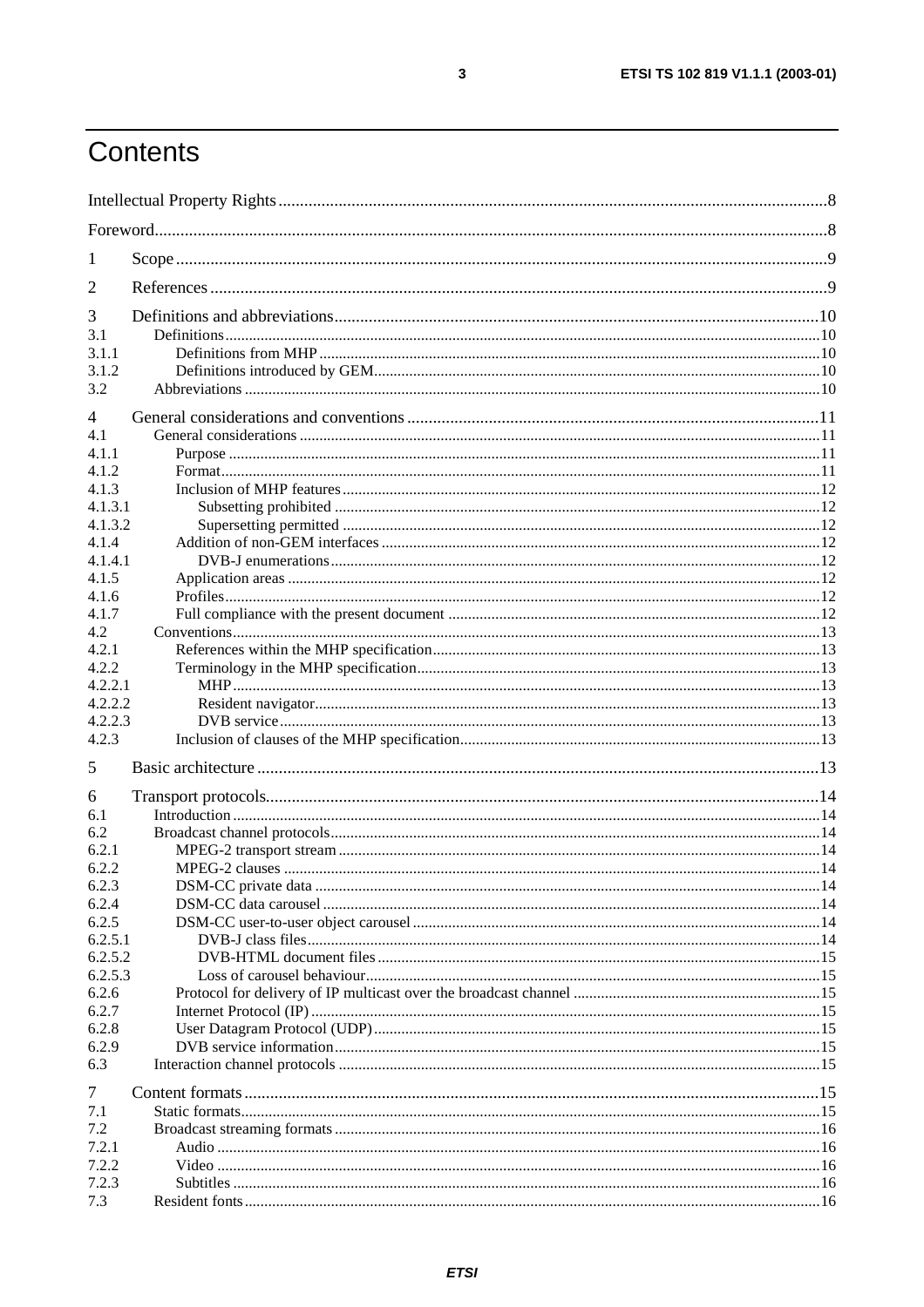# Contents

Intellectual Property Rights ....8
Foreword....8

1 Scope ....9

2 References ....9

3 Definitions and abbreviations....10
3.1 Definitions....10
3.1.1 Definitions from MHP ....10
3.1.2 Definitions introduced by GEM....10
3.2 Abbreviations ....10

4 General considerations and conventions ....11
4.1 General considerations ....11
4.1.1 Purpose ....11
4.1.2 Format....11
4.1.3 Inclusion of MHP features....12
4.1.3.1 Subsetting prohibited ....12
4.1.3.2 Supersetting permitted ....12
4.1.4 Addition of non-GEM interfaces ....12
4.1.4.1 DVB-J enumerations....12
4.1.5 Application areas ....12
4.1.6 Profiles....12
4.1.7 Full compliance with the present document ....12
4.2 Conventions....13
4.2.1 References within the MHP specification....13
4.2.2 Terminology in the MHP specification....13
4.2.2.1 MHP....13
4.2.2.2 Resident navigator....13
4.2.2.3 DVB service....13
4.2.3 Inclusion of clauses of the MHP specification....13

5 Basic architecture ....13

6 Transport protocols....14
6.1 Introduction ....14
6.2 Broadcast channel protocols....14
6.2.1 MPEG-2 transport stream ....14
6.2.2 MPEG-2 clauses ....14
6.2.3 DSM-CC private data ....14
6.2.4 DSM-CC data carousel ....14
6.2.5 DSM-CC user-to-user object carousel ....14
6.2.5.1 DVB-J class files....14
6.2.5.2 DVB-HTML document files ....15
6.2.5.3 Loss of carousel behaviour....15
6.2.6 Protocol for delivery of IP multicast over the broadcast channel ....15
6.2.7 Internet Protocol (IP) ....15
6.2.8 User Datagram Protocol (UDP)....15
6.2.9 DVB service information....15
6.3 Interaction channel protocols ....15

7 Content formats ....15
7.1 Static formats....15
7.2 Broadcast streaming formats ....16
7.2.1 Audio ....16
7.2.2 Video ....16
7.2.3 Subtitles ....16
7.3 Resident fonts....16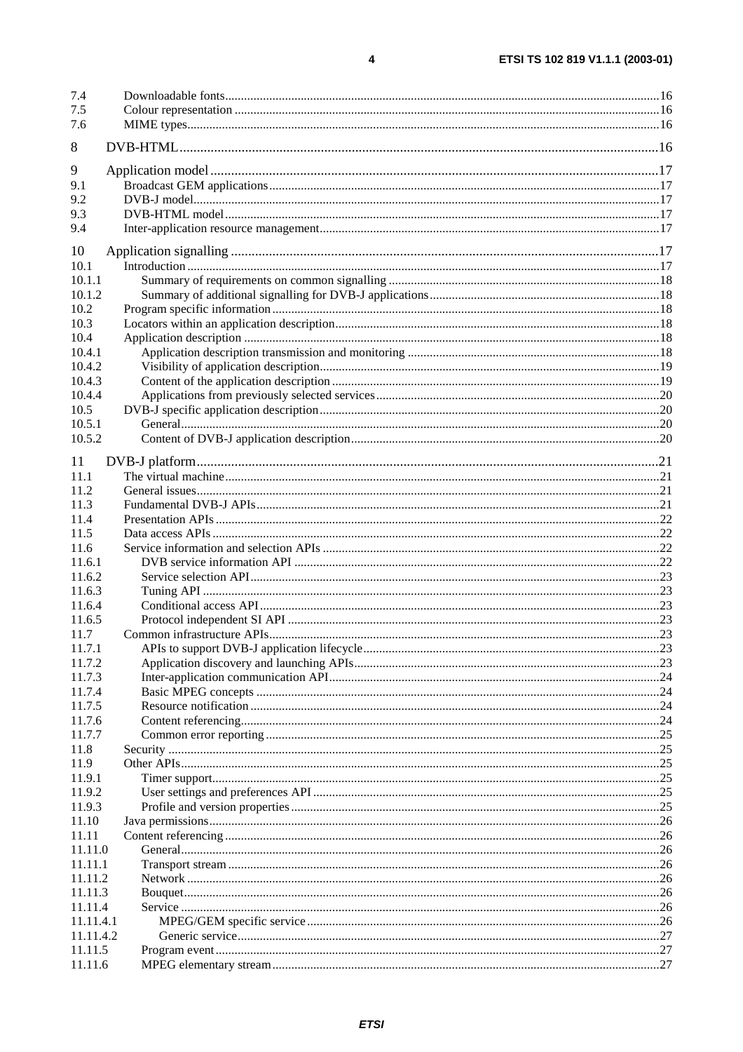7.4 Downloadable fonts ........ 16
7.5 Colour representation ........ 16
7.6 MIME types ........ 16

8 DVB-HTML ........ 16

9 Application model ........ 17
9.1 Broadcast GEM applications ........ 17
9.2 DVB-J model ........ 17
9.3 DVB-HTML model ........ 17
9.4 Inter-application resource management ........ 17

10 Application signalling ........ 17
10.1 Introduction ........ 17
10.1.1 Summary of requirements on common signalling ........ 18
10.1.2 Summary of additional signalling for DVB-J applications ........ 18
10.2 Program specific information ........ 18
10.3 Locators within an application description ........ 18
10.4 Application description ........ 18
10.4.1 Application description transmission and monitoring ........ 18
10.4.2 Visibility of application description ........ 19
10.4.3 Content of the application description ........ 19
10.4.4 Applications from previously selected services ........ 20
10.5 DVB-J specific application description ........ 20
10.5.1 General ........ 20
10.5.2 Content of DVB-J application description ........ 20

11 DVB-J platform ........ 21
11.1 The virtual machine ........ 21
11.2 General issues ........ 21
11.3 Fundamental DVB-J APIs ........ 21
11.4 Presentation APIs ........ 22
11.5 Data access APIs ........ 22
11.6 Service information and selection APIs ........ 22
11.6.1 DVB service information API ........ 22
11.6.2 Service selection API ........ 23
11.6.3 Tuning API ........ 23
11.6.4 Conditional access API ........ 23
11.6.5 Protocol independent SI API ........ 23
11.7 Common infrastructure APIs ........ 23
11.7.1 APIs to support DVB-J application lifecycle ........ 23
11.7.2 Application discovery and launching APIs ........ 23
11.7.3 Inter-application communication API ........ 24
11.7.4 Basic MPEG concepts ........ 24
11.7.5 Resource notification ........ 24
11.7.6 Content referencing ........ 24
11.7.7 Common error reporting ........ 25
11.8 Security ........ 25
11.9 Other APIs ........ 25
11.9.1 Timer support ........ 25
11.9.2 User settings and preferences API ........ 25
11.9.3 Profile and version properties ........ 25
11.10 Java permissions ........ 26
11.11 Content referencing ........ 26
11.11.0 General ........ 26
11.11.1 Transport stream ........ 26
11.11.2 Network ........ 26
11.11.3 Bouquet ........ 26
11.11.4 Service ........ 26
11.11.4.1 MPEG/GEM specific service ........ 26
11.11.4.2 Generic service ........ 27
11.11.5 Program event ........ 27
11.11.6 MPEG elementary stream ........ 27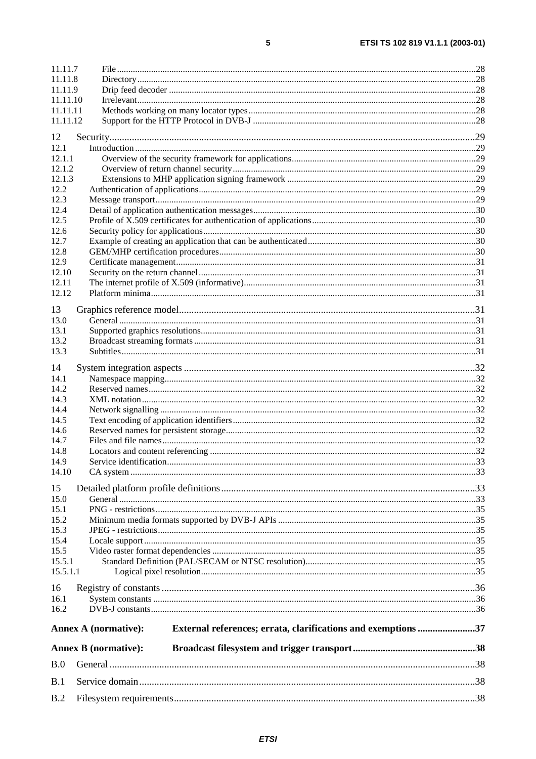11.11.7 File ....................................................................................................................................................28
11.11.8 Directory ............................................................................................................................................28
11.11.9 Drip feed decoder ...............................................................................................................................28
11.11.10 Irrelevant ............................................................................................................................................28
11.11.11 Methods working on many locator types ............................................................................................28
11.11.12 Support for the HTTP Protocol in DVB-J ..........................................................................................28

12 Security...................................................................................................................................................29
12.1 Introduction ..............................................................................................................................................29
12.1.1 Overview of the security framework for applications.........................................................................29
12.1.2 Overview of return channel security ...................................................................................................29
12.1.3 Extensions to MHP application signing framework ...........................................................................29
12.2 Authentication of applications..................................................................................................................29
12.3 Message transport.....................................................................................................................................29
12.4 Detail of application authentication messages..........................................................................................30
12.5 Profile of X.509 certificates for authentication of applications................................................................30
12.6 Security policy for applications................................................................................................................30
12.7 Example of creating an application that can be authenticated..................................................................30
12.8 GEM/MHP certification procedures.........................................................................................................30
12.9 Certificate management............................................................................................................................31
12.10 Security on the return channel..................................................................................................................31
12.11 The internet profile of X.509 (informative)..............................................................................................31
12.12 Platform minima.......................................................................................................................................31

13 Graphics reference model.......................................................................................................................31
13.0 General .....................................................................................................................................................31
13.1 Supported graphics resolutions.................................................................................................................31
13.2 Broadcast streaming formats ....................................................................................................................31
13.3 Subtitles....................................................................................................................................................31

14 System integration aspects .....................................................................................................................32
14.1 Namespace mapping.................................................................................................................................32
14.2 Reserved names........................................................................................................................................32
14.3 XML notation...........................................................................................................................................32
14.4 Network signalling ...................................................................................................................................32
14.5 Text encoding of application identifiers...................................................................................................32
14.6 Reserved names for persistent storage......................................................................................................32
14.7 Files and file names..................................................................................................................................32
14.8 Locators and content referencing .............................................................................................................32
14.9 Service identification................................................................................................................................33
14.10 CA system ................................................................................................................................................33

15 Detailed platform profile definitions......................................................................................................33
15.0 General .....................................................................................................................................................33
15.1 PNG - restrictions.....................................................................................................................................35
15.2 Minimum media formats supported by DVB-J APIs ................................................................................35
15.3 JPEG - restrictions....................................................................................................................................35
15.4 Locale support..........................................................................................................................................35
15.5 Video raster format dependencies ............................................................................................................35
15.5.1 Standard Definition (PAL/SECAM or NTSC resolution)....................................................................35
15.5.1.1 Logical pixel resolution.................................................................................................................35

16 Registry of constants ..............................................................................................................................36
16.1 System constants ......................................................................................................................................36
16.2 DVB-J constants.......................................................................................................................................36

**Annex A (normative): External references; errata, clarifications and exemptions .......................37**

**Annex B (normative): Broadcast filesystem and trigger transport.................................................38**

B.0 General ...................................................................................................................................................38

B.1 Service domain.......................................................................................................................................38

B.2 Filesystem requirements.........................................................................................................................38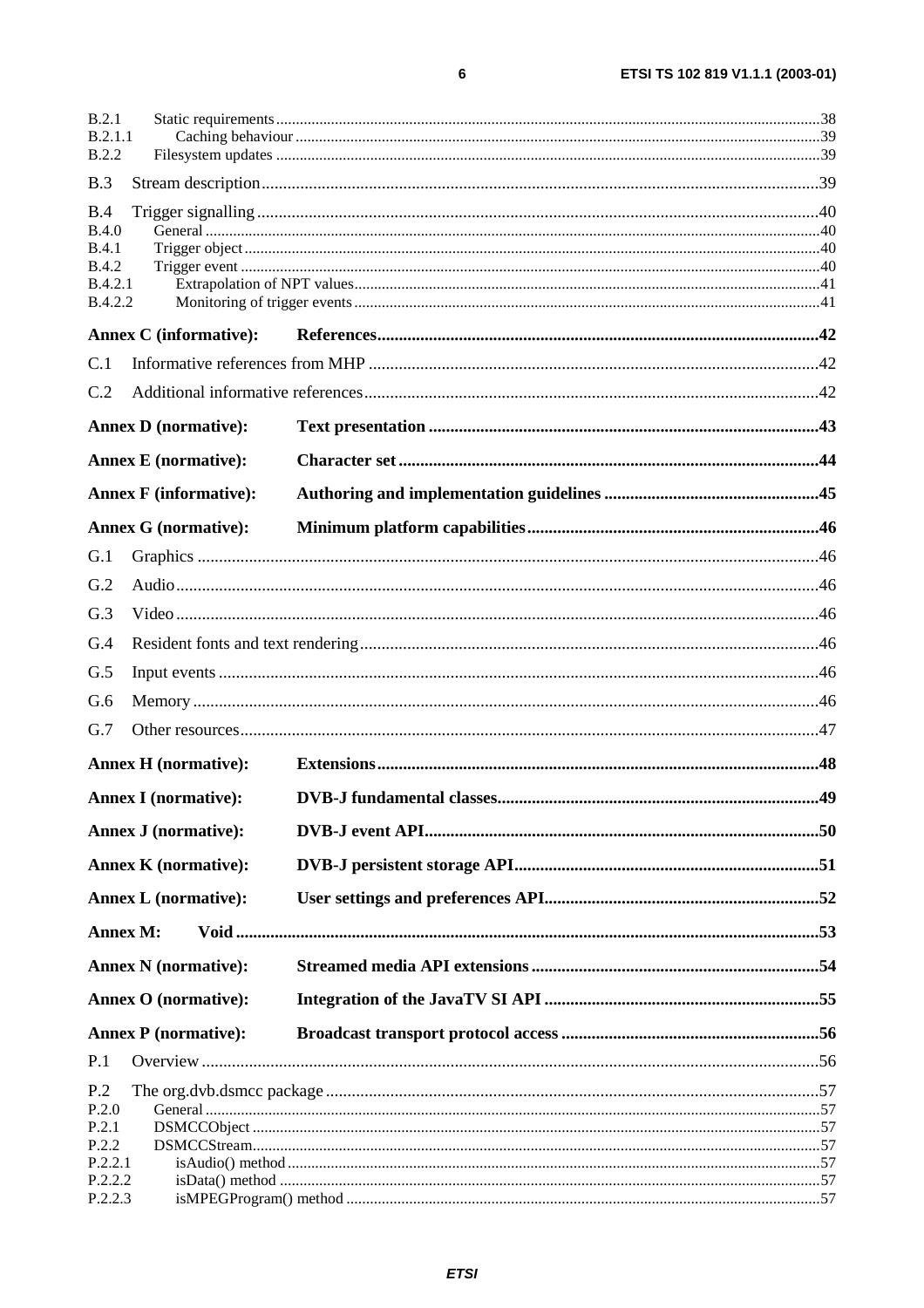B.2.1 Static requirements ....38
B.2.1.1 Caching behaviour ....39
B.2.2 Filesystem updates ....39

B.3 Stream description ....39

B.4 Trigger signalling ....40
B.4.0 General ....40
B.4.1 Trigger object ....40
B.4.2 Trigger event ....40
B.4.2.1 Extrapolation of NPT values ....41
B.4.2.2 Monitoring of trigger events ....41

**Annex C (informative): References ....42**

C.1 Informative references from MHP ....42

C.2 Additional informative references ....42

**Annex D (normative): Text presentation ....43**

**Annex E (normative): Character set ....44**

**Annex F (informative): Authoring and implementation guidelines ....45**

**Annex G (normative): Minimum platform capabilities ....46**

G.1 Graphics ....46

G.2 Audio ....46

G.3 Video ....46

G.4 Resident fonts and text rendering ....46

G.5 Input events ....46

G.6 Memory ....46

G.7 Other resources ....47

**Annex H (normative): Extensions ....48**

**Annex I (normative): DVB-J fundamental classes ....49**

**Annex J (normative): DVB-J event API ....50**

**Annex K (normative): DVB-J persistent storage API ....51**

**Annex L (normative): User settings and preferences API ....52**

**Annex M: Void ....53**

**Annex N (normative): Streamed media API extensions ....54**

**Annex O (normative): Integration of the JavaTV SI API ....55**

**Annex P (normative): Broadcast transport protocol access ....56**

P.1 Overview ....56

P.2 The org.dvb.dsmcc package ....57
P.2.0 General ....57
P.2.1 DSMCCObject ....57
P.2.2 DSMCCStream ....57
P.2.2.1 isAudio() method ....57
P.2.2.2 isData() method ....57
P.2.2.3 isMPEGProgram() method ....57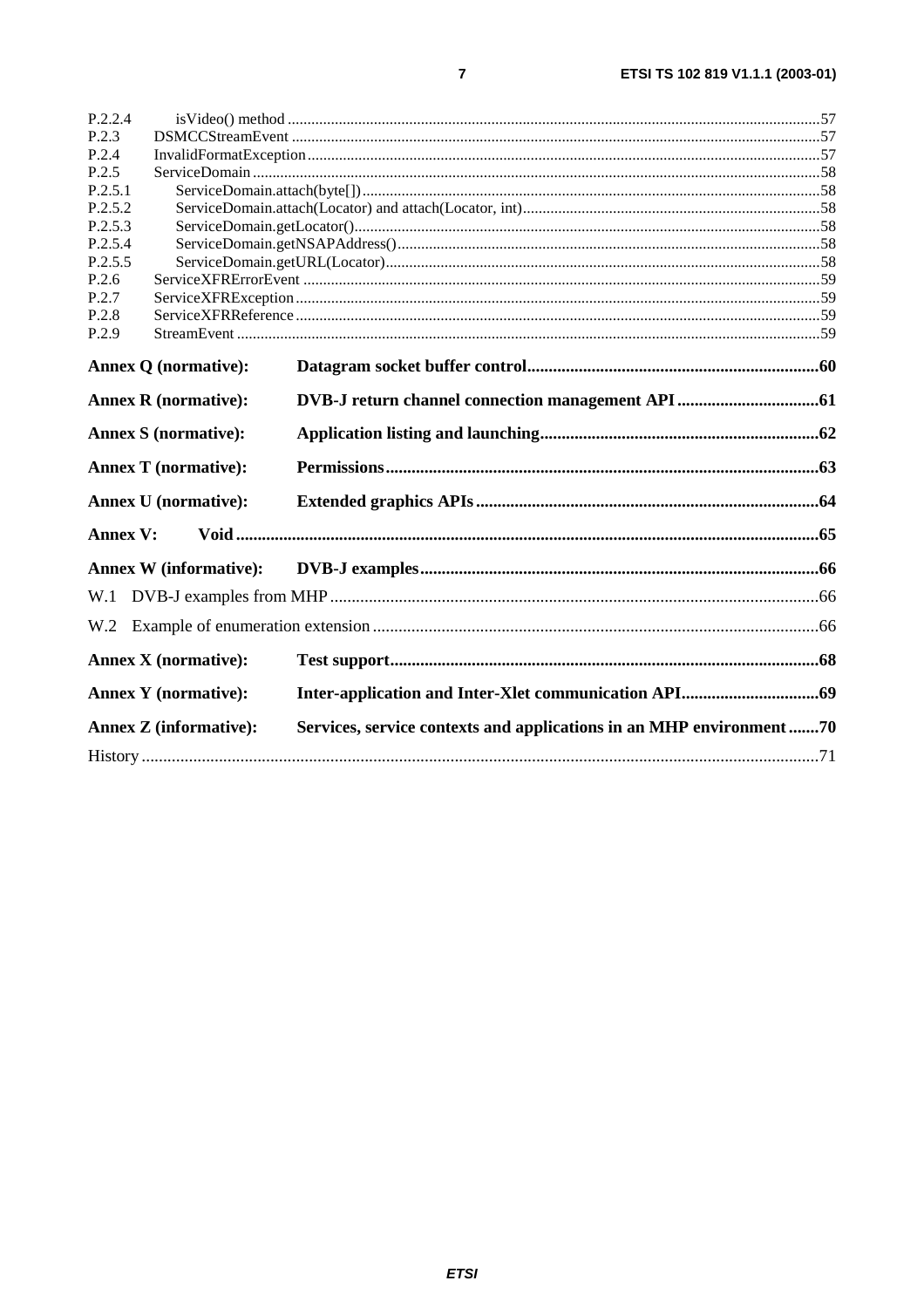P.2.2.4 isVideo() method ....................................................................................................................................57
P.2.3 DSMCCStreamEvent .......................................................................................................................................57
P.2.4 InvalidFormatException ..................................................................................................................................57
P.2.5 ServiceDomain ...................................................................................................................................................58
P.2.5.1 ServiceDomain.attach(byte[]) ...................................................................................................................58
P.2.5.2 ServiceDomain.attach(Locator) and attach(Locator, int)..........................................................................58
P.2.5.3 ServiceDomain.getLocator() ......................................................................................................................58
P.2.5.4 ServiceDomain.getNSAPAddress() ...........................................................................................................58
P.2.5.5 ServiceDomain.getURL(Locator) ..............................................................................................................58
P.2.6 ServiceXFRErrorEvent ....................................................................................................................................59
P.2.7 ServiceXFRException ......................................................................................................................................59
P.2.8 ServiceXFRReference ......................................................................................................................................59
P.2.9 StreamEvent .....................................................................................................................................................59

**Annex Q (normative): Datagram socket buffer control....................................................................60**

**Annex R (normative): DVB-J return channel connection management API.................................61**

**Annex S (normative): Application listing and launching.................................................................62**

**Annex T (normative): Permissions.....................................................................................................63**

**Annex U (normative): Extended graphics APIs................................................................................64**

**Annex V: Void ........................................................................................................................................65**

**Annex W (informative): DVB-J examples...............................................................................................66**

W.1 DVB-J examples from MHP ...................................................................................................................66

W.2 Example of enumeration extension .........................................................................................................66

**Annex X (normative): Test support....................................................................................................68**

**Annex Y (normative): Inter-application and Inter-Xlet communication API................................69**

**Annex Z (informative): Services, service contexts and applications in an MHP environment .......70**

History ...............................................................................................................................................................71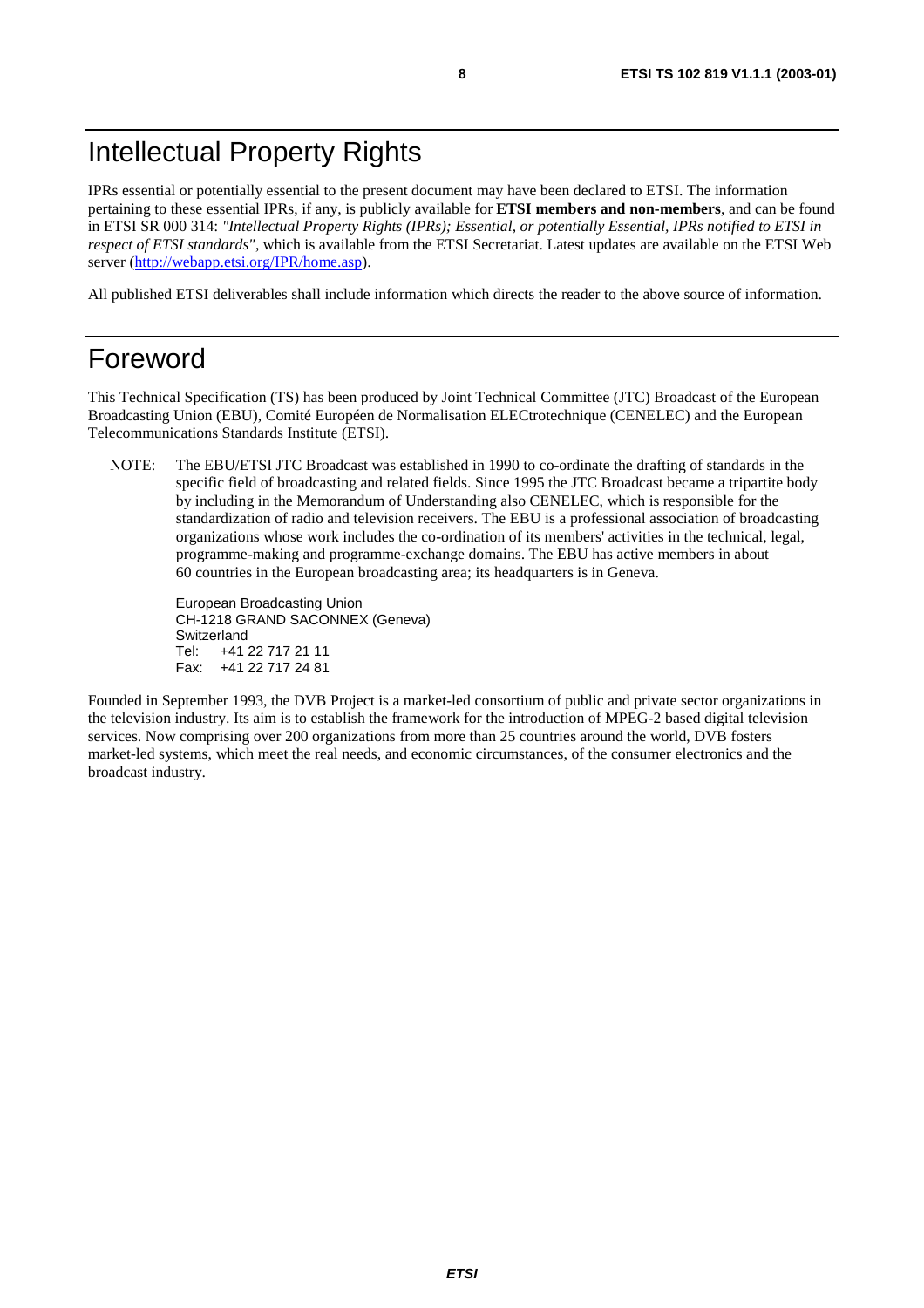# Intellectual Property Rights

IPRs essential or potentially essential to the present document may have been declared to ETSI. The information pertaining to these essential IPRs, if any, is publicly available for **ETSI members and non-members**, and can be found in ETSI SR 000 314: *"Intellectual Property Rights (IPRs); Essential, or potentially Essential, IPRs notified to ETSI in respect of ETSI standards"*, which is available from the ETSI Secretariat. Latest updates are available on the ETSI Web server (http://webapp.etsi.org/IPR/home.asp).

All published ETSI deliverables shall include information which directs the reader to the above source of information.

# Foreword

This Technical Specification (TS) has been produced by Joint Technical Committee (JTC) Broadcast of the European Broadcasting Union (EBU), Comité Européen de Normalisation ELECtrotechnique (CENELEC) and the European Telecommunications Standards Institute (ETSI).

NOTE: The EBU/ETSI JTC Broadcast was established in 1990 to co-ordinate the drafting of standards in the specific field of broadcasting and related fields. Since 1995 the JTC Broadcast became a tripartite body by including in the Memorandum of Understanding also CENELEC, which is responsible for the standardization of radio and television receivers. The EBU is a professional association of broadcasting organizations whose work includes the co-ordination of its members' activities in the technical, legal, programme-making and programme-exchange domains. The EBU has active members in about 60 countries in the European broadcasting area; its headquarters is in Geneva.

European Broadcasting Union
CH-1218 GRAND SACONNEX (Geneva)
Switzerland
Tel: +41 22 717 21 11
Fax: +41 22 717 24 81

Founded in September 1993, the DVB Project is a market-led consortium of public and private sector organizations in the television industry. Its aim is to establish the framework for the introduction of MPEG-2 based digital television services. Now comprising over 200 organizations from more than 25 countries around the world, DVB fosters market-led systems, which meet the real needs, and economic circumstances, of the consumer electronics and the broadcast industry.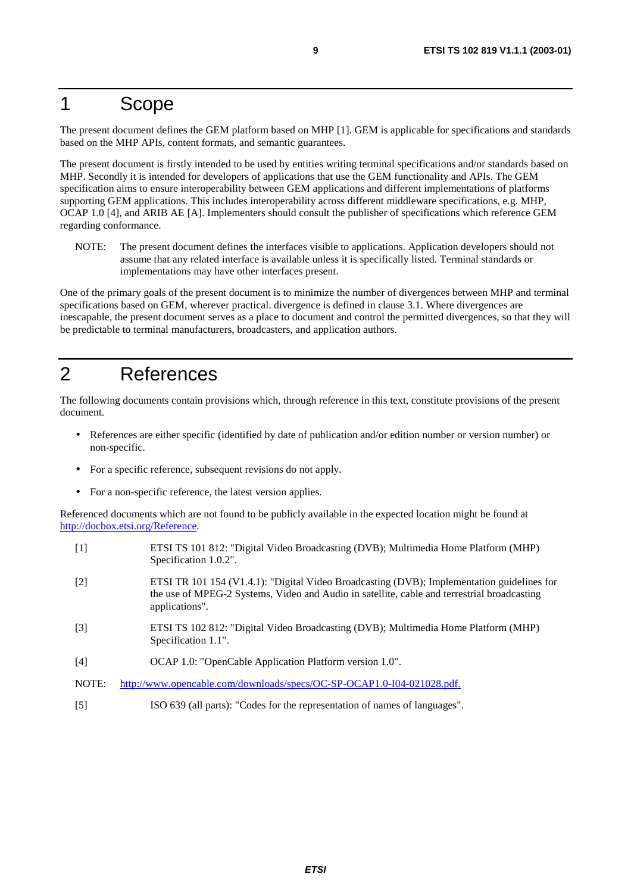# 1 Scope

The present document defines the GEM platform based on MHP [1]. GEM is applicable for specifications and standards based on the MHP APIs, content formats, and semantic guarantees.

The present document is firstly intended to be used by entities writing terminal specifications and/or standards based on MHP. Secondly it is intended for developers of applications that use the GEM functionality and APIs. The GEM specification aims to ensure interoperability between GEM applications and different implementations of platforms supporting GEM applications. This includes interoperability across different middleware specifications, e.g. MHP, OCAP 1.0 [4], and ARIB AE [A]. Implementers should consult the publisher of specifications which reference GEM regarding conformance.

NOTE: The present document defines the interfaces visible to applications. Application developers should not assume that any related interface is available unless it is specifically listed. Terminal standards or implementations may have other interfaces present.

One of the primary goals of the present document is to minimize the number of divergences between MHP and terminal specifications based on GEM, wherever practical. divergence is defined in clause 3.1. Where divergences are inescapable, the present document serves as a place to document and control the permitted divergences, so that they will be predictable to terminal manufacturers, broadcasters, and application authors.

# 2 References

The following documents contain provisions which, through reference in this text, constitute provisions of the present document.

- References are either specific (identified by date of publication and/or edition number or version number) or non-specific.
- For a specific reference, subsequent revisions do not apply.
- For a non-specific reference, the latest version applies.

Referenced documents which are not found to be publicly available in the expected location might be found at http://docbox.etsi.org/Reference.

[1] ETSI TS 101 812: "Digital Video Broadcasting (DVB); Multimedia Home Platform (MHP) Specification 1.0.2".

[2] ETSI TR 101 154 (V1.4.1): "Digital Video Broadcasting (DVB); Implementation guidelines for the use of MPEG-2 Systems, Video and Audio in satellite, cable and terrestrial broadcasting applications".

[3] ETSI TS 102 812: "Digital Video Broadcasting (DVB); Multimedia Home Platform (MHP) Specification 1.1".

[4] OCAP 1.0: "OpenCable Application Platform version 1.0".

NOTE: http://www.opencable.com/downloads/specs/OC-SP-OCAP1.0-I04-021028.pdf.

[5] ISO 639 (all parts): "Codes for the representation of names of languages".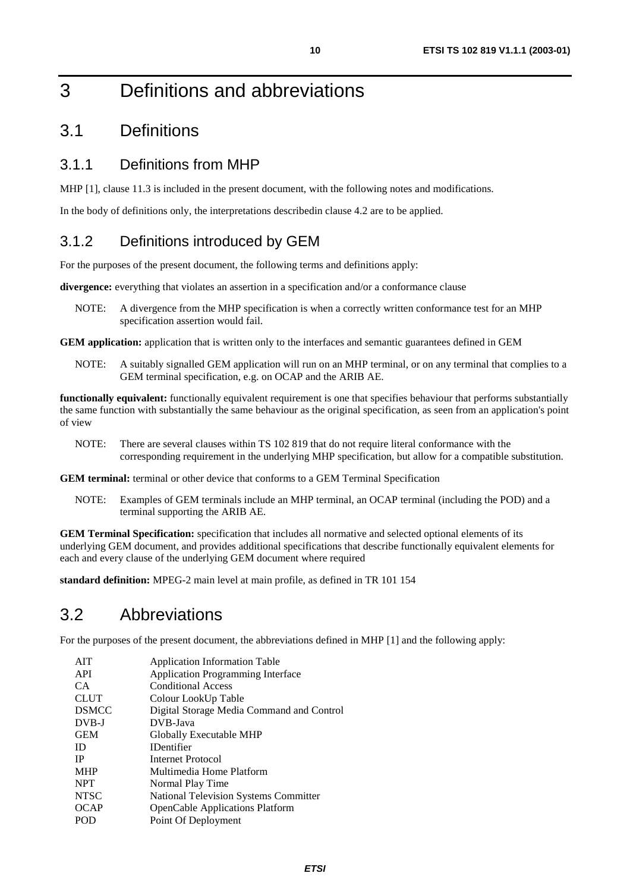# 3 Definitions and abbreviations

## 3.1 Definitions

### 3.1.1 Definitions from MHP

MHP [1], clause 11.3 is included in the present document, with the following notes and modifications.

In the body of definitions only, the interpretations describedin clause 4.2 are to be applied.

### 3.1.2 Definitions introduced by GEM

For the purposes of the present document, the following terms and definitions apply:

**divergence:** everything that violates an assertion in a specification and/or a conformance clause

NOTE: A divergence from the MHP specification is when a correctly written conformance test for an MHP specification assertion would fail.

**GEM application:** application that is written only to the interfaces and semantic guarantees defined in GEM

NOTE: A suitably signalled GEM application will run on an MHP terminal, or on any terminal that complies to a GEM terminal specification, e.g. on OCAP and the ARIB AE.

**functionally equivalent:** functionally equivalent requirement is one that specifies behaviour that performs substantially the same function with substantially the same behaviour as the original specification, as seen from an application's point of view

NOTE: There are several clauses within TS 102 819 that do not require literal conformance with the corresponding requirement in the underlying MHP specification, but allow for a compatible substitution.

**GEM terminal:** terminal or other device that conforms to a GEM Terminal Specification

NOTE: Examples of GEM terminals include an MHP terminal, an OCAP terminal (including the POD) and a terminal supporting the ARIB AE.

**GEM Terminal Specification:** specification that includes all normative and selected optional elements of its underlying GEM document, and provides additional specifications that describe functionally equivalent elements for each and every clause of the underlying GEM document where required

**standard definition:** MPEG-2 main level at main profile, as defined in TR 101 154

## 3.2 Abbreviations

For the purposes of the present document, the abbreviations defined in MHP [1] and the following apply:

| | |
|---|---|
| AIT | Application Information Table |
| API | Application Programming Interface |
| CA | Conditional Access |
| CLUT | Colour LookUp Table |
| DSMCC | Digital Storage Media Command and Control |
| DVB-J | DVB-Java |
| GEM | Globally Executable MHP |
| ID | IDentifier |
| IP | Internet Protocol |
| MHP | Multimedia Home Platform |
| NPT | Normal Play Time |
| NTSC | National Television Systems Committer |
| OCAP | OpenCable Applications Platform |
| POD | Point Of Deployment |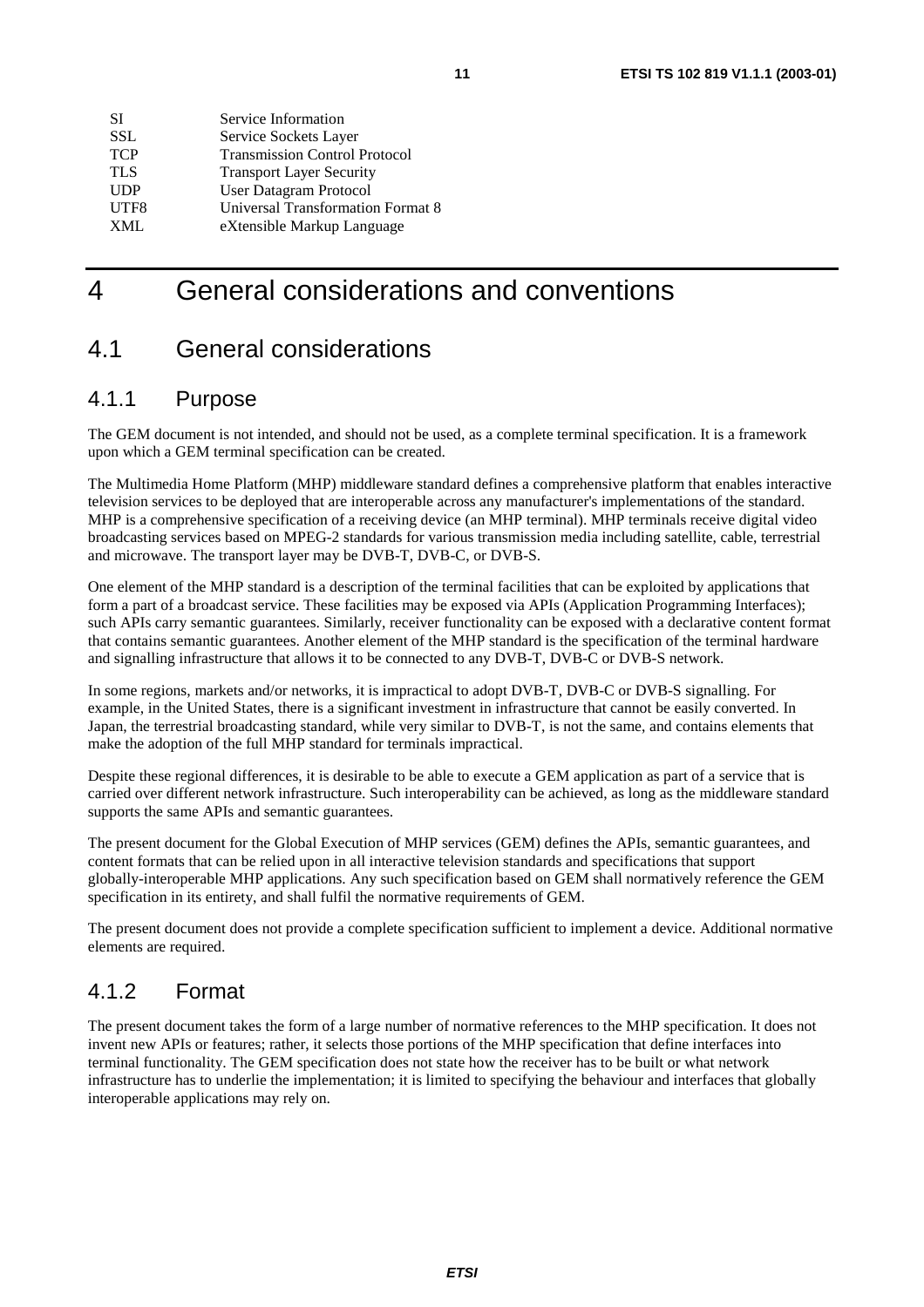| | |
|---|---|
| SI | Service Information |
| SSL | Service Sockets Layer |
| TCP | Transmission Control Protocol |
| TLS | Transport Layer Security |
| UDP | User Datagram Protocol |
| UTF8 | Universal Transformation Format 8 |
| XML | eXtensible Markup Language |

# 4 General considerations and conventions

## 4.1 General considerations

### 4.1.1 Purpose

The GEM document is not intended, and should not be used, as a complete terminal specification. It is a framework upon which a GEM terminal specification can be created.

The Multimedia Home Platform (MHP) middleware standard defines a comprehensive platform that enables interactive television services to be deployed that are interoperable across any manufacturer's implementations of the standard. MHP is a comprehensive specification of a receiving device (an MHP terminal). MHP terminals receive digital video broadcasting services based on MPEG-2 standards for various transmission media including satellite, cable, terrestrial and microwave. The transport layer may be DVB-T, DVB-C, or DVB-S.

One element of the MHP standard is a description of the terminal facilities that can be exploited by applications that form a part of a broadcast service. These facilities may be exposed via APIs (Application Programming Interfaces); such APIs carry semantic guarantees. Similarly, receiver functionality can be exposed with a declarative content format that contains semantic guarantees. Another element of the MHP standard is the specification of the terminal hardware and signalling infrastructure that allows it to be connected to any DVB-T, DVB-C or DVB-S network.

In some regions, markets and/or networks, it is impractical to adopt DVB-T, DVB-C or DVB-S signalling. For example, in the United States, there is a significant investment in infrastructure that cannot be easily converted. In Japan, the terrestrial broadcasting standard, while very similar to DVB-T, is not the same, and contains elements that make the adoption of the full MHP standard for terminals impractical.

Despite these regional differences, it is desirable to be able to execute a GEM application as part of a service that is carried over different network infrastructure. Such interoperability can be achieved, as long as the middleware standard supports the same APIs and semantic guarantees.

The present document for the Global Execution of MHP services (GEM) defines the APIs, semantic guarantees, and content formats that can be relied upon in all interactive television standards and specifications that support globally-interoperable MHP applications. Any such specification based on GEM shall normatively reference the GEM specification in its entirety, and shall fulfil the normative requirements of GEM.

The present document does not provide a complete specification sufficient to implement a device. Additional normative elements are required.

### 4.1.2 Format

The present document takes the form of a large number of normative references to the MHP specification. It does not invent new APIs or features; rather, it selects those portions of the MHP specification that define interfaces into terminal functionality. The GEM specification does not state how the receiver has to be built or what network infrastructure has to underlie the implementation; it is limited to specifying the behaviour and interfaces that globally interoperable applications may rely on.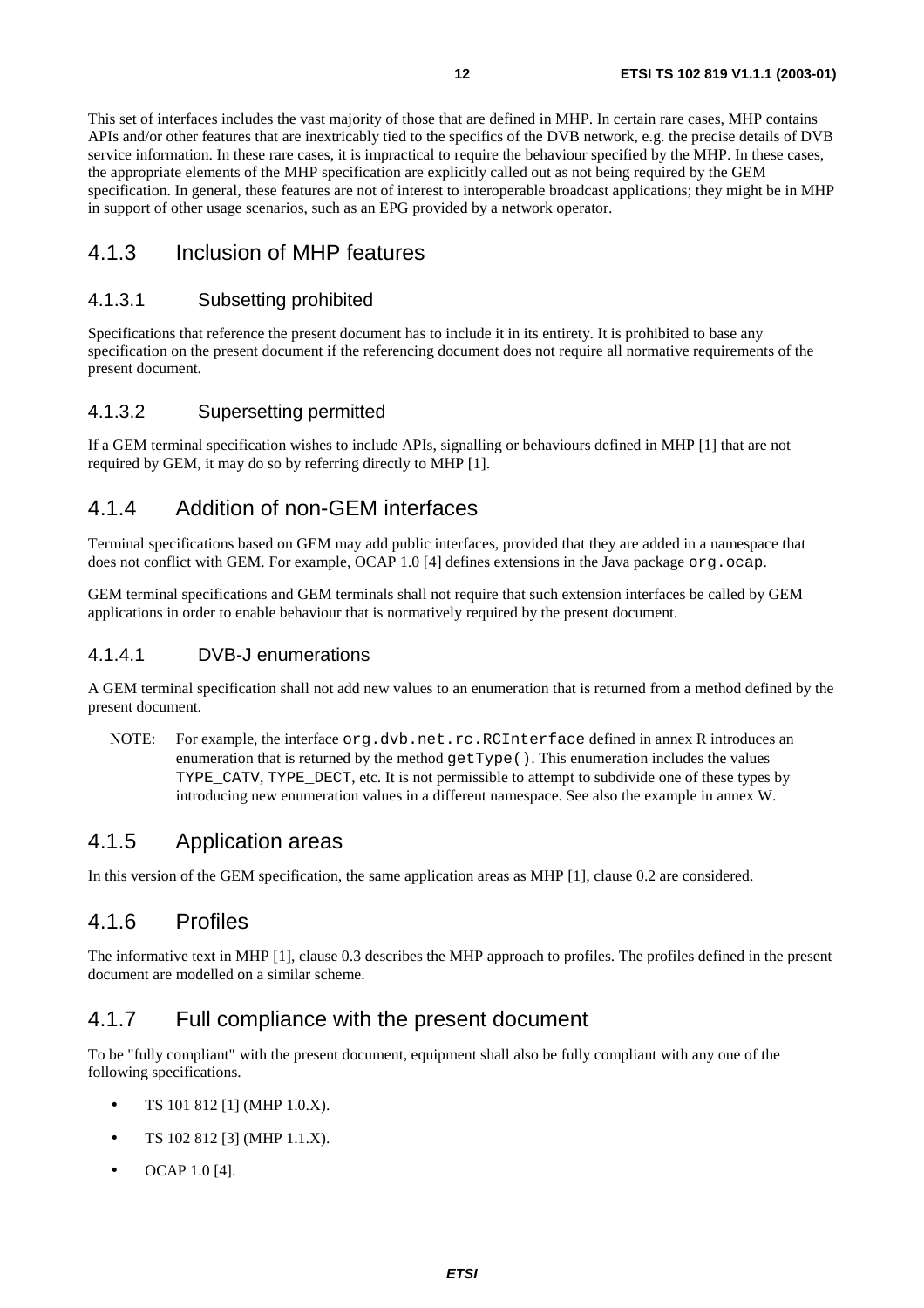This set of interfaces includes the vast majority of those that are defined in MHP. In certain rare cases, MHP contains APIs and/or other features that are inextricably tied to the specifics of the DVB network, e.g. the precise details of DVB service information. In these rare cases, it is impractical to require the behaviour specified by the MHP. In these cases, the appropriate elements of the MHP specification are explicitly called out as not being required by the GEM specification. In general, these features are not of interest to interoperable broadcast applications; they might be in MHP in support of other usage scenarios, such as an EPG provided by a network operator.

### 4.1.3 Inclusion of MHP features

#### 4.1.3.1 Subsetting prohibited

Specifications that reference the present document has to include it in its entirety. It is prohibited to base any specification on the present document if the referencing document does not require all normative requirements of the present document.

#### 4.1.3.2 Supersetting permitted

If a GEM terminal specification wishes to include APIs, signalling or behaviours defined in MHP [1] that are not required by GEM, it may do so by referring directly to MHP [1].

### 4.1.4 Addition of non-GEM interfaces

Terminal specifications based on GEM may add public interfaces, provided that they are added in a namespace that does not conflict with GEM. For example, OCAP 1.0 [4] defines extensions in the Java package `org.ocap`.

GEM terminal specifications and GEM terminals shall not require that such extension interfaces be called by GEM applications in order to enable behaviour that is normatively required by the present document.

#### 4.1.4.1 DVB-J enumerations

A GEM terminal specification shall not add new values to an enumeration that is returned from a method defined by the present document.

NOTE: For example, the interface `org.dvb.net.rc.RCInterface` defined in annex R introduces an enumeration that is returned by the method `getType()`. This enumeration includes the values `TYPE_CATV`, `TYPE_DECT`, etc. It is not permissible to attempt to subdivide one of these types by introducing new enumeration values in a different namespace. See also the example in annex W.

### 4.1.5 Application areas

In this version of the GEM specification, the same application areas as MHP [1], clause 0.2 are considered.

### 4.1.6 Profiles

The informative text in MHP [1], clause 0.3 describes the MHP approach to profiles. The profiles defined in the present document are modelled on a similar scheme.

### 4.1.7 Full compliance with the present document

To be "fully compliant" with the present document, equipment shall also be fully compliant with any one of the following specifications.

- TS 101 812 [1] (MHP 1.0.X).
- TS 102 812 [3] (MHP 1.1.X).
- OCAP 1.0 [4].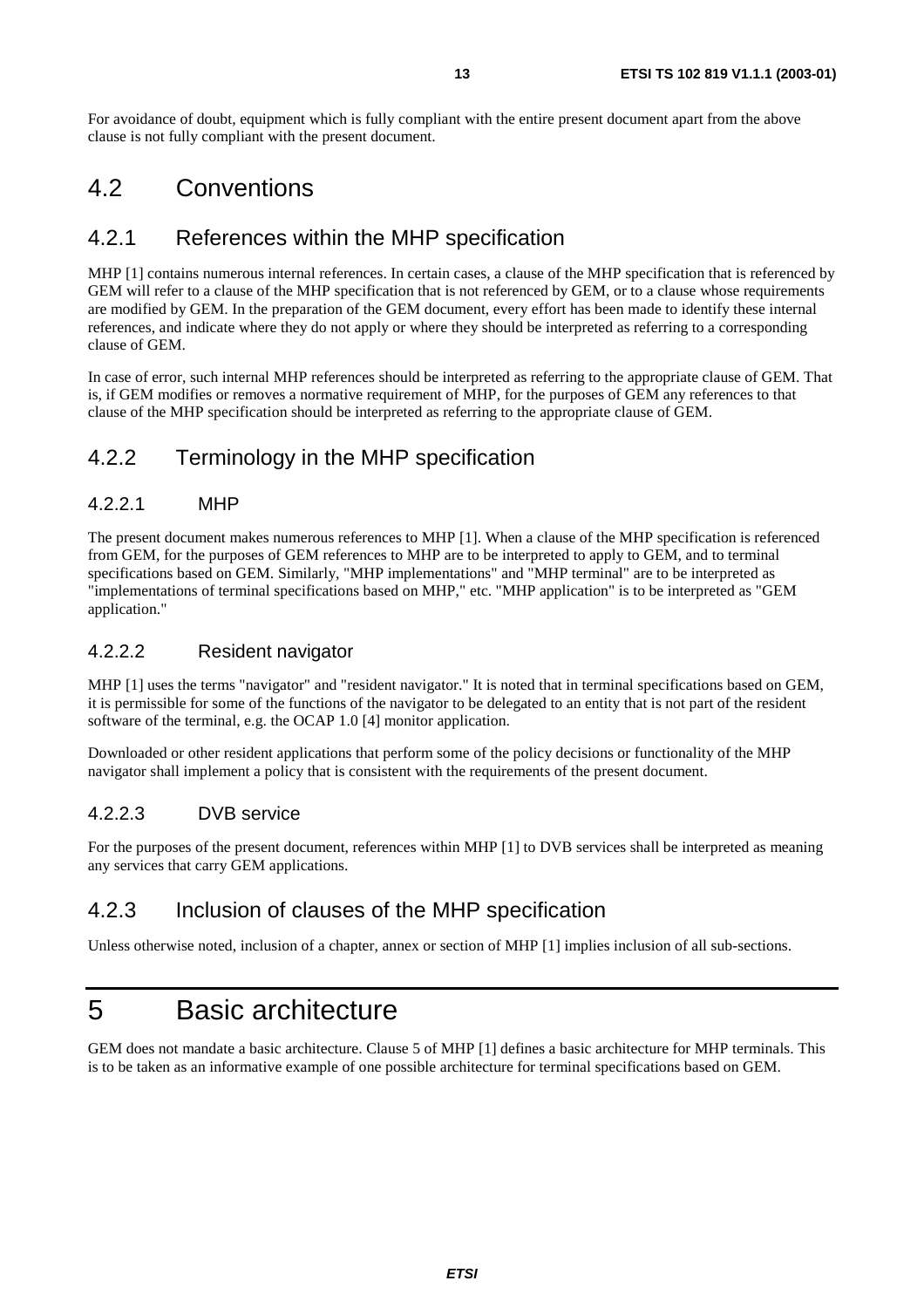For avoidance of doubt, equipment which is fully compliant with the entire present document apart from the above clause is not fully compliant with the present document.

## 4.2 Conventions

### 4.2.1 References within the MHP specification

MHP [1] contains numerous internal references. In certain cases, a clause of the MHP specification that is referenced by GEM will refer to a clause of the MHP specification that is not referenced by GEM, or to a clause whose requirements are modified by GEM. In the preparation of the GEM document, every effort has been made to identify these internal references, and indicate where they do not apply or where they should be interpreted as referring to a corresponding clause of GEM.

In case of error, such internal MHP references should be interpreted as referring to the appropriate clause of GEM. That is, if GEM modifies or removes a normative requirement of MHP, for the purposes of GEM any references to that clause of the MHP specification should be interpreted as referring to the appropriate clause of GEM.

### 4.2.2 Terminology in the MHP specification

#### 4.2.2.1 MHP

The present document makes numerous references to MHP [1]. When a clause of the MHP specification is referenced from GEM, for the purposes of GEM references to MHP are to be interpreted to apply to GEM, and to terminal specifications based on GEM. Similarly, "MHP implementations" and "MHP terminal" are to be interpreted as "implementations of terminal specifications based on MHP," etc. "MHP application" is to be interpreted as "GEM application."

#### 4.2.2.2 Resident navigator

MHP [1] uses the terms "navigator" and "resident navigator." It is noted that in terminal specifications based on GEM, it is permissible for some of the functions of the navigator to be delegated to an entity that is not part of the resident software of the terminal, e.g. the OCAP 1.0 [4] monitor application.

Downloaded or other resident applications that perform some of the policy decisions or functionality of the MHP navigator shall implement a policy that is consistent with the requirements of the present document.

#### 4.2.2.3 DVB service

For the purposes of the present document, references within MHP [1] to DVB services shall be interpreted as meaning any services that carry GEM applications.

### 4.2.3 Inclusion of clauses of the MHP specification

Unless otherwise noted, inclusion of a chapter, annex or section of MHP [1] implies inclusion of all sub-sections.

# 5 Basic architecture

GEM does not mandate a basic architecture. Clause 5 of MHP [1] defines a basic architecture for MHP terminals. This is to be taken as an informative example of one possible architecture for terminal specifications based on GEM.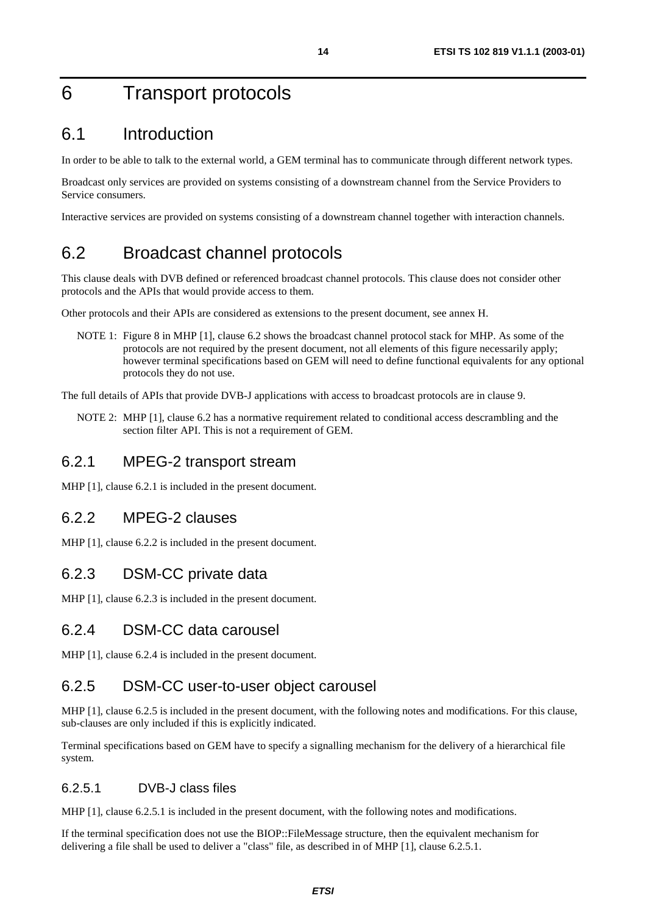# 6 Transport protocols

## 6.1 Introduction

In order to be able to talk to the external world, a GEM terminal has to communicate through different network types.

Broadcast only services are provided on systems consisting of a downstream channel from the Service Providers to Service consumers.

Interactive services are provided on systems consisting of a downstream channel together with interaction channels.

## 6.2 Broadcast channel protocols

This clause deals with DVB defined or referenced broadcast channel protocols. This clause does not consider other protocols and the APIs that would provide access to them.

Other protocols and their APIs are considered as extensions to the present document, see annex H.

NOTE 1: Figure 8 in MHP [1], clause 6.2 shows the broadcast channel protocol stack for MHP. As some of the protocols are not required by the present document, not all elements of this figure necessarily apply; however terminal specifications based on GEM will need to define functional equivalents for any optional protocols they do not use.

The full details of APIs that provide DVB-J applications with access to broadcast protocols are in clause 9.

NOTE 2: MHP [1], clause 6.2 has a normative requirement related to conditional access descrambling and the section filter API. This is not a requirement of GEM.

### 6.2.1 MPEG-2 transport stream

MHP [1], clause 6.2.1 is included in the present document.

### 6.2.2 MPEG-2 clauses

MHP [1], clause 6.2.2 is included in the present document.

### 6.2.3 DSM-CC private data

MHP [1], clause 6.2.3 is included in the present document.

### 6.2.4 DSM-CC data carousel

MHP [1], clause 6.2.4 is included in the present document.

### 6.2.5 DSM-CC user-to-user object carousel

MHP [1], clause 6.2.5 is included in the present document, with the following notes and modifications. For this clause, sub-clauses are only included if this is explicitly indicated.

Terminal specifications based on GEM have to specify a signalling mechanism for the delivery of a hierarchical file system.

#### 6.2.5.1 DVB-J class files

MHP [1], clause 6.2.5.1 is included in the present document, with the following notes and modifications.

If the terminal specification does not use the BIOP::FileMessage structure, then the equivalent mechanism for delivering a file shall be used to deliver a "class" file, as described in of MHP [1], clause 6.2.5.1.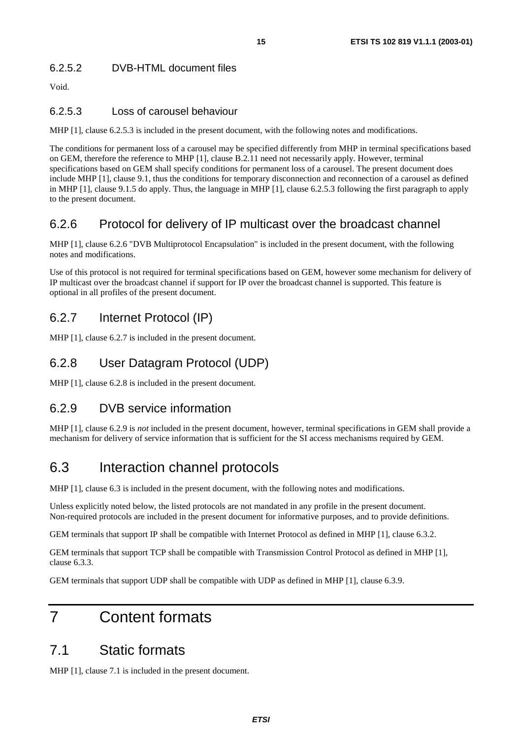#### 6.2.5.2 DVB-HTML document files

Void.

#### 6.2.5.3 Loss of carousel behaviour

MHP [1], clause 6.2.5.3 is included in the present document, with the following notes and modifications.

The conditions for permanent loss of a carousel may be specified differently from MHP in terminal specifications based on GEM, therefore the reference to MHP [1], clause B.2.11 need not necessarily apply. However, terminal specifications based on GEM shall specify conditions for permanent loss of a carousel. The present document does include MHP [1], clause 9.1, thus the conditions for temporary disconnection and reconnection of a carousel as defined in MHP [1], clause 9.1.5 do apply. Thus, the language in MHP [1], clause 6.2.5.3 following the first paragraph to apply to the present document.

### 6.2.6 Protocol for delivery of IP multicast over the broadcast channel

MHP [1], clause 6.2.6 "DVB Multiprotocol Encapsulation" is included in the present document, with the following notes and modifications.

Use of this protocol is not required for terminal specifications based on GEM, however some mechanism for delivery of IP multicast over the broadcast channel if support for IP over the broadcast channel is supported. This feature is optional in all profiles of the present document.

### 6.2.7 Internet Protocol (IP)

MHP [1], clause 6.2.7 is included in the present document.

### 6.2.8 User Datagram Protocol (UDP)

MHP [1], clause 6.2.8 is included in the present document.

### 6.2.9 DVB service information

MHP [1], clause 6.2.9 is *not* included in the present document, however, terminal specifications in GEM shall provide a mechanism for delivery of service information that is sufficient for the SI access mechanisms required by GEM.

## 6.3 Interaction channel protocols

MHP [1], clause 6.3 is included in the present document, with the following notes and modifications.

Unless explicitly noted below, the listed protocols are not mandated in any profile in the present document. Non-required protocols are included in the present document for informative purposes, and to provide definitions.

GEM terminals that support IP shall be compatible with Internet Protocol as defined in MHP [1], clause 6.3.2.

GEM terminals that support TCP shall be compatible with Transmission Control Protocol as defined in MHP [1], clause 6.3.3.

GEM terminals that support UDP shall be compatible with UDP as defined in MHP [1], clause 6.3.9.

# 7 Content formats

## 7.1 Static formats

MHP [1], clause 7.1 is included in the present document.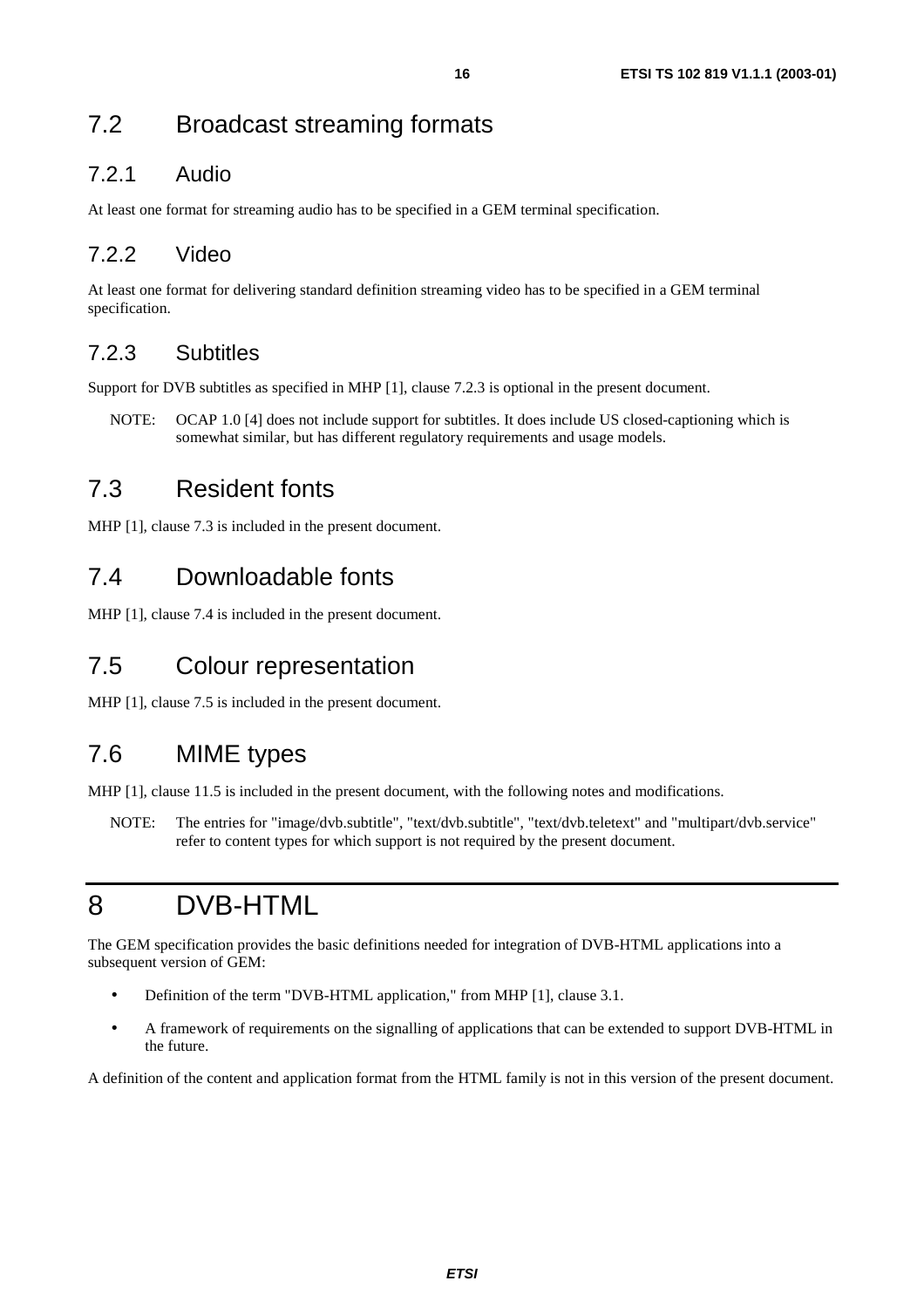## 7.2 Broadcast streaming formats

### 7.2.1 Audio

At least one format for streaming audio has to be specified in a GEM terminal specification.

### 7.2.2 Video

At least one format for delivering standard definition streaming video has to be specified in a GEM terminal specification.

### 7.2.3 Subtitles

Support for DVB subtitles as specified in MHP [1], clause 7.2.3 is optional in the present document.

NOTE: OCAP 1.0 [4] does not include support for subtitles. It does include US closed-captioning which is somewhat similar, but has different regulatory requirements and usage models.

## 7.3 Resident fonts

MHP [1], clause 7.3 is included in the present document.

## 7.4 Downloadable fonts

MHP [1], clause 7.4 is included in the present document.

## 7.5 Colour representation

MHP [1], clause 7.5 is included in the present document.

## 7.6 MIME types

MHP [1], clause 11.5 is included in the present document, with the following notes and modifications.

NOTE: The entries for "image/dvb.subtitle", "text/dvb.subtitle", "text/dvb.teletext" and "multipart/dvb.service" refer to content types for which support is not required by the present document.

# 8 DVB-HTML

The GEM specification provides the basic definitions needed for integration of DVB-HTML applications into a subsequent version of GEM:

- Definition of the term "DVB-HTML application," from MHP [1], clause 3.1.
- A framework of requirements on the signalling of applications that can be extended to support DVB-HTML in the future.

A definition of the content and application format from the HTML family is not in this version of the present document.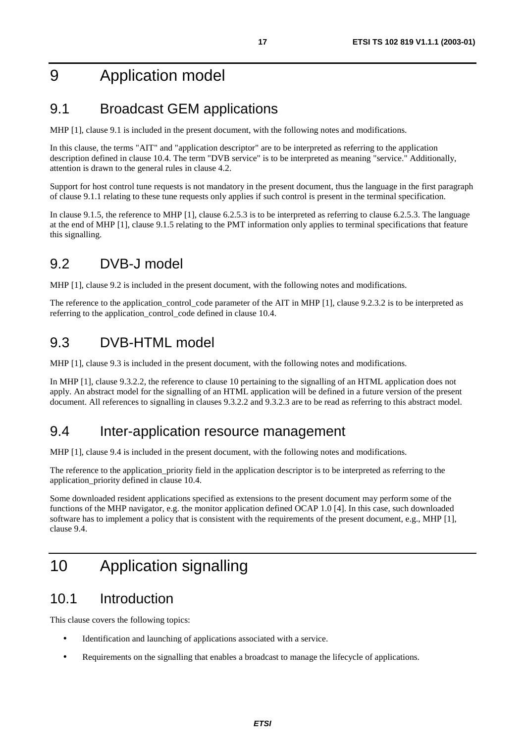# 9 Application model

## 9.1 Broadcast GEM applications

MHP [1], clause 9.1 is included in the present document, with the following notes and modifications.

In this clause, the terms "AIT" and "application descriptor" are to be interpreted as referring to the application description defined in clause 10.4. The term "DVB service" is to be interpreted as meaning "service." Additionally, attention is drawn to the general rules in clause 4.2.

Support for host control tune requests is not mandatory in the present document, thus the language in the first paragraph of clause 9.1.1 relating to these tune requests only applies if such control is present in the terminal specification.

In clause 9.1.5, the reference to MHP [1], clause 6.2.5.3 is to be interpreted as referring to clause 6.2.5.3. The language at the end of MHP [1], clause 9.1.5 relating to the PMT information only applies to terminal specifications that feature this signalling.

## 9.2 DVB-J model

MHP [1], clause 9.2 is included in the present document, with the following notes and modifications.

The reference to the application_control_code parameter of the AIT in MHP [1], clause 9.2.3.2 is to be interpreted as referring to the application_control_code defined in clause 10.4.

## 9.3 DVB-HTML model

MHP [1], clause 9.3 is included in the present document, with the following notes and modifications.

In MHP [1], clause 9.3.2.2, the reference to clause 10 pertaining to the signalling of an HTML application does not apply. An abstract model for the signalling of an HTML application will be defined in a future version of the present document. All references to signalling in clauses 9.3.2.2 and 9.3.2.3 are to be read as referring to this abstract model.

## 9.4 Inter-application resource management

MHP [1], clause 9.4 is included in the present document, with the following notes and modifications.

The reference to the application_priority field in the application descriptor is to be interpreted as referring to the application_priority defined in clause 10.4.

Some downloaded resident applications specified as extensions to the present document may perform some of the functions of the MHP navigator, e.g. the monitor application defined OCAP 1.0 [4]. In this case, such downloaded software has to implement a policy that is consistent with the requirements of the present document, e.g., MHP [1], clause 9.4.

# 10 Application signalling

## 10.1 Introduction

This clause covers the following topics:

- Identification and launching of applications associated with a service.
- Requirements on the signalling that enables a broadcast to manage the lifecycle of applications.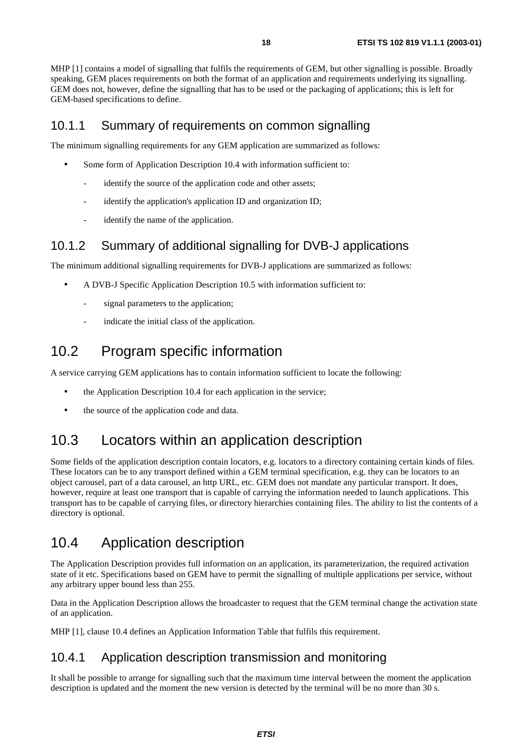MHP [1] contains a model of signalling that fulfils the requirements of GEM, but other signalling is possible. Broadly speaking, GEM places requirements on both the format of an application and requirements underlying its signalling. GEM does not, however, define the signalling that has to be used or the packaging of applications; this is left for GEM-based specifications to define.

### 10.1.1 Summary of requirements on common signalling

The minimum signalling requirements for any GEM application are summarized as follows:

- Some form of Application Description 10.4 with information sufficient to:
  - identify the source of the application code and other assets;
  - identify the application's application ID and organization ID;
  - identify the name of the application.

### 10.1.2 Summary of additional signalling for DVB-J applications

The minimum additional signalling requirements for DVB-J applications are summarized as follows:

- A DVB-J Specific Application Description 10.5 with information sufficient to:
  - signal parameters to the application;
  - indicate the initial class of the application.

## 10.2 Program specific information

A service carrying GEM applications has to contain information sufficient to locate the following:

- the Application Description 10.4 for each application in the service;
- the source of the application code and data.

## 10.3 Locators within an application description

Some fields of the application description contain locators, e.g. locators to a directory containing certain kinds of files. These locators can be to any transport defined within a GEM terminal specification, e.g. they can be locators to an object carousel, part of a data carousel, an http URL, etc. GEM does not mandate any particular transport. It does, however, require at least one transport that is capable of carrying the information needed to launch applications. This transport has to be capable of carrying files, or directory hierarchies containing files. The ability to list the contents of a directory is optional.

## 10.4 Application description

The Application Description provides full information on an application, its parameterization, the required activation state of it etc. Specifications based on GEM have to permit the signalling of multiple applications per service, without any arbitrary upper bound less than 255.

Data in the Application Description allows the broadcaster to request that the GEM terminal change the activation state of an application.

MHP [1], clause 10.4 defines an Application Information Table that fulfils this requirement.

### 10.4.1 Application description transmission and monitoring

It shall be possible to arrange for signalling such that the maximum time interval between the moment the application description is updated and the moment the new version is detected by the terminal will be no more than 30 s.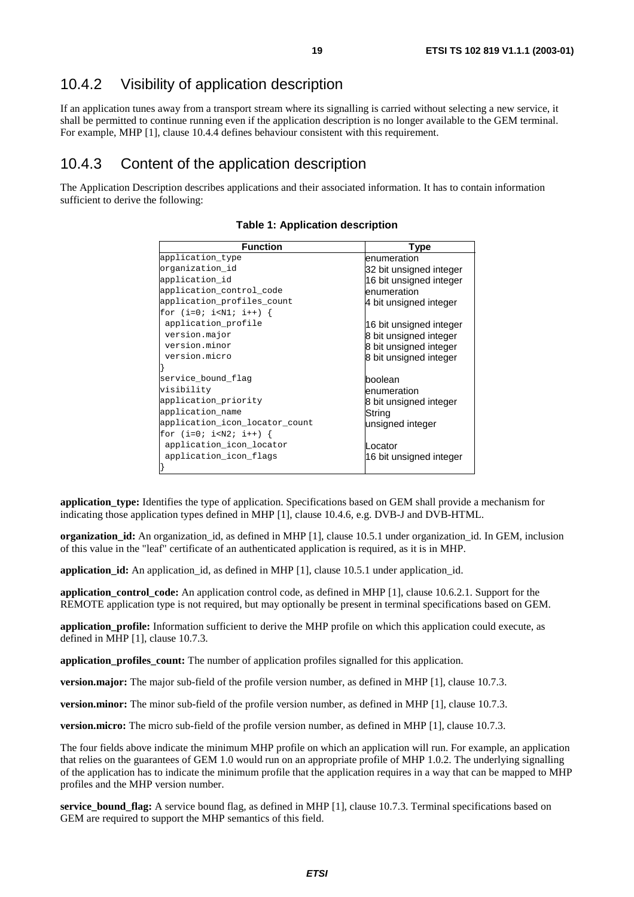## 10.4.2 Visibility of application description

If an application tunes away from a transport stream where its signalling is carried without selecting a new service, it shall be permitted to continue running even if the application description is no longer available to the GEM terminal. For example, MHP [1], clause 10.4.4 defines behaviour consistent with this requirement.

## 10.4.3 Content of the application description

The Application Description describes applications and their associated information. It has to contain information sufficient to derive the following:

**Table 1: Application description**

| Function | Type |
|---|---|
| application_type | enumeration |
| organization_id | 32 bit unsigned integer |
| application_id | 16 bit unsigned integer |
| application_control_code | enumeration |
| application_profiles_count | 4 bit unsigned integer |
| for (i=0; i<N1; i++) { | |
| application_profile | 16 bit unsigned integer |
| version.major | 8 bit unsigned integer |
| version.minor | 8 bit unsigned integer |
| version.micro | 8 bit unsigned integer |
| } | |
| service_bound_flag | boolean |
| visibility | enumeration |
| application_priority | 8 bit unsigned integer |
| application_name | String |
| application_icon_locator_count | unsigned integer |
| for (i=0; i<N2; i++) { | |
| application_icon_locator | Locator |
| application_icon_flags | 16 bit unsigned integer |
| } | |

**application_type:** Identifies the type of application. Specifications based on GEM shall provide a mechanism for indicating those application types defined in MHP [1], clause 10.4.6, e.g. DVB-J and DVB-HTML.

**organization_id:** An organization_id, as defined in MHP [1], clause 10.5.1 under organization_id. In GEM, inclusion of this value in the "leaf" certificate of an authenticated application is required, as it is in MHP.

**application_id:** An application_id, as defined in MHP [1], clause 10.5.1 under application_id.

**application_control_code:** An application control code, as defined in MHP [1], clause 10.6.2.1. Support for the REMOTE application type is not required, but may optionally be present in terminal specifications based on GEM.

**application_profile:** Information sufficient to derive the MHP profile on which this application could execute, as defined in MHP [1], clause 10.7.3.

**application_profiles_count:** The number of application profiles signalled for this application.

**version.major:** The major sub-field of the profile version number, as defined in MHP [1], clause 10.7.3.

**version.minor:** The minor sub-field of the profile version number, as defined in MHP [1], clause 10.7.3.

**version.micro:** The micro sub-field of the profile version number, as defined in MHP [1], clause 10.7.3.

The four fields above indicate the minimum MHP profile on which an application will run. For example, an application that relies on the guarantees of GEM 1.0 would run on an appropriate profile of MHP 1.0.2. The underlying signalling of the application has to indicate the minimum profile that the application requires in a way that can be mapped to MHP profiles and the MHP version number.

**service_bound_flag:** A service bound flag, as defined in MHP [1], clause 10.7.3. Terminal specifications based on GEM are required to support the MHP semantics of this field.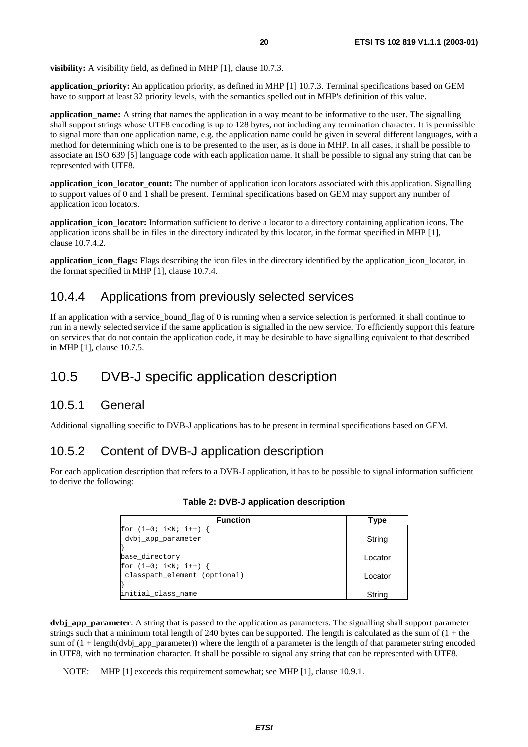**visibility:** A visibility field, as defined in MHP [1], clause 10.7.3.

**application_priority:** An application priority, as defined in MHP [1] 10.7.3. Terminal specifications based on GEM have to support at least 32 priority levels, with the semantics spelled out in MHP's definition of this value.

**application_name:** A string that names the application in a way meant to be informative to the user. The signalling shall support strings whose UTF8 encoding is up to 128 bytes, not including any termination character. It is permissible to signal more than one application name, e.g. the application name could be given in several different languages, with a method for determining which one is to be presented to the user, as is done in MHP. In all cases, it shall be possible to associate an ISO 639 [5] language code with each application name. It shall be possible to signal any string that can be represented with UTF8.

**application_icon_locator_count:** The number of application icon locators associated with this application. Signalling to support values of 0 and 1 shall be present. Terminal specifications based on GEM may support any number of application icon locators.

**application_icon_locator:** Information sufficient to derive a locator to a directory containing application icons. The application icons shall be in files in the directory indicated by this locator, in the format specified in MHP [1], clause 10.7.4.2.

**application_icon_flags:** Flags describing the icon files in the directory identified by the application_icon_locator, in the format specified in MHP [1], clause 10.7.4.

### 10.4.4 Applications from previously selected services

If an application with a service_bound_flag of 0 is running when a service selection is performed, it shall continue to run in a newly selected service if the same application is signalled in the new service. To efficiently support this feature on services that do not contain the application code, it may be desirable to have signalling equivalent to that described in MHP [1], clause 10.7.5.

## 10.5 DVB-J specific application description

### 10.5.1 General

Additional signalling specific to DVB-J applications has to be present in terminal specifications based on GEM.

### 10.5.2 Content of DVB-J application description

For each application description that refers to a DVB-J application, it has to be possible to signal information sufficient to derive the following:

**Table 2: DVB-J application description**

| Function | Type |
|---|---|
| for (i=0; i<N; i++) { | |
| dvbj_app_parameter | String |
| } | |
| base_directory | Locator |
| for (i=0; i<N; i++) { | |
| classpath_element (optional) | Locator |
| } | |
| initial_class_name | String |

**dvbj_app_parameter:** A string that is passed to the application as parameters. The signalling shall support parameter strings such that a minimum total length of 240 bytes can be supported. The length is calculated as the sum of (1 + the sum of (1 + length(dvbj_app_parameter)) where the length of a parameter is the length of that parameter string encoded in UTF8, with no termination character. It shall be possible to signal any string that can be represented with UTF8.

NOTE: MHP [1] exceeds this requirement somewhat; see MHP [1], clause 10.9.1.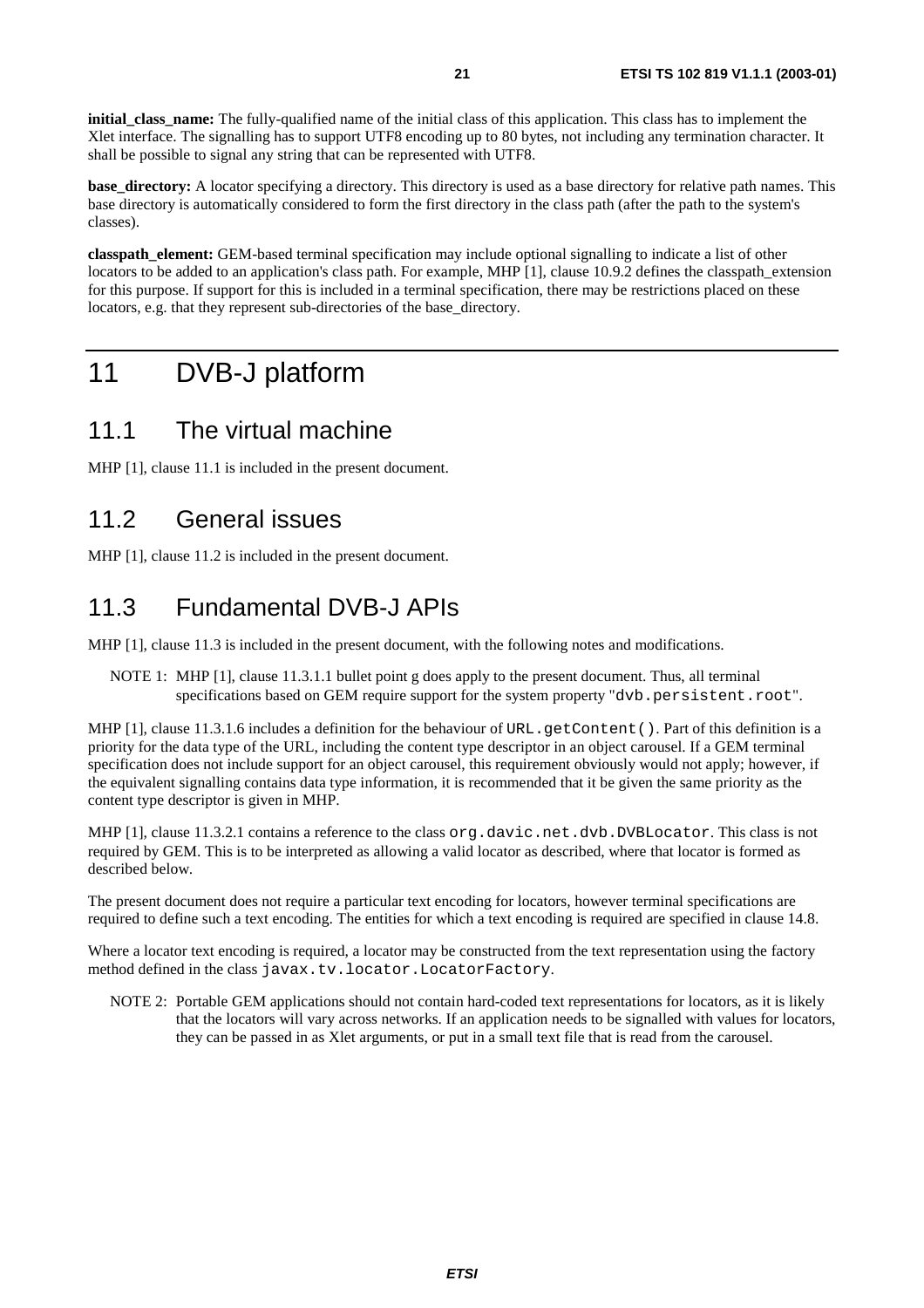**initial_class_name:** The fully-qualified name of the initial class of this application. This class has to implement the Xlet interface. The signalling has to support UTF8 encoding up to 80 bytes, not including any termination character. It shall be possible to signal any string that can be represented with UTF8.

**base_directory:** A locator specifying a directory. This directory is used as a base directory for relative path names. This base directory is automatically considered to form the first directory in the class path (after the path to the system's classes).

**classpath_element:** GEM-based terminal specification may include optional signalling to indicate a list of other locators to be added to an application's class path. For example, MHP [1], clause 10.9.2 defines the classpath_extension for this purpose. If support for this is included in a terminal specification, there may be restrictions placed on these locators, e.g. that they represent sub-directories of the base_directory.

# 11 DVB-J platform

## 11.1 The virtual machine

MHP [1], clause 11.1 is included in the present document.

## 11.2 General issues

MHP [1], clause 11.2 is included in the present document.

## 11.3 Fundamental DVB-J APIs

MHP [1], clause 11.3 is included in the present document, with the following notes and modifications.

> NOTE 1: MHP [1], clause 11.3.1.1 bullet point g does apply to the present document. Thus, all terminal specifications based on GEM require support for the system property "`dvb.persistent.root`".

MHP [1], clause 11.3.1.6 includes a definition for the behaviour of `URL.getContent()`. Part of this definition is a priority for the data type of the URL, including the content type descriptor in an object carousel. If a GEM terminal specification does not include support for an object carousel, this requirement obviously would not apply; however, if the equivalent signalling contains data type information, it is recommended that it be given the same priority as the content type descriptor is given in MHP.

MHP [1], clause 11.3.2.1 contains a reference to the class `org.davic.net.dvb.DVBLocator`. This class is not required by GEM. This is to be interpreted as allowing a valid locator as described, where that locator is formed as described below.

The present document does not require a particular text encoding for locators, however terminal specifications are required to define such a text encoding. The entities for which a text encoding is required are specified in clause 14.8.

Where a locator text encoding is required, a locator may be constructed from the text representation using the factory method defined in the class `javax.tv.locator.LocatorFactory`.

> NOTE 2: Portable GEM applications should not contain hard-coded text representations for locators, as it is likely that the locators will vary across networks. If an application needs to be signalled with values for locators, they can be passed in as Xlet arguments, or put in a small text file that is read from the carousel.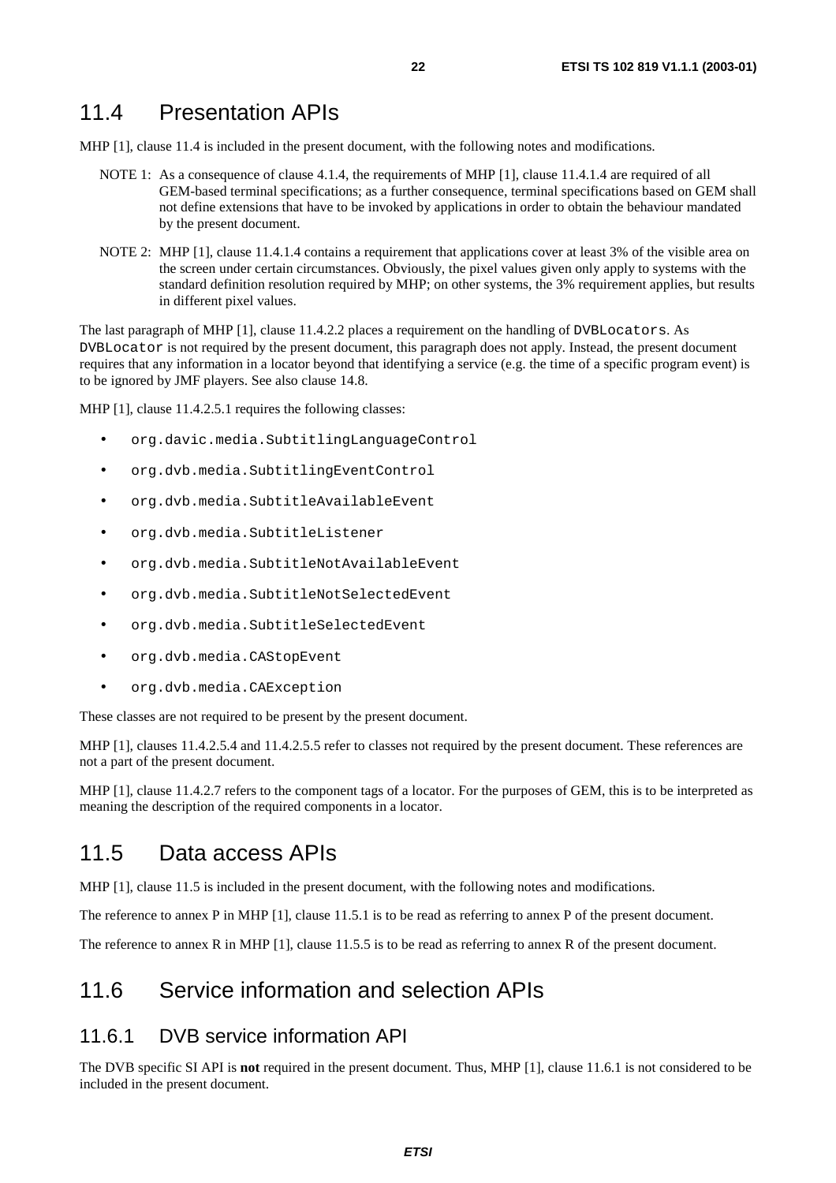## 11.4 Presentation APIs

MHP [1], clause 11.4 is included in the present document, with the following notes and modifications.

NOTE 1: As a consequence of clause 4.1.4, the requirements of MHP [1], clause 11.4.1.4 are required of all GEM-based terminal specifications; as a further consequence, terminal specifications based on GEM shall not define extensions that have to be invoked by applications in order to obtain the behaviour mandated by the present document.

NOTE 2: MHP [1], clause 11.4.1.4 contains a requirement that applications cover at least 3% of the visible area on the screen under certain circumstances. Obviously, the pixel values given only apply to systems with the standard definition resolution required by MHP; on other systems, the 3% requirement applies, but results in different pixel values.

The last paragraph of MHP [1], clause 11.4.2.2 places a requirement on the handling of `DVBLocators`. As `DVBLocator` is not required by the present document, this paragraph does not apply. Instead, the present document requires that any information in a locator beyond that identifying a service (e.g. the time of a specific program event) is to be ignored by JMF players. See also clause 14.8.

MHP [1], clause 11.4.2.5.1 requires the following classes:

- `org.davic.media.SubtitlingLanguageControl`
- `org.dvb.media.SubtitlingEventControl`
- `org.dvb.media.SubtitleAvailableEvent`
- `org.dvb.media.SubtitleListener`
- `org.dvb.media.SubtitleNotAvailableEvent`
- `org.dvb.media.SubtitleNotSelectedEvent`
- `org.dvb.media.SubtitleSelectedEvent`
- `org.dvb.media.CAStopEvent`
- `org.dvb.media.CAException`

These classes are not required to be present by the present document.

MHP [1], clauses 11.4.2.5.4 and 11.4.2.5.5 refer to classes not required by the present document. These references are not a part of the present document.

MHP [1], clause 11.4.2.7 refers to the component tags of a locator. For the purposes of GEM, this is to be interpreted as meaning the description of the required components in a locator.

## 11.5 Data access APIs

MHP [1], clause 11.5 is included in the present document, with the following notes and modifications.

The reference to annex P in MHP [1], clause 11.5.1 is to be read as referring to annex P of the present document.

The reference to annex R in MHP [1], clause 11.5.5 is to be read as referring to annex R of the present document.

## 11.6 Service information and selection APIs

### 11.6.1 DVB service information API

The DVB specific SI API is **not** required in the present document. Thus, MHP [1], clause 11.6.1 is not considered to be included in the present document.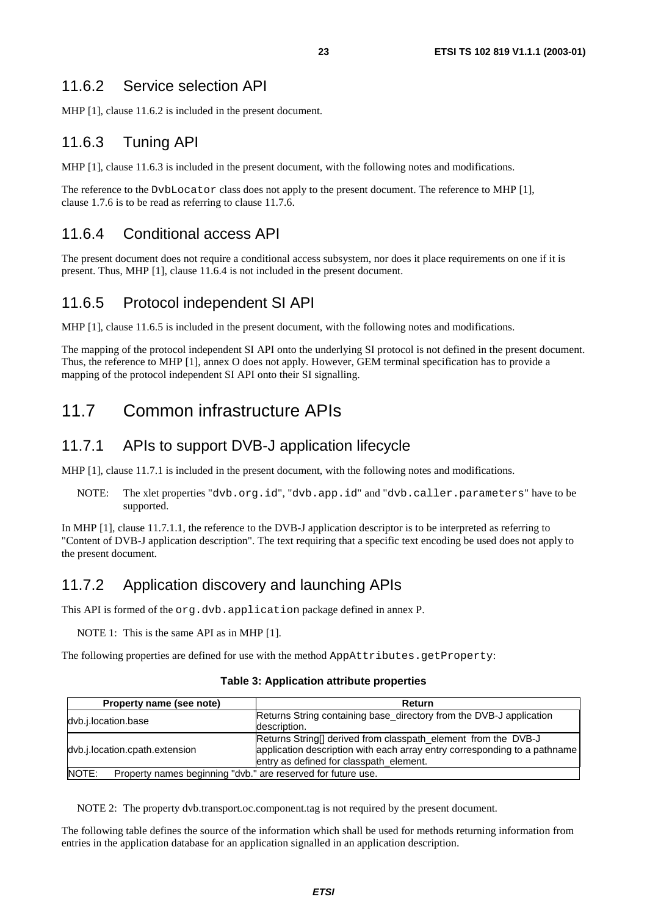### 11.6.2 Service selection API

MHP [1], clause 11.6.2 is included in the present document.

### 11.6.3 Tuning API

MHP [1], clause 11.6.3 is included in the present document, with the following notes and modifications.

The reference to the `DvbLocator` class does not apply to the present document. The reference to MHP [1], clause 1.7.6 is to be read as referring to clause 11.7.6.

### 11.6.4 Conditional access API

The present document does not require a conditional access subsystem, nor does it place requirements on one if it is present. Thus, MHP [1], clause 11.6.4 is not included in the present document.

### 11.6.5 Protocol independent SI API

MHP [1], clause 11.6.5 is included in the present document, with the following notes and modifications.

The mapping of the protocol independent SI API onto the underlying SI protocol is not defined in the present document. Thus, the reference to MHP [1], annex O does not apply. However, GEM terminal specification has to provide a mapping of the protocol independent SI API onto their SI signalling.

## 11.7 Common infrastructure APIs

### 11.7.1 APIs to support DVB-J application lifecycle

MHP [1], clause 11.7.1 is included in the present document, with the following notes and modifications.

NOTE: The xlet properties "`dvb.org.id`", "`dvb.app.id`" and "`dvb.caller.parameters`" have to be supported.

In MHP [1], clause 11.7.1.1, the reference to the DVB-J application descriptor is to be interpreted as referring to "Content of DVB-J application description". The text requiring that a specific text encoding be used does not apply to the present document.

### 11.7.2 Application discovery and launching APIs

This API is formed of the `org.dvb.application` package defined in annex P.

NOTE 1: This is the same API as in MHP [1].

The following properties are defined for use with the method `AppAttributes.getProperty`:

**Table 3: Application attribute properties**

| Property name (see note) | Return |
| --- | --- |
| dvb.j.location.base | Returns String containing base_directory from the DVB-J application description. |
| dvb.j.location.cpath.extension | Returns String[] derived from classpath_element from the DVB-J application description with each array entry corresponding to a pathname entry as defined for classpath_element. |
| NOTE: Property names beginning "dvb." are reserved for future use. | |

NOTE 2: The property dvb.transport.oc.component.tag is not required by the present document.

The following table defines the source of the information which shall be used for methods returning information from entries in the application database for an application signalled in an application description.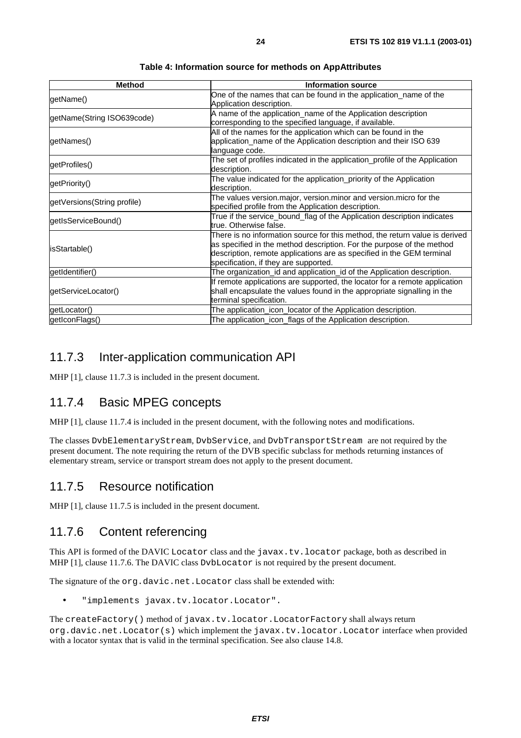**Table 4: Information source for methods on AppAttributes**

| Method | Information source |
| --- | --- |
| getName() | One of the names that can be found in the application_name of the Application description. |
| getName(String ISO639code) | A name of the application_name of the Application description corresponding to the specified language, if available. |
| getNames() | All of the names for the application which can be found in the application_name of the Application description and their ISO 639 language code. |
| getProfiles() | The set of profiles indicated in the application_profile of the Application description. |
| getPriority() | The value indicated for the application_priority of the Application description. |
| getVersions(String profile) | The values version.major, version.minor and version.micro for the specified profile from the Application description. |
| getIsServiceBound() | True if the service_bound_flag of the Application description indicates true. Otherwise false. |
| isStartable() | There is no information source for this method, the return value is derived as specified in the method description. For the purpose of the method description, remote applications are as specified in the GEM terminal specification, if they are supported. |
| getIdentifier() | The organization_id and application_id of the Application description. |
| getServiceLocator() | If remote applications are supported, the locator for a remote application shall encapsulate the values found in the appropriate signalling in the terminal specification. |
| getLocator() | The application_icon_locator of the Application description. |
| getIconFlags() | The application_icon_flags of the Application description. |

## 11.7.3 Inter-application communication API

MHP [1], clause 11.7.3 is included in the present document.

## 11.7.4 Basic MPEG concepts

MHP [1], clause 11.7.4 is included in the present document, with the following notes and modifications.

The classes `DvbElementaryStream`, `DvbService`, and `DvbTransportStream` are not required by the present document. The note requiring the return of the DVB specific subclass for methods returning instances of elementary stream, service or transport stream does not apply to the present document.

## 11.7.5 Resource notification

MHP [1], clause 11.7.5 is included in the present document.

## 11.7.6 Content referencing

This API is formed of the DAVIC `Locator` class and the `javax.tv.locator` package, both as described in MHP [1], clause 11.7.6. The DAVIC class `DvbLocator` is not required by the present document.

The signature of the `org.davic.net.Locator` class shall be extended with:

- `"implements javax.tv.locator.Locator"`.

The `createFactory()` method of `javax.tv.locator.LocatorFactory` shall always return `org.davic.net.Locator(s)` which implement the `javax.tv.locator.Locator` interface when provided with a locator syntax that is valid in the terminal specification. See also clause 14.8.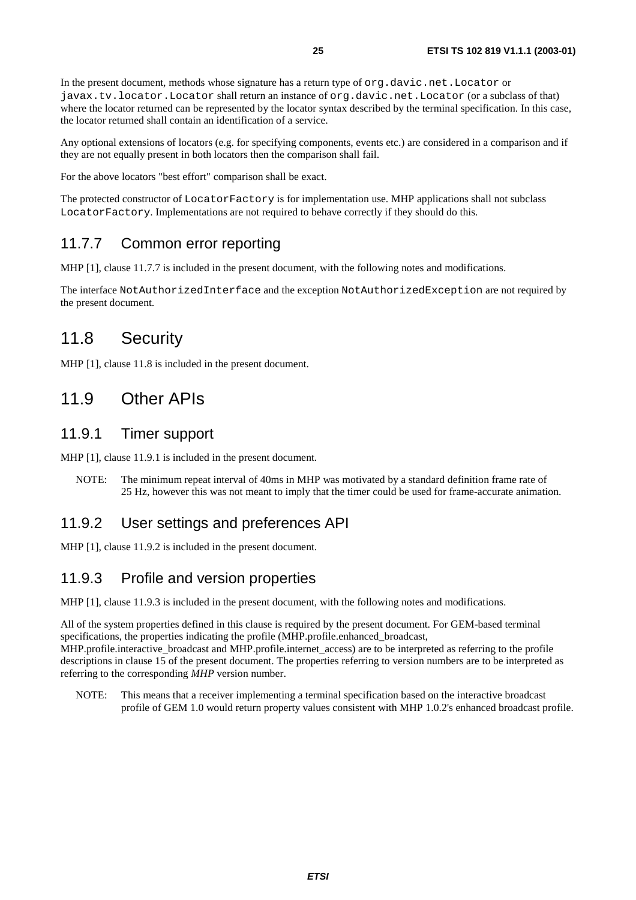In the present document, methods whose signature has a return type of `org.davic.net.Locator` or `javax.tv.locator.Locator` shall return an instance of `org.davic.net.Locator` (or a subclass of that) where the locator returned can be represented by the locator syntax described by the terminal specification. In this case, the locator returned shall contain an identification of a service.

Any optional extensions of locators (e.g. for specifying components, events etc.) are considered in a comparison and if they are not equally present in both locators then the comparison shall fail.

For the above locators "best effort" comparison shall be exact.

The protected constructor of `LocatorFactory` is for implementation use. MHP applications shall not subclass `LocatorFactory`. Implementations are not required to behave correctly if they should do this.

### 11.7.7 Common error reporting

MHP [1], clause 11.7.7 is included in the present document, with the following notes and modifications.

The interface `NotAuthorizedInterface` and the exception `NotAuthorizedException` are not required by the present document.

## 11.8 Security

MHP [1], clause 11.8 is included in the present document.

## 11.9 Other APIs

### 11.9.1 Timer support

MHP [1], clause 11.9.1 is included in the present document.

NOTE: The minimum repeat interval of 40ms in MHP was motivated by a standard definition frame rate of 25 Hz, however this was not meant to imply that the timer could be used for frame-accurate animation.

### 11.9.2 User settings and preferences API

MHP [1], clause 11.9.2 is included in the present document.

### 11.9.3 Profile and version properties

MHP [1], clause 11.9.3 is included in the present document, with the following notes and modifications.

All of the system properties defined in this clause is required by the present document. For GEM-based terminal specifications, the properties indicating the profile (MHP.profile.enhanced_broadcast, MHP.profile.interactive_broadcast and MHP.profile.internet_access) are to be interpreted as referring to the profile descriptions in clause 15 of the present document. The properties referring to version numbers are to be interpreted as referring to the corresponding *MHP* version number.

NOTE: This means that a receiver implementing a terminal specification based on the interactive broadcast profile of GEM 1.0 would return property values consistent with MHP 1.0.2's enhanced broadcast profile.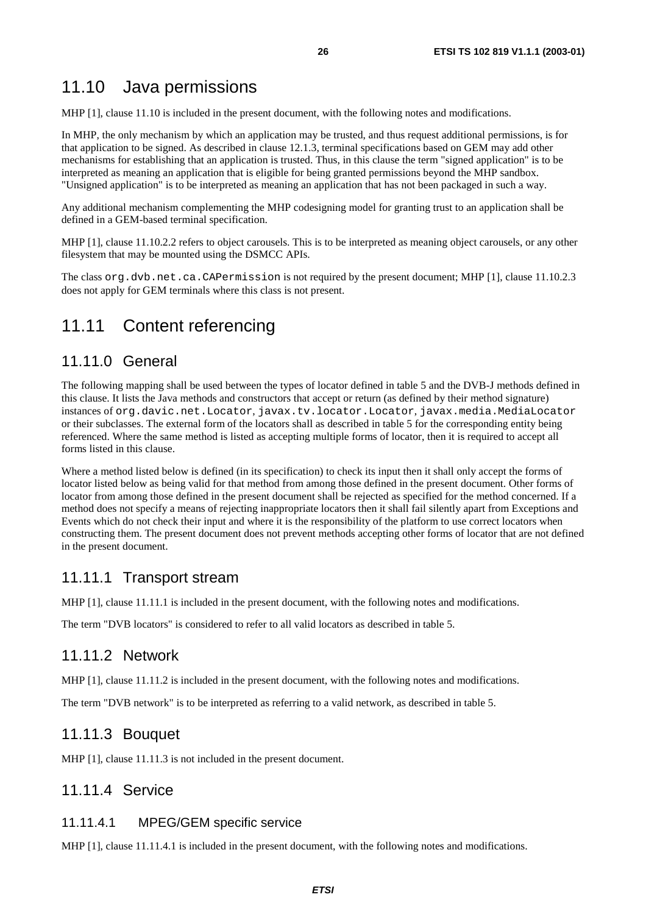## 11.10 Java permissions

MHP [1], clause 11.10 is included in the present document, with the following notes and modifications.

In MHP, the only mechanism by which an application may be trusted, and thus request additional permissions, is for that application to be signed. As described in clause 12.1.3, terminal specifications based on GEM may add other mechanisms for establishing that an application is trusted. Thus, in this clause the term "signed application" is to be interpreted as meaning an application that is eligible for being granted permissions beyond the MHP sandbox. "Unsigned application" is to be interpreted as meaning an application that has not been packaged in such a way.

Any additional mechanism complementing the MHP codesigning model for granting trust to an application shall be defined in a GEM-based terminal specification.

MHP [1], clause 11.10.2.2 refers to object carousels. This is to be interpreted as meaning object carousels, or any other filesystem that may be mounted using the DSMCC APIs.

The class `org.dvb.net.ca.CAPermission` is not required by the present document; MHP [1], clause 11.10.2.3 does not apply for GEM terminals where this class is not present.

## 11.11 Content referencing

### 11.11.0 General

The following mapping shall be used between the types of locator defined in table 5 and the DVB-J methods defined in this clause. It lists the Java methods and constructors that accept or return (as defined by their method signature) instances of `org.davic.net.Locator`, `javax.tv.locator.Locator`, `javax.media.MediaLocator` or their subclasses. The external form of the locators shall as described in table 5 for the corresponding entity being referenced. Where the same method is listed as accepting multiple forms of locator, then it is required to accept all forms listed in this clause.

Where a method listed below is defined (in its specification) to check its input then it shall only accept the forms of locator listed below as being valid for that method from among those defined in the present document. Other forms of locator from among those defined in the present document shall be rejected as specified for the method concerned. If a method does not specify a means of rejecting inappropriate locators then it shall fail silently apart from Exceptions and Events which do not check their input and where it is the responsibility of the platform to use correct locators when constructing them. The present document does not prevent methods accepting other forms of locator that are not defined in the present document.

### 11.11.1 Transport stream

MHP [1], clause 11.11.1 is included in the present document, with the following notes and modifications.

The term "DVB locators" is considered to refer to all valid locators as described in table 5.

### 11.11.2 Network

MHP [1], clause 11.11.2 is included in the present document, with the following notes and modifications.

The term "DVB network" is to be interpreted as referring to a valid network, as described in table 5.

### 11.11.3 Bouquet

MHP [1], clause 11.11.3 is not included in the present document.

### 11.11.4 Service

#### 11.11.4.1 MPEG/GEM specific service

MHP [1], clause 11.11.4.1 is included in the present document, with the following notes and modifications.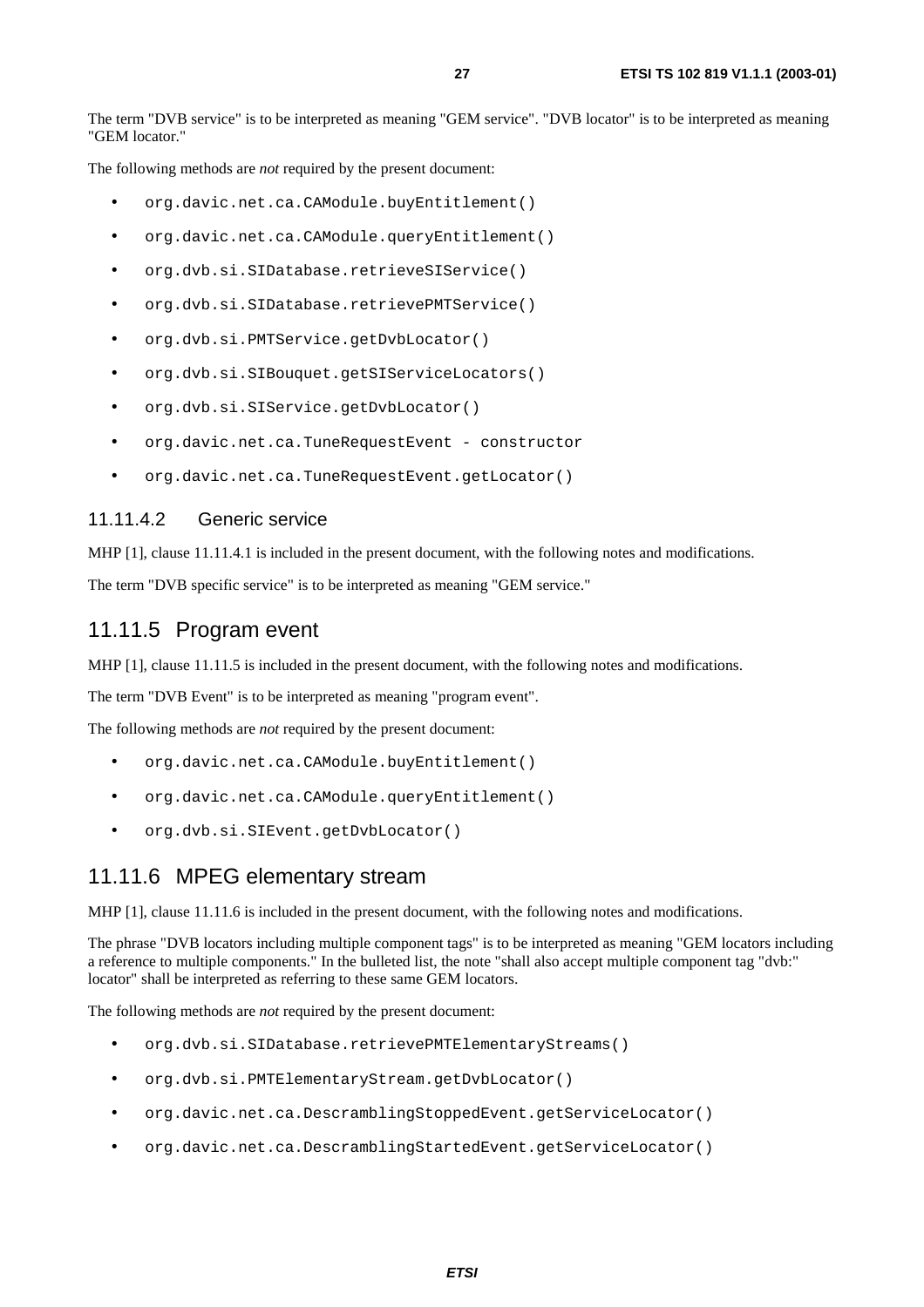The term "DVB service" is to be interpreted as meaning "GEM service". "DVB locator" is to be interpreted as meaning "GEM locator."

The following methods are *not* required by the present document:

- `org.davic.net.ca.CAModule.buyEntitlement()`
- `org.davic.net.ca.CAModule.queryEntitlement()`
- `org.dvb.si.SIDatabase.retrieveSIService()`
- `org.dvb.si.SIDatabase.retrievePMTService()`
- `org.dvb.si.PMTService.getDvbLocator()`
- `org.dvb.si.SIBouquet.getSIServiceLocators()`
- `org.dvb.si.SIService.getDvbLocator()`
- `org.davic.net.ca.TuneRequestEvent - constructor`
- `org.davic.net.ca.TuneRequestEvent.getLocator()`

#### 11.11.4.2 Generic service

MHP [1], clause 11.11.4.1 is included in the present document, with the following notes and modifications.

The term "DVB specific service" is to be interpreted as meaning "GEM service."

### 11.11.5 Program event

MHP [1], clause 11.11.5 is included in the present document, with the following notes and modifications.

The term "DVB Event" is to be interpreted as meaning "program event".

The following methods are *not* required by the present document:

- `org.davic.net.ca.CAModule.buyEntitlement()`
- `org.davic.net.ca.CAModule.queryEntitlement()`
- `org.dvb.si.SIEvent.getDvbLocator()`

### 11.11.6 MPEG elementary stream

MHP [1], clause 11.11.6 is included in the present document, with the following notes and modifications.

The phrase "DVB locators including multiple component tags" is to be interpreted as meaning "GEM locators including a reference to multiple components." In the bulleted list, the note "shall also accept multiple component tag "dvb:" locator" shall be interpreted as referring to these same GEM locators.

The following methods are *not* required by the present document:

- `org.dvb.si.SIDatabase.retrievePMTElementaryStreams()`
- `org.dvb.si.PMTElementaryStream.getDvbLocator()`
- `org.davic.net.ca.DescramblingStoppedEvent.getServiceLocator()`
- `org.davic.net.ca.DescramblingStartedEvent.getServiceLocator()`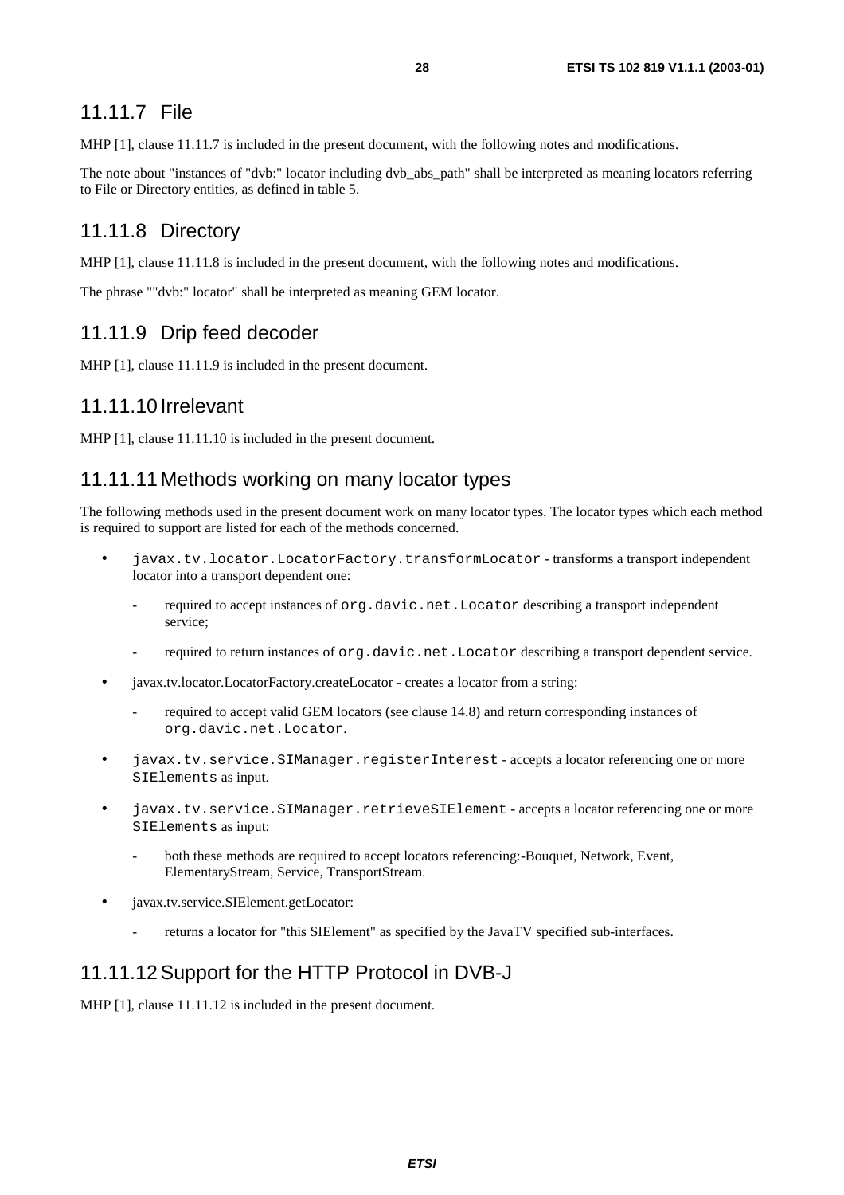### 11.11.7 File

MHP [1], clause 11.11.7 is included in the present document, with the following notes and modifications.

The note about "instances of "dvb:" locator including dvb_abs_path" shall be interpreted as meaning locators referring to File or Directory entities, as defined in table 5.

### 11.11.8 Directory

MHP [1], clause 11.11.8 is included in the present document, with the following notes and modifications.

The phrase ""dvb:" locator" shall be interpreted as meaning GEM locator.

### 11.11.9 Drip feed decoder

MHP [1], clause 11.11.9 is included in the present document.

### 11.11.10 Irrelevant

MHP [1], clause 11.11.10 is included in the present document.

### 11.11.11 Methods working on many locator types

The following methods used in the present document work on many locator types. The locator types which each method is required to support are listed for each of the methods concerned.

- `javax.tv.locator.LocatorFactory.transformLocator` - transforms a transport independent locator into a transport dependent one:
  - required to accept instances of `org.davic.net.Locator` describing a transport independent service;
  - required to return instances of `org.davic.net.Locator` describing a transport dependent service.
- javax.tv.locator.LocatorFactory.createLocator - creates a locator from a string:
  - required to accept valid GEM locators (see clause 14.8) and return corresponding instances of `org.davic.net.Locator`.
- `javax.tv.service.SIManager.registerInterest` - accepts a locator referencing one or more `SIElements` as input.
- `javax.tv.service.SIManager.retrieveSIElement` - accepts a locator referencing one or more `SIElements` as input:
  - both these methods are required to accept locators referencing:-Bouquet, Network, Event, ElementaryStream, Service, TransportStream.
- javax.tv.service.SIElement.getLocator:
  - returns a locator for "this SIElement" as specified by the JavaTV specified sub-interfaces.

### 11.11.12 Support for the HTTP Protocol in DVB-J

MHP [1], clause 11.11.12 is included in the present document.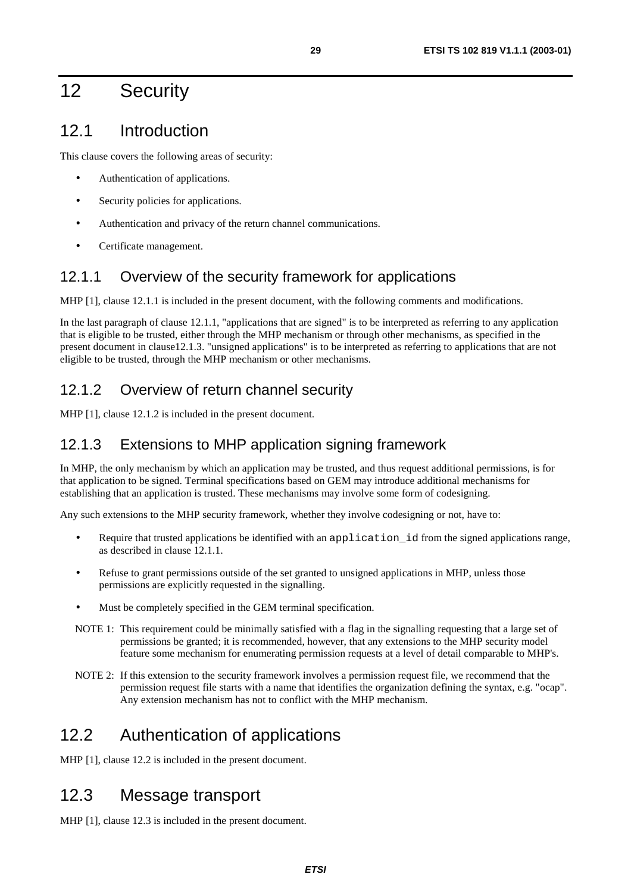# 12 Security

## 12.1 Introduction

This clause covers the following areas of security:

- Authentication of applications.
- Security policies for applications.
- Authentication and privacy of the return channel communications.
- Certificate management.

### 12.1.1 Overview of the security framework for applications

MHP [1], clause 12.1.1 is included in the present document, with the following comments and modifications.

In the last paragraph of clause 12.1.1, "applications that are signed" is to be interpreted as referring to any application that is eligible to be trusted, either through the MHP mechanism or through other mechanisms, as specified in the present document in clause12.1.3. "unsigned applications" is to be interpreted as referring to applications that are not eligible to be trusted, through the MHP mechanism or other mechanisms.

### 12.1.2 Overview of return channel security

MHP [1], clause 12.1.2 is included in the present document.

### 12.1.3 Extensions to MHP application signing framework

In MHP, the only mechanism by which an application may be trusted, and thus request additional permissions, is for that application to be signed. Terminal specifications based on GEM may introduce additional mechanisms for establishing that an application is trusted. These mechanisms may involve some form of codesigning.

Any such extensions to the MHP security framework, whether they involve codesigning or not, have to:

- Require that trusted applications be identified with an `application_id` from the signed applications range, as described in clause 12.1.1.
- Refuse to grant permissions outside of the set granted to unsigned applications in MHP, unless those permissions are explicitly requested in the signalling.
- Must be completely specified in the GEM terminal specification.

NOTE 1: This requirement could be minimally satisfied with a flag in the signalling requesting that a large set of permissions be granted; it is recommended, however, that any extensions to the MHP security model feature some mechanism for enumerating permission requests at a level of detail comparable to MHP's.

NOTE 2: If this extension to the security framework involves a permission request file, we recommend that the permission request file starts with a name that identifies the organization defining the syntax, e.g. "ocap". Any extension mechanism has not to conflict with the MHP mechanism.

## 12.2 Authentication of applications

MHP [1], clause 12.2 is included in the present document.

## 12.3 Message transport

MHP [1], clause 12.3 is included in the present document.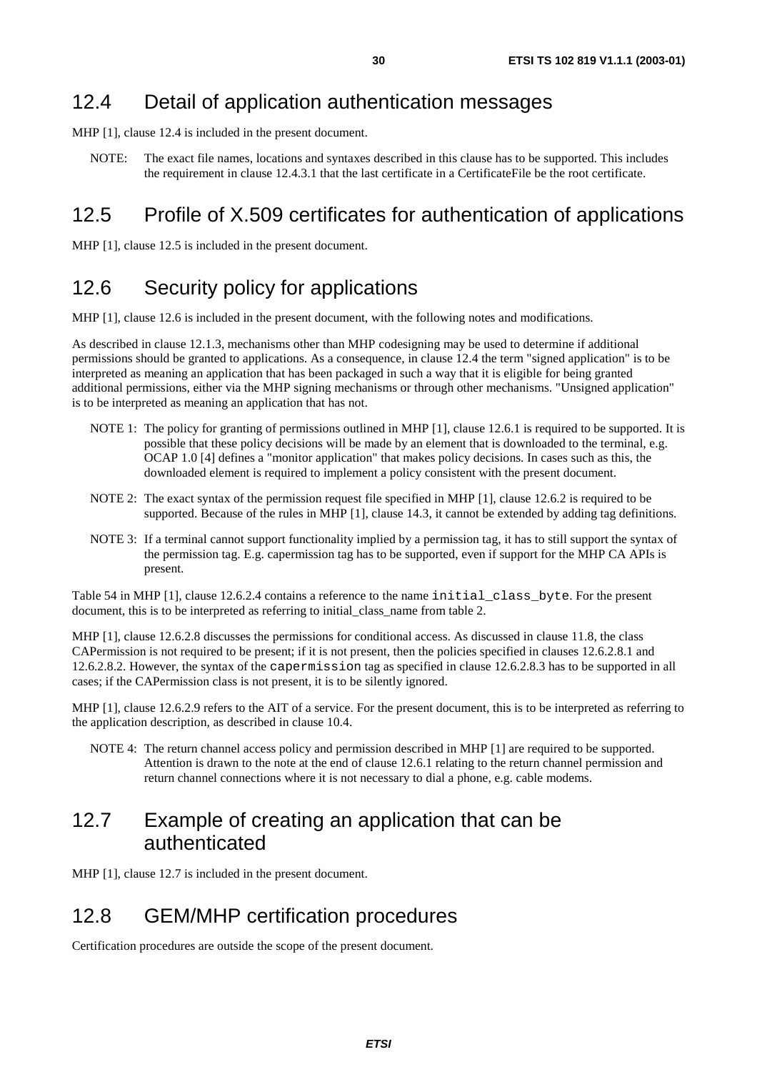## 12.4 Detail of application authentication messages

MHP [1], clause 12.4 is included in the present document.

NOTE: The exact file names, locations and syntaxes described in this clause has to be supported. This includes the requirement in clause 12.4.3.1 that the last certificate in a CertificateFile be the root certificate.

## 12.5 Profile of X.509 certificates for authentication of applications

MHP [1], clause 12.5 is included in the present document.

## 12.6 Security policy for applications

MHP [1], clause 12.6 is included in the present document, with the following notes and modifications.

As described in clause 12.1.3, mechanisms other than MHP codesigning may be used to determine if additional permissions should be granted to applications. As a consequence, in clause 12.4 the term "signed application" is to be interpreted as meaning an application that has been packaged in such a way that it is eligible for being granted additional permissions, either via the MHP signing mechanisms or through other mechanisms. "Unsigned application" is to be interpreted as meaning an application that has not.

NOTE 1: The policy for granting of permissions outlined in MHP [1], clause 12.6.1 is required to be supported. It is possible that these policy decisions will be made by an element that is downloaded to the terminal, e.g. OCAP 1.0 [4] defines a "monitor application" that makes policy decisions. In cases such as this, the downloaded element is required to implement a policy consistent with the present document.

NOTE 2: The exact syntax of the permission request file specified in MHP [1], clause 12.6.2 is required to be supported. Because of the rules in MHP [1], clause 14.3, it cannot be extended by adding tag definitions.

NOTE 3: If a terminal cannot support functionality implied by a permission tag, it has to still support the syntax of the permission tag. E.g. capermission tag has to be supported, even if support for the MHP CA APIs is present.

Table 54 in MHP [1], clause 12.6.2.4 contains a reference to the name `initial_class_byte`. For the present document, this is to be interpreted as referring to initial_class_name from table 2.

MHP [1], clause 12.6.2.8 discusses the permissions for conditional access. As discussed in clause 11.8, the class CAPermission is not required to be present; if it is not present, then the policies specified in clauses 12.6.2.8.1 and 12.6.2.8.2. However, the syntax of the `capermission` tag as specified in clause 12.6.2.8.3 has to be supported in all cases; if the CAPermission class is not present, it is to be silently ignored.

MHP [1], clause 12.6.2.9 refers to the AIT of a service. For the present document, this is to be interpreted as referring to the application description, as described in clause 10.4.

NOTE 4: The return channel access policy and permission described in MHP [1] are required to be supported. Attention is drawn to the note at the end of clause 12.6.1 relating to the return channel permission and return channel connections where it is not necessary to dial a phone, e.g. cable modems.

## 12.7 Example of creating an application that can be authenticated

MHP [1], clause 12.7 is included in the present document.

## 12.8 GEM/MHP certification procedures

Certification procedures are outside the scope of the present document.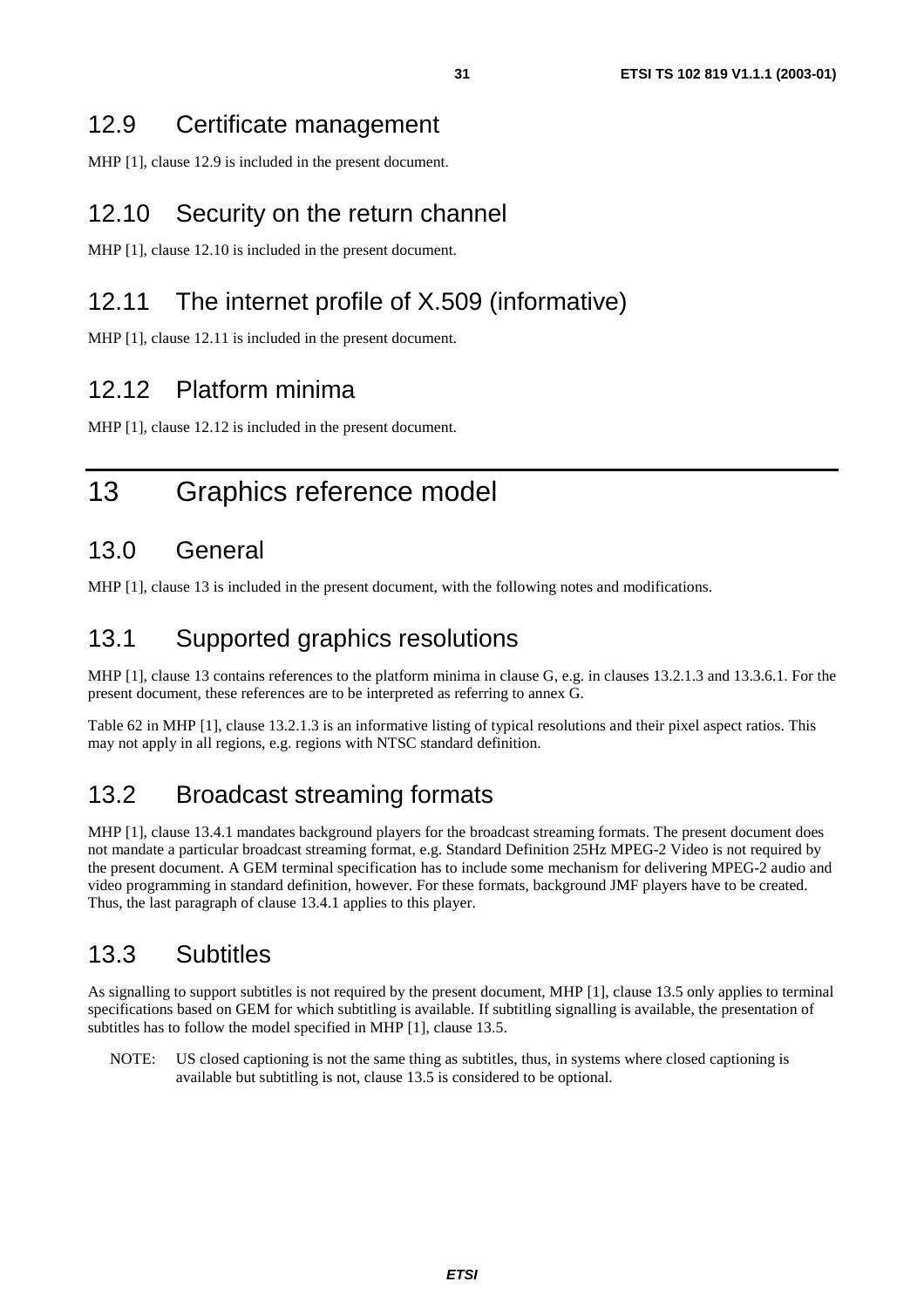## 12.9 Certificate management

MHP [1], clause 12.9 is included in the present document.

## 12.10 Security on the return channel

MHP [1], clause 12.10 is included in the present document.

## 12.11 The internet profile of X.509 (informative)

MHP [1], clause 12.11 is included in the present document.

## 12.12 Platform minima

MHP [1], clause 12.12 is included in the present document.

# 13 Graphics reference model

## 13.0 General

MHP [1], clause 13 is included in the present document, with the following notes and modifications.

## 13.1 Supported graphics resolutions

MHP [1], clause 13 contains references to the platform minima in clause G, e.g. in clauses 13.2.1.3 and 13.3.6.1. For the present document, these references are to be interpreted as referring to annex G.

Table 62 in MHP [1], clause 13.2.1.3 is an informative listing of typical resolutions and their pixel aspect ratios. This may not apply in all regions, e.g. regions with NTSC standard definition.

## 13.2 Broadcast streaming formats

MHP [1], clause 13.4.1 mandates background players for the broadcast streaming formats. The present document does not mandate a particular broadcast streaming format, e.g. Standard Definition 25Hz MPEG-2 Video is not required by the present document. A GEM terminal specification has to include some mechanism for delivering MPEG-2 audio and video programming in standard definition, however. For these formats, background JMF players have to be created. Thus, the last paragraph of clause 13.4.1 applies to this player.

## 13.3 Subtitles

As signalling to support subtitles is not required by the present document, MHP [1], clause 13.5 only applies to terminal specifications based on GEM for which subtitling is available. If subtitling signalling is available, the presentation of subtitles has to follow the model specified in MHP [1], clause 13.5.

NOTE: US closed captioning is not the same thing as subtitles, thus, in systems where closed captioning is available but subtitling is not, clause 13.5 is considered to be optional.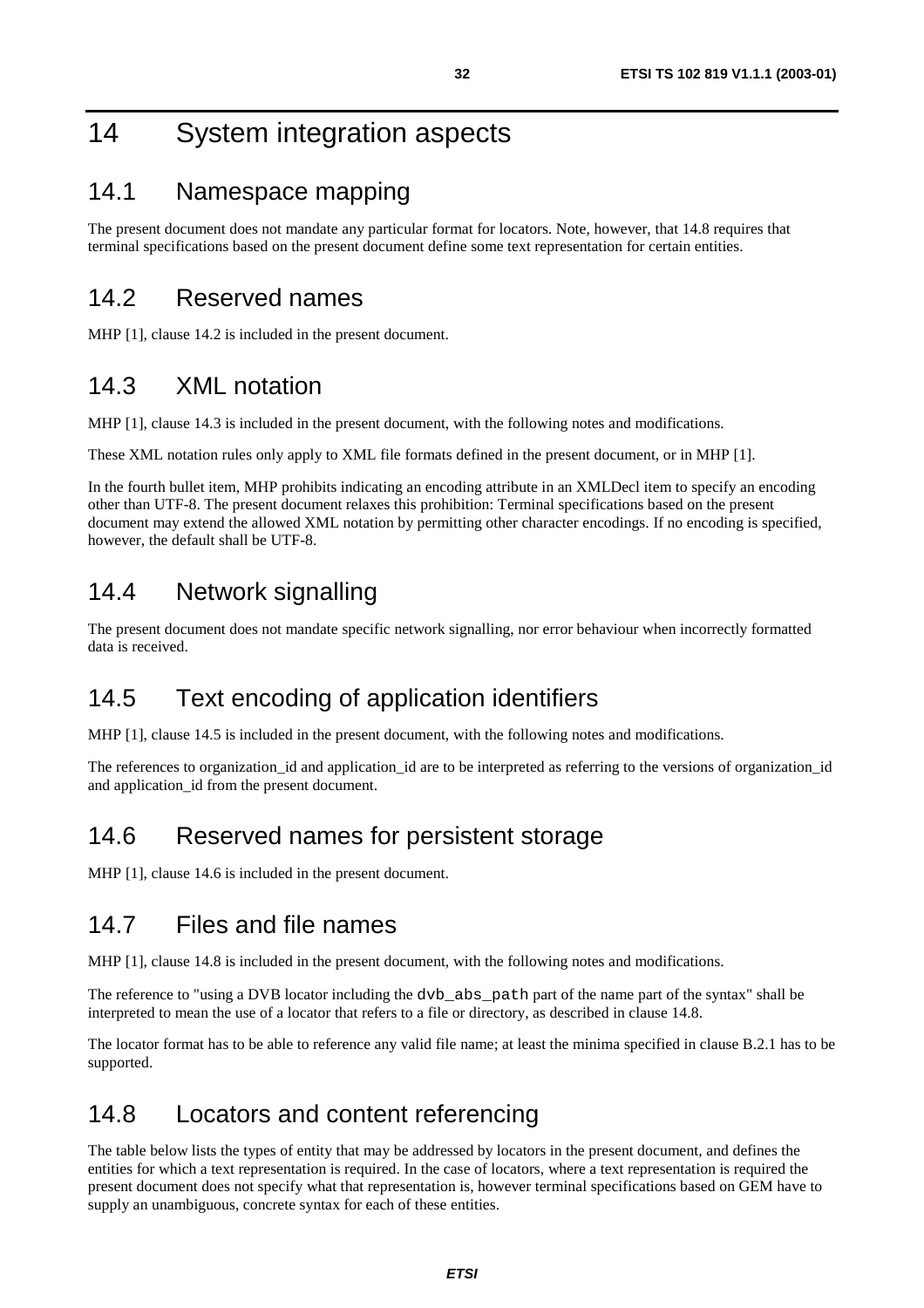# 14 System integration aspects

## 14.1 Namespace mapping

The present document does not mandate any particular format for locators. Note, however, that 14.8 requires that terminal specifications based on the present document define some text representation for certain entities.

## 14.2 Reserved names

MHP [1], clause 14.2 is included in the present document.

## 14.3 XML notation

MHP [1], clause 14.3 is included in the present document, with the following notes and modifications.

These XML notation rules only apply to XML file formats defined in the present document, or in MHP [1].

In the fourth bullet item, MHP prohibits indicating an encoding attribute in an XMLDecl item to specify an encoding other than UTF-8. The present document relaxes this prohibition: Terminal specifications based on the present document may extend the allowed XML notation by permitting other character encodings. If no encoding is specified, however, the default shall be UTF-8.

## 14.4 Network signalling

The present document does not mandate specific network signalling, nor error behaviour when incorrectly formatted data is received.

## 14.5 Text encoding of application identifiers

MHP [1], clause 14.5 is included in the present document, with the following notes and modifications.

The references to organization_id and application_id are to be interpreted as referring to the versions of organization_id and application_id from the present document.

## 14.6 Reserved names for persistent storage

MHP [1], clause 14.6 is included in the present document.

## 14.7 Files and file names

MHP [1], clause 14.8 is included in the present document, with the following notes and modifications.

The reference to "using a DVB locator including the `dvb_abs_path` part of the name part of the syntax" shall be interpreted to mean the use of a locator that refers to a file or directory, as described in clause 14.8.

The locator format has to be able to reference any valid file name; at least the minima specified in clause B.2.1 has to be supported.

## 14.8 Locators and content referencing

The table below lists the types of entity that may be addressed by locators in the present document, and defines the entities for which a text representation is required. In the case of locators, where a text representation is required the present document does not specify what that representation is, however terminal specifications based on GEM have to supply an unambiguous, concrete syntax for each of these entities.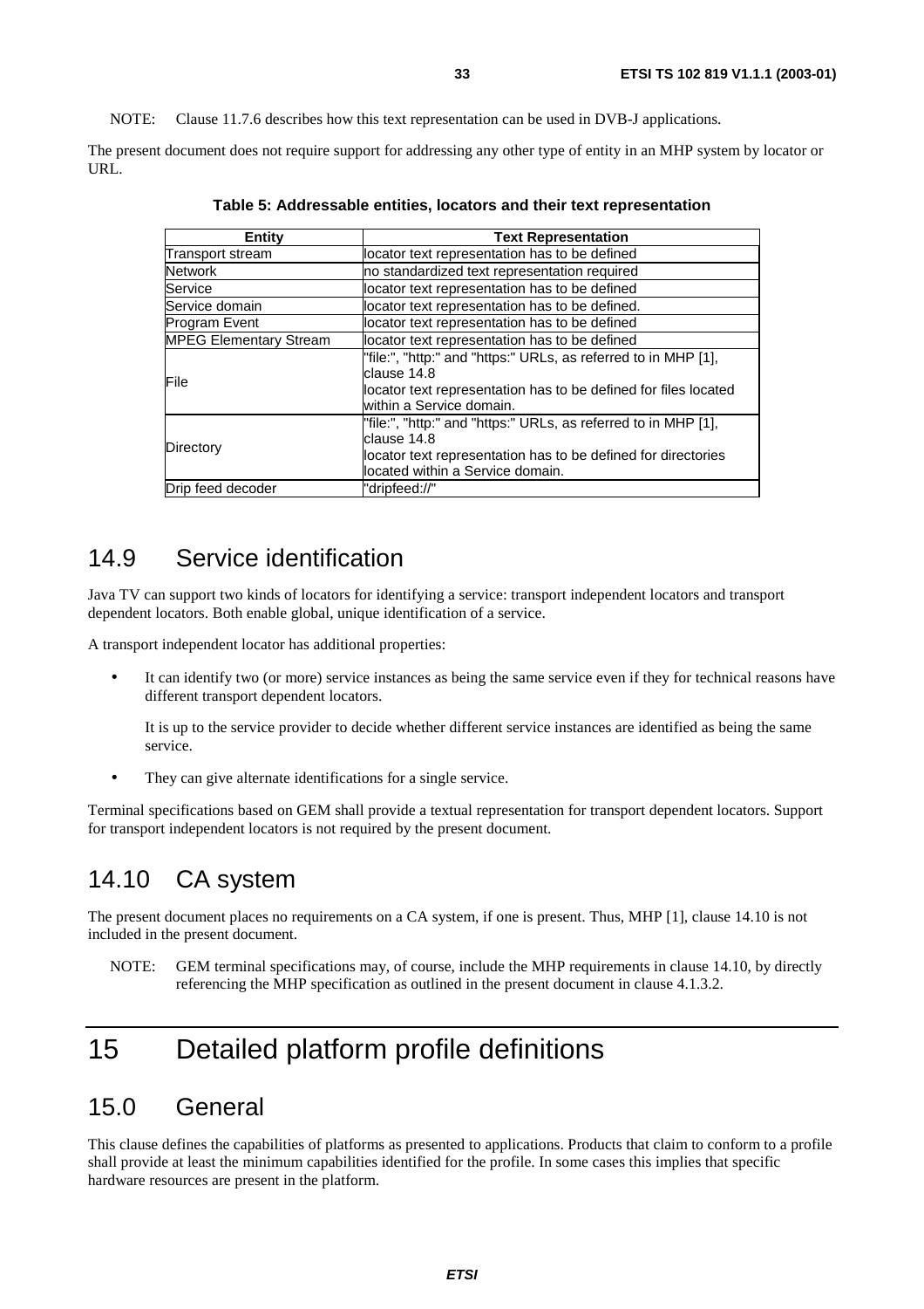NOTE: Clause 11.7.6 describes how this text representation can be used in DVB-J applications.

The present document does not require support for addressing any other type of entity in an MHP system by locator or URL.

**Table 5: Addressable entities, locators and their text representation**

| Entity | Text Representation |
|---|---|
| Transport stream | locator text representation has to be defined |
| Network | no standardized text representation required |
| Service | locator text representation has to be defined |
| Service domain | locator text representation has to be defined. |
| Program Event | locator text representation has to be defined |
| MPEG Elementary Stream | locator text representation has to be defined |
| File | "file:", "http:" and "https:" URLs, as referred to in MHP [1], clause 14.8<br>locator text representation has to be defined for files located within a Service domain. |
| Directory | "file:", "http:" and "https:" URLs, as referred to in MHP [1], clause 14.8<br>locator text representation has to be defined for directories located within a Service domain. |
| Drip feed decoder | "dripfeed://" |

## 14.9 Service identification

Java TV can support two kinds of locators for identifying a service: transport independent locators and transport dependent locators. Both enable global, unique identification of a service.

A transport independent locator has additional properties:

- It can identify two (or more) service instances as being the same service even if they for technical reasons have different transport dependent locators.

  It is up to the service provider to decide whether different service instances are identified as being the same service.

- They can give alternate identifications for a single service.

Terminal specifications based on GEM shall provide a textual representation for transport dependent locators. Support for transport independent locators is not required by the present document.

## 14.10 CA system

The present document places no requirements on a CA system, if one is present. Thus, MHP [1], clause 14.10 is not included in the present document.

NOTE: GEM terminal specifications may, of course, include the MHP requirements in clause 14.10, by directly referencing the MHP specification as outlined in the present document in clause 4.1.3.2.

# 15 Detailed platform profile definitions

## 15.0 General

This clause defines the capabilities of platforms as presented to applications. Products that claim to conform to a profile shall provide at least the minimum capabilities identified for the profile. In some cases this implies that specific hardware resources are present in the platform.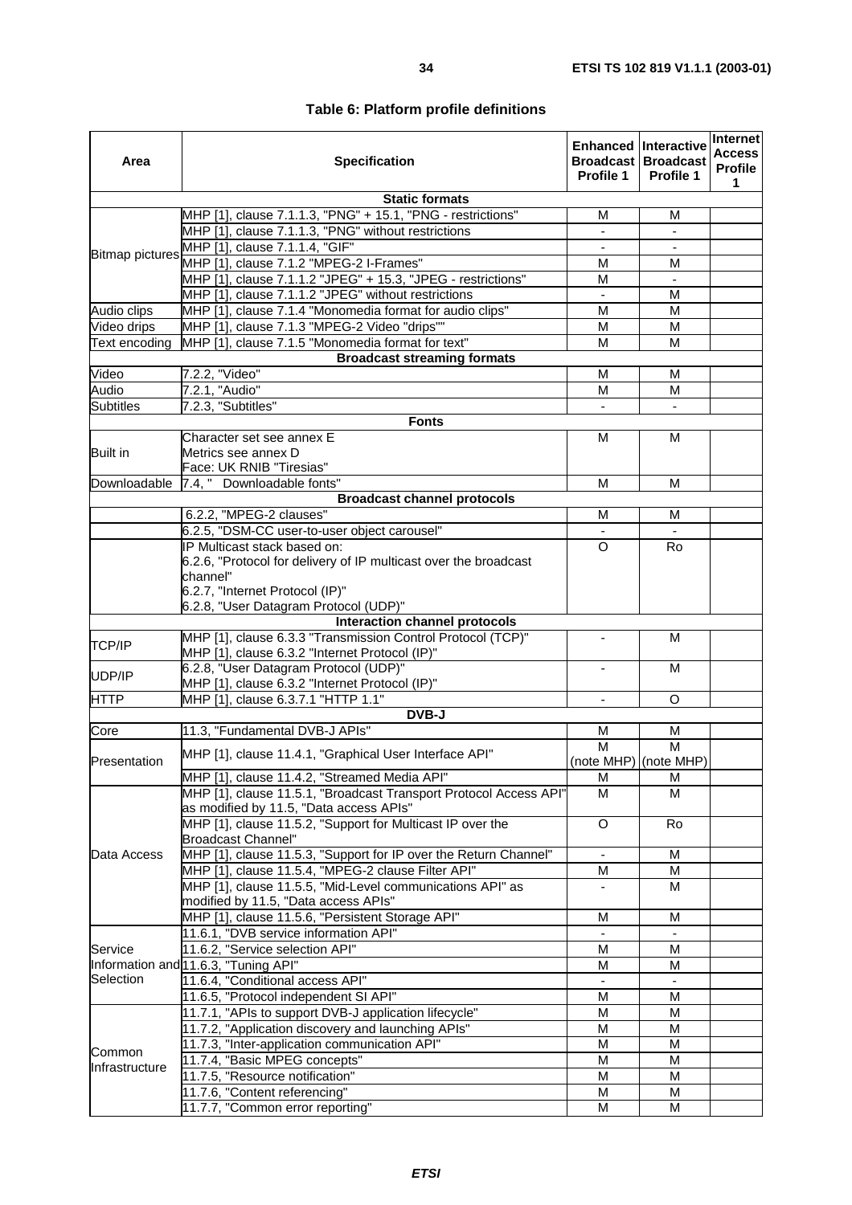**Table 6: Platform profile definitions**

| Area | Specification | Enhanced Broadcast Profile 1 | Interactive Broadcast Profile 1 | Internet Access Profile 1 |
|---|---|---|---|---|
| **Static formats** | | | | |
| Bitmap pictures | MHP [1], clause 7.1.1.3, "PNG" + 15.1, "PNG - restrictions" | M | M | |
| | MHP [1], clause 7.1.1.3, "PNG" without restrictions | - | - | |
| | MHP [1], clause 7.1.1.4, "GIF" | - | - | |
| | MHP [1], clause 7.1.2 "MPEG-2 I-Frames" | M | M | |
| | MHP [1], clause 7.1.1.2 "JPEG" + 15.3, "JPEG - restrictions" | M | - | |
| | MHP [1], clause 7.1.1.2 "JPEG" without restrictions | - | M | |
| Audio clips | MHP [1], clause 7.1.4 "Monomedia format for audio clips" | M | M | |
| Video drips | MHP [1], clause 7.1.3 "MPEG-2 Video "drips"" | M | M | |
| Text encoding | MHP [1], clause 7.1.5 "Monomedia format for text" | M | M | |
| **Broadcast streaming formats** | | | | |
| Video | 7.2.2, "Video" | M | M | |
| Audio | 7.2.1, "Audio" | M | M | |
| Subtitles | 7.2.3, "Subtitles" | - | - | |
| **Fonts** | | | | |
| Built in | Character set see annex E<br>Metrics see annex D<br>Face: UK RNIB "Tiresias" | M | M | |
| Downloadable | 7.4, " Downloadable fonts" | M | M | |
| **Broadcast channel protocols** | | | | |
| | 6.2.2, "MPEG-2 clauses" | M | M | |
| | 6.2.5, "DSM-CC user-to-user object carousel" | - | - | |
| | IP Multicast stack based on:<br>6.2.6, "Protocol for delivery of IP multicast over the broadcast channel"<br>6.2.7, "Internet Protocol (IP)"<br>6.2.8, "User Datagram Protocol (UDP)" | O | Ro | |
| **Interaction channel protocols** | | | | |
| TCP/IP | MHP [1], clause 6.3.3 "Transmission Control Protocol (TCP)"<br>MHP [1], clause 6.3.2 "Internet Protocol (IP)" | - | M | |
| UDP/IP | 6.2.8, "User Datagram Protocol (UDP)"<br>MHP [1], clause 6.3.2 "Internet Protocol (IP)" | - | M | |
| HTTP | MHP [1], clause 6.3.7.1 "HTTP 1.1" | - | O | |
| **DVB-J** | | | | |
| Core | 11.3, "Fundamental DVB-J APIs" | M | M | |
| Presentation | MHP [1], clause 11.4.1, "Graphical User Interface API" | M (note MHP) | M (note MHP) | |
| | MHP [1], clause 11.4.2, "Streamed Media API" | M | M | |
| Data Access | MHP [1], clause 11.5.1, "Broadcast Transport Protocol Access API" as modified by 11.5, "Data access APIs" | M | M | |
| | MHP [1], clause 11.5.2, "Support for Multicast IP over the Broadcast Channel" | O | Ro | |
| | MHP [1], clause 11.5.3, "Support for IP over the Return Channel" | - | M | |
| | MHP [1], clause 11.5.4, "MPEG-2 clause Filter API" | M | M | |
| | MHP [1], clause 11.5.5, "Mid-Level communications API" as modified by 11.5, "Data access APIs" | - | M | |
| | MHP [1], clause 11.5.6, "Persistent Storage API" | M | M | |
| Service Information and Selection | 11.6.1, "DVB service information API" | - | - | |
| | 11.6.2, "Service selection API" | M | M | |
| | 11.6.3, "Tuning API" | M | M | |
| | 11.6.4, "Conditional access API" | - | - | |
| | 11.6.5, "Protocol independent SI API" | M | M | |
| Common Infrastructure | 11.7.1, "APIs to support DVB-J application lifecycle" | M | M | |
| | 11.7.2, "Application discovery and launching APIs" | M | M | |
| | 11.7.3, "Inter-application communication API" | M | M | |
| | 11.7.4, "Basic MPEG concepts" | M | M | |
| | 11.7.5, "Resource notification" | M | M | |
| | 11.7.6, "Content referencing" | M | M | |
| | 11.7.7, "Common error reporting" | M | M | |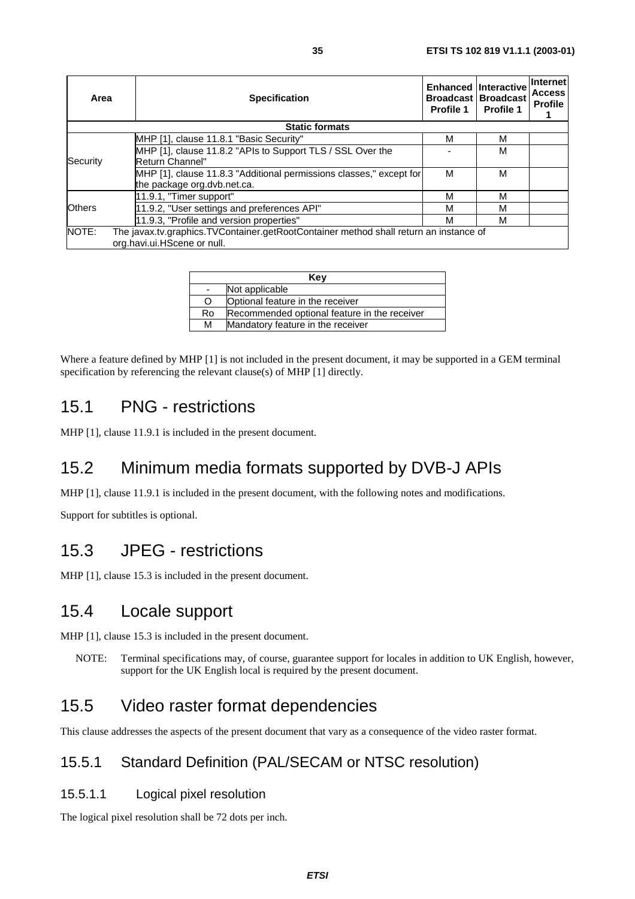| Area | Specification | Enhanced Broadcast Profile 1 | Interactive Broadcast Profile 1 | Internet Access Profile 1 |
|---|---|---|---|---|
| **Static formats** | | | | |
| Security | MHP [1], clause 11.8.1 "Basic Security" | M | M | |
| | MHP [1], clause 11.8.2 "APIs to Support TLS / SSL Over the Return Channel" | - | M | |
| | MHP [1], clause 11.8.3 "Additional permissions classes," except for the package org.dvb.net.ca. | M | M | |
| Others | 11.9.1, "Timer support" | M | M | |
| | 11.9.2, "User settings and preferences API" | M | M | |
| | 11.9.3, "Profile and version properties" | M | M | |
| NOTE: The javax.tv.graphics.TVContainer.getRootContainer method shall return an instance of org.havi.ui.HScene or null. | | | | |

| Key | |
|---|---|
| - | Not applicable |
| O | Optional feature in the receiver |
| Ro | Recommended optional feature in the receiver |
| M | Mandatory feature in the receiver |

Where a feature defined by MHP [1] is not included in the present document, it may be supported in a GEM terminal specification by referencing the relevant clause(s) of MHP [1] directly.

## 15.1 PNG - restrictions

MHP [1], clause 11.9.1 is included in the present document.

## 15.2 Minimum media formats supported by DVB-J APIs

MHP [1], clause 11.9.1 is included in the present document, with the following notes and modifications.

Support for subtitles is optional.

## 15.3 JPEG - restrictions

MHP [1], clause 15.3 is included in the present document.

## 15.4 Locale support

MHP [1], clause 15.3 is included in the present document.

NOTE: Terminal specifications may, of course, guarantee support for locales in addition to UK English, however, support for the UK English local is required by the present document.

## 15.5 Video raster format dependencies

This clause addresses the aspects of the present document that vary as a consequence of the video raster format.

### 15.5.1 Standard Definition (PAL/SECAM or NTSC resolution)

#### 15.5.1.1 Logical pixel resolution

The logical pixel resolution shall be 72 dots per inch.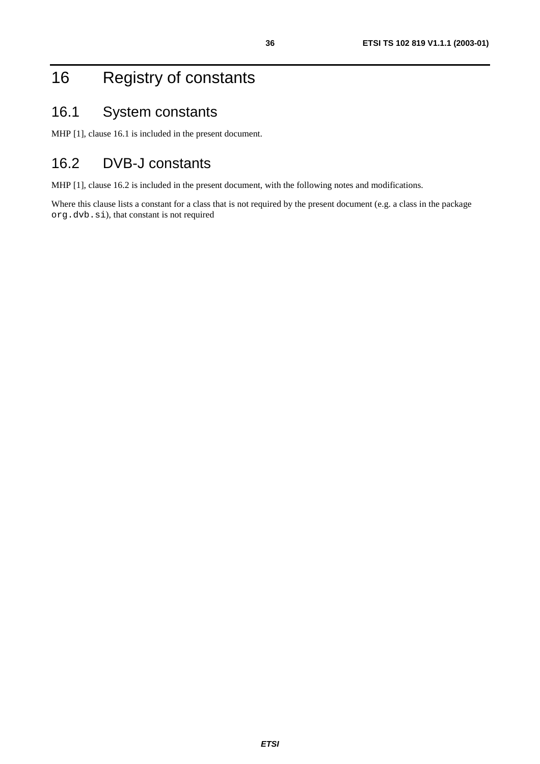# 16 Registry of constants

## 16.1 System constants

MHP [1], clause 16.1 is included in the present document.

## 16.2 DVB-J constants

MHP [1], clause 16.2 is included in the present document, with the following notes and modifications.

Where this clause lists a constant for a class that is not required by the present document (e.g. a class in the package `org.dvb.si`), that constant is not required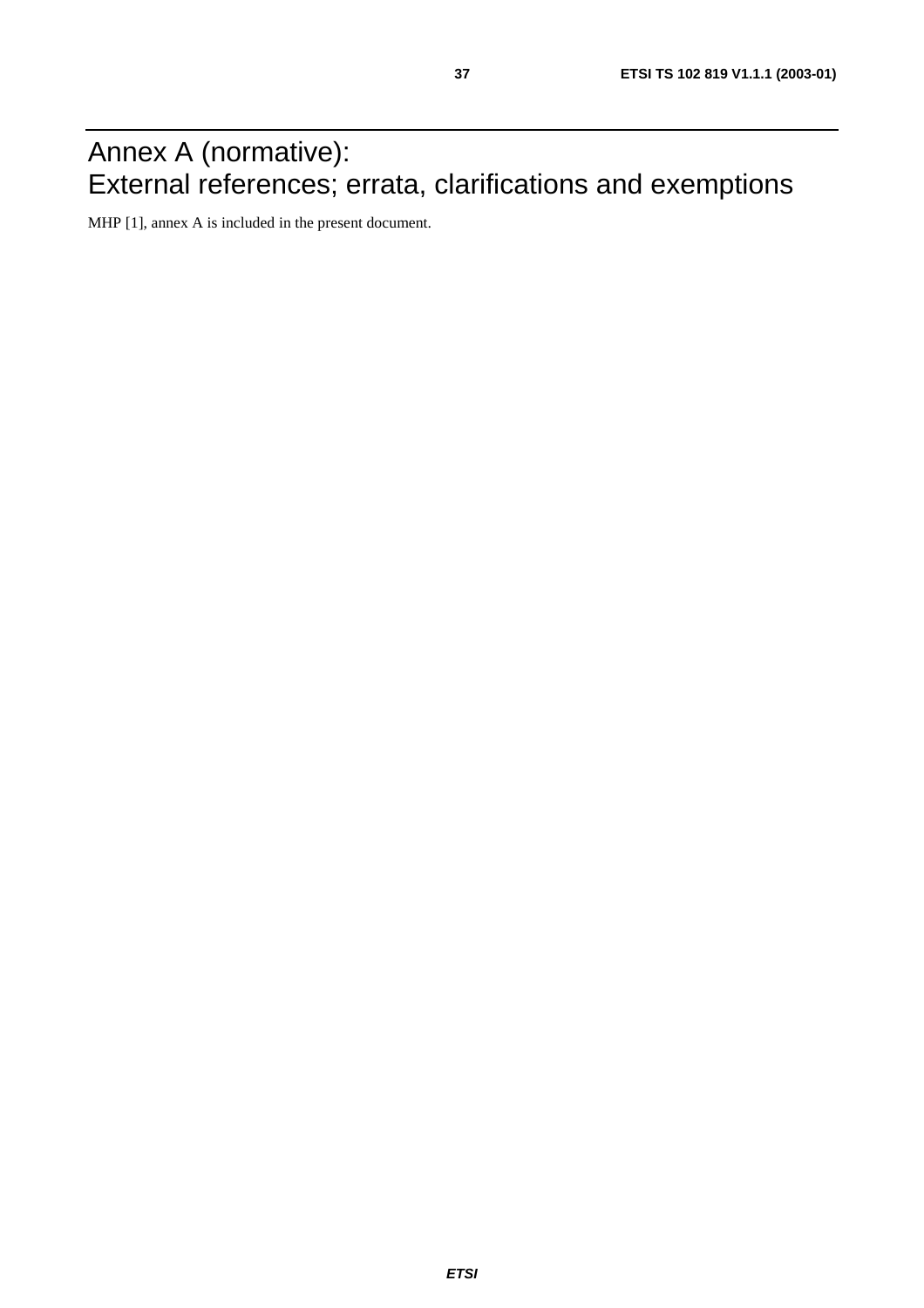# Annex A (normative): External references; errata, clarifications and exemptions

MHP [1], annex A is included in the present document.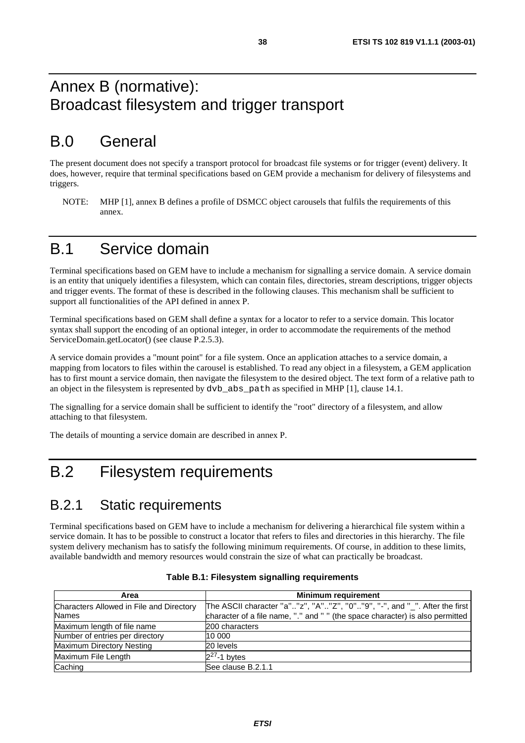# Annex B (normative): Broadcast filesystem and trigger transport

# B.0 General

The present document does not specify a transport protocol for broadcast file systems or for trigger (event) delivery. It does, however, require that terminal specifications based on GEM provide a mechanism for delivery of filesystems and triggers.

NOTE: MHP [1], annex B defines a profile of DSMCC object carousels that fulfils the requirements of this annex.

# B.1 Service domain

Terminal specifications based on GEM have to include a mechanism for signalling a service domain. A service domain is an entity that uniquely identifies a filesystem, which can contain files, directories, stream descriptions, trigger objects and trigger events. The format of these is described in the following clauses. This mechanism shall be sufficient to support all functionalities of the API defined in annex P.

Terminal specifications based on GEM shall define a syntax for a locator to refer to a service domain. This locator syntax shall support the encoding of an optional integer, in order to accommodate the requirements of the method ServiceDomain.getLocator() (see clause P.2.5.3).

A service domain provides a "mount point" for a file system. Once an application attaches to a service domain, a mapping from locators to files within the carousel is established. To read any object in a filesystem, a GEM application has to first mount a service domain, then navigate the filesystem to the desired object. The text form of a relative path to an object in the filesystem is represented by `dvb_abs_path` as specified in MHP [1], clause 14.1.

The signalling for a service domain shall be sufficient to identify the "root" directory of a filesystem, and allow attaching to that filesystem.

The details of mounting a service domain are described in annex P.

# B.2 Filesystem requirements

## B.2.1 Static requirements

Terminal specifications based on GEM have to include a mechanism for delivering a hierarchical file system within a service domain. It has to be possible to construct a locator that refers to files and directories in this hierarchy. The file system delivery mechanism has to satisfy the following minimum requirements. Of course, in addition to these limits, available bandwidth and memory resources would constrain the size of what can practically be broadcast.

**Table B.1: Filesystem signalling requirements**

| Area | Minimum requirement |
|---|---|
| Characters Allowed in File and Directory Names | The ASCII character "a".."z", "A".."Z", "0".."9", "-", and "_". After the first character of a file name, "." and " " (the space character) is also permitted |
| Maximum length of file name | 200 characters |
| Number of entries per directory | 10 000 |
| Maximum Directory Nesting | 20 levels |
| Maximum File Length | $2^{27}$-1 bytes |
| Caching | See clause B.2.1.1 |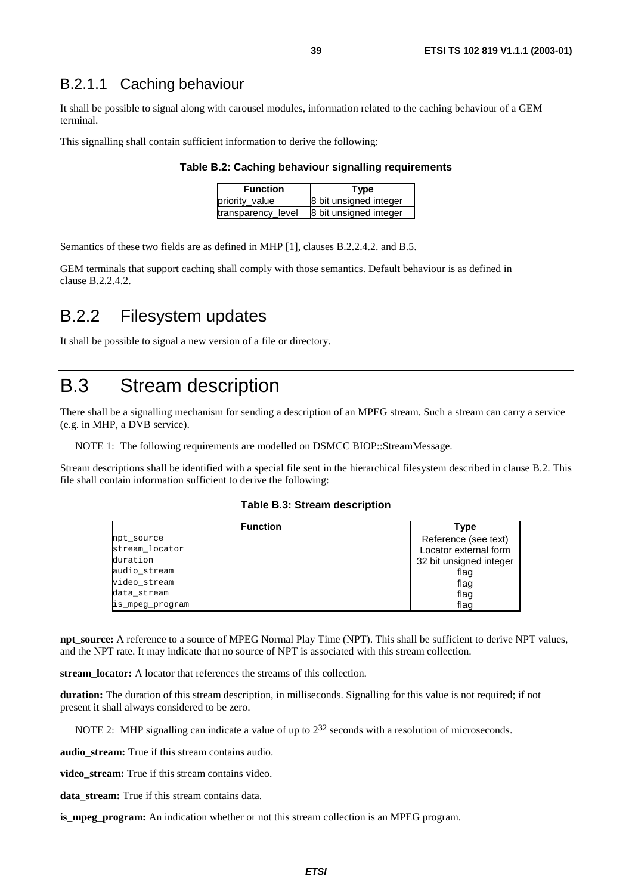### B.2.1.1 Caching behaviour

It shall be possible to signal along with carousel modules, information related to the caching behaviour of a GEM terminal.

This signalling shall contain sufficient information to derive the following:

**Table B.2: Caching behaviour signalling requirements**

| Function | Type |
|---|---|
| priority_value | 8 bit unsigned integer |
| transparency_level | 8 bit unsigned integer |

Semantics of these two fields are as defined in MHP [1], clauses B.2.2.4.2. and B.5.

GEM terminals that support caching shall comply with those semantics. Default behaviour is as defined in clause B.2.2.4.2.

## B.2.2 Filesystem updates

It shall be possible to signal a new version of a file or directory.

# B.3 Stream description

There shall be a signalling mechanism for sending a description of an MPEG stream. Such a stream can carry a service (e.g. in MHP, a DVB service).

NOTE 1: The following requirements are modelled on DSMCC BIOP::StreamMessage.

Stream descriptions shall be identified with a special file sent in the hierarchical filesystem described in clause B.2. This file shall contain information sufficient to derive the following:

**Table B.3: Stream description**

| Function | Type |
|---|---|
| npt_source | Reference (see text) |
| stream_locator | Locator external form |
| duration | 32 bit unsigned integer |
| audio_stream | flag |
| video_stream | flag |
| data_stream | flag |
| is_mpeg_program | flag |

**npt_source:** A reference to a source of MPEG Normal Play Time (NPT). This shall be sufficient to derive NPT values, and the NPT rate. It may indicate that no source of NPT is associated with this stream collection.

**stream_locator:** A locator that references the streams of this collection.

**duration:** The duration of this stream description, in milliseconds. Signalling for this value is not required; if not present it shall always considered to be zero.

NOTE 2: MHP signalling can indicate a value of up to $2^{32}$ seconds with a resolution of microseconds.

**audio_stream:** True if this stream contains audio.

**video_stream:** True if this stream contains video.

**data_stream:** True if this stream contains data.

**is_mpeg_program:** An indication whether or not this stream collection is an MPEG program.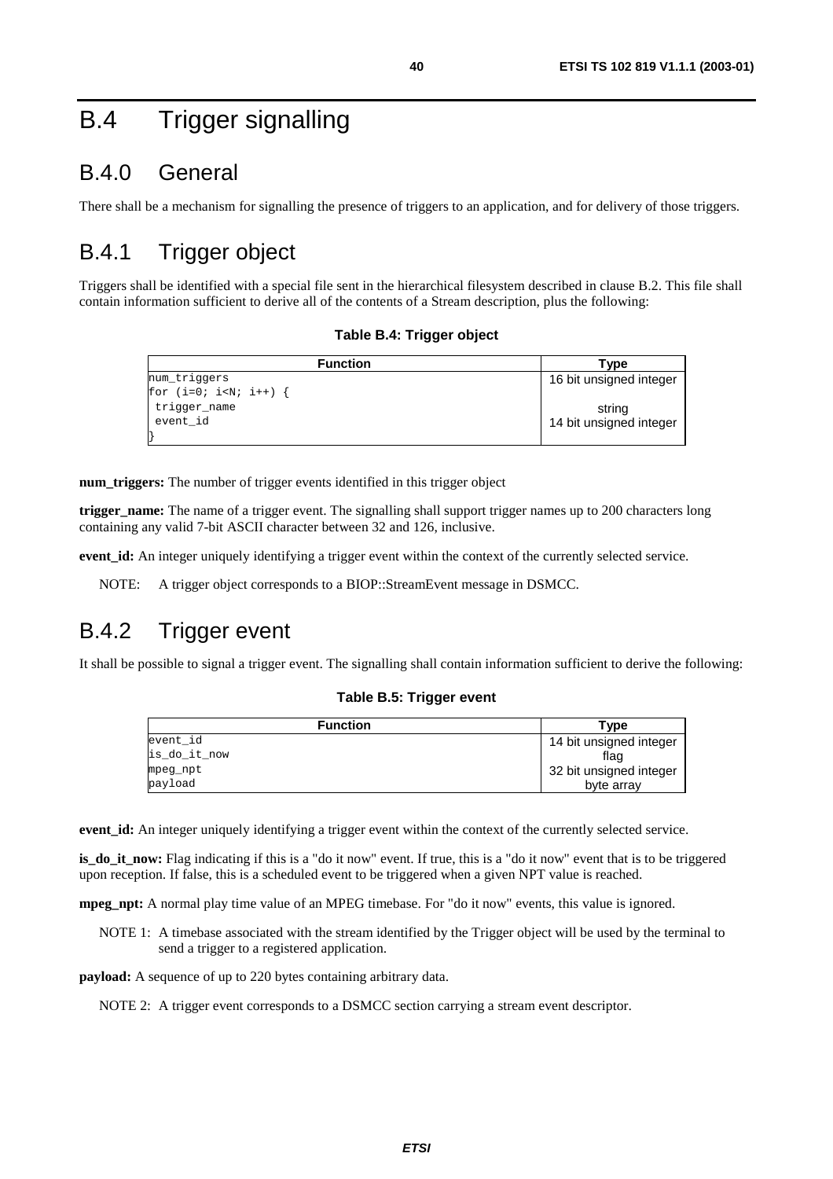# B.4 Trigger signalling

## B.4.0 General

There shall be a mechanism for signalling the presence of triggers to an application, and for delivery of those triggers.

## B.4.1 Trigger object

Triggers shall be identified with a special file sent in the hierarchical filesystem described in clause B.2. This file shall contain information sufficient to derive all of the contents of a Stream description, plus the following:

**Table B.4: Trigger object**

| Function | Type |
|---|---|
| num_triggers | 16 bit unsigned integer |
| for (i=0; i<N; i++) { | |
| trigger_name | string |
| event_id | 14 bit unsigned integer |
| } | |

**num_triggers:** The number of trigger events identified in this trigger object

**trigger_name:** The name of a trigger event. The signalling shall support trigger names up to 200 characters long containing any valid 7-bit ASCII character between 32 and 126, inclusive.

**event_id:** An integer uniquely identifying a trigger event within the context of the currently selected service.

NOTE: A trigger object corresponds to a BIOP::StreamEvent message in DSMCC.

## B.4.2 Trigger event

It shall be possible to signal a trigger event. The signalling shall contain information sufficient to derive the following:

**Table B.5: Trigger event**

| Function | Type |
|---|---|
| event_id | 14 bit unsigned integer |
| is_do_it_now | flag |
| mpeg_npt | 32 bit unsigned integer |
| payload | byte array |

**event_id:** An integer uniquely identifying a trigger event within the context of the currently selected service.

**is_do_it_now:** Flag indicating if this is a "do it now" event. If true, this is a "do it now" event that is to be triggered upon reception. If false, this is a scheduled event to be triggered when a given NPT value is reached.

**mpeg_npt:** A normal play time value of an MPEG timebase. For "do it now" events, this value is ignored.

NOTE 1: A timebase associated with the stream identified by the Trigger object will be used by the terminal to send a trigger to a registered application.

**payload:** A sequence of up to 220 bytes containing arbitrary data.

NOTE 2: A trigger event corresponds to a DSMCC section carrying a stream event descriptor.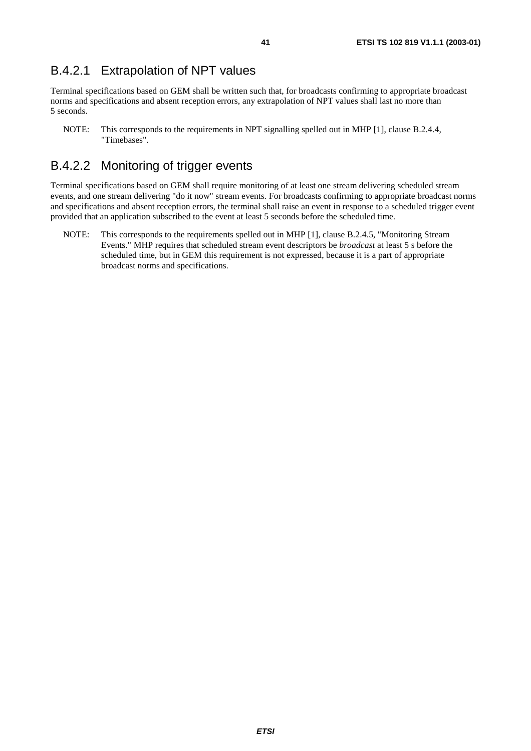### B.4.2.1 Extrapolation of NPT values

Terminal specifications based on GEM shall be written such that, for broadcasts confirming to appropriate broadcast norms and specifications and absent reception errors, any extrapolation of NPT values shall last no more than 5 seconds.

NOTE: This corresponds to the requirements in NPT signalling spelled out in MHP [1], clause B.2.4.4, "Timebases".

### B.4.2.2 Monitoring of trigger events

Terminal specifications based on GEM shall require monitoring of at least one stream delivering scheduled stream events, and one stream delivering "do it now" stream events. For broadcasts confirming to appropriate broadcast norms and specifications and absent reception errors, the terminal shall raise an event in response to a scheduled trigger event provided that an application subscribed to the event at least 5 seconds before the scheduled time.

NOTE: This corresponds to the requirements spelled out in MHP [1], clause B.2.4.5, "Monitoring Stream Events." MHP requires that scheduled stream event descriptors be *broadcast* at least 5 s before the scheduled time, but in GEM this requirement is not expressed, because it is a part of appropriate broadcast norms and specifications.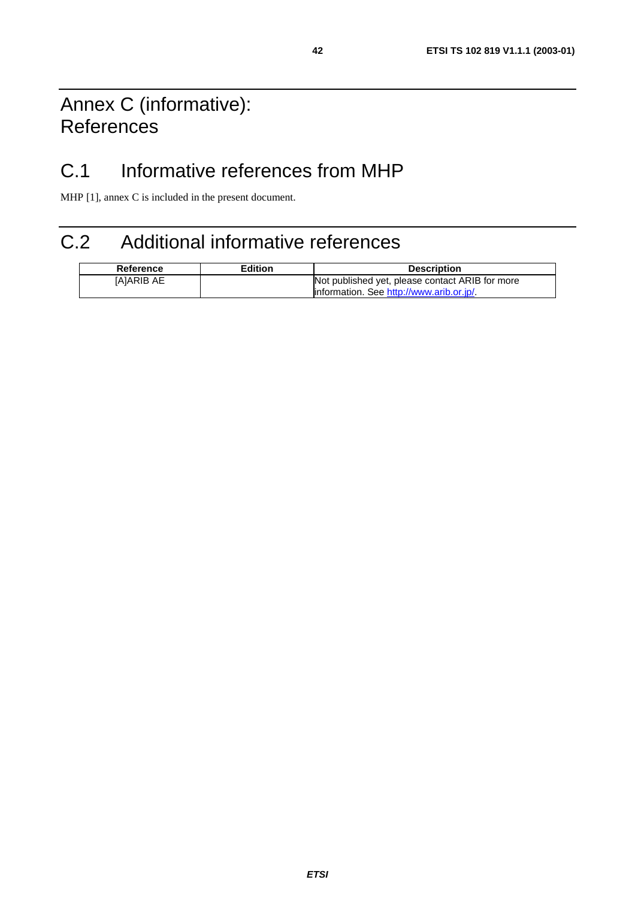# Annex C (informative): References

## C.1 Informative references from MHP

MHP [1], annex C is included in the present document.

## C.2 Additional informative references

| Reference | Edition | Description |
|---|---|---|
| [A]ARIB AE | | Not published yet, please contact ARIB for more information. See http://www.arib.or.jp/. |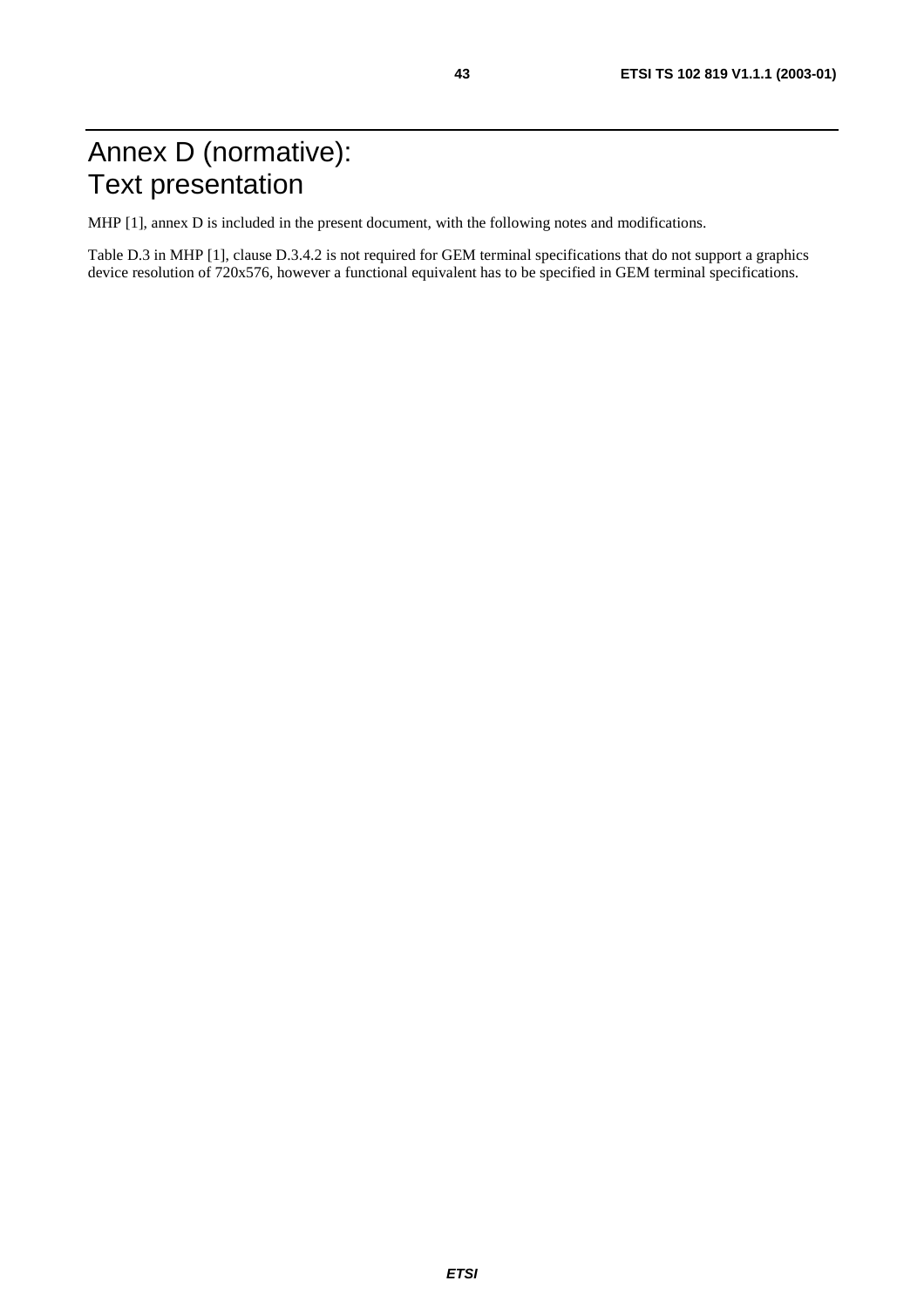# Annex D (normative): Text presentation

MHP [1], annex D is included in the present document, with the following notes and modifications.

Table D.3 in MHP [1], clause D.3.4.2 is not required for GEM terminal specifications that do not support a graphics device resolution of 720x576, however a functional equivalent has to be specified in GEM terminal specifications.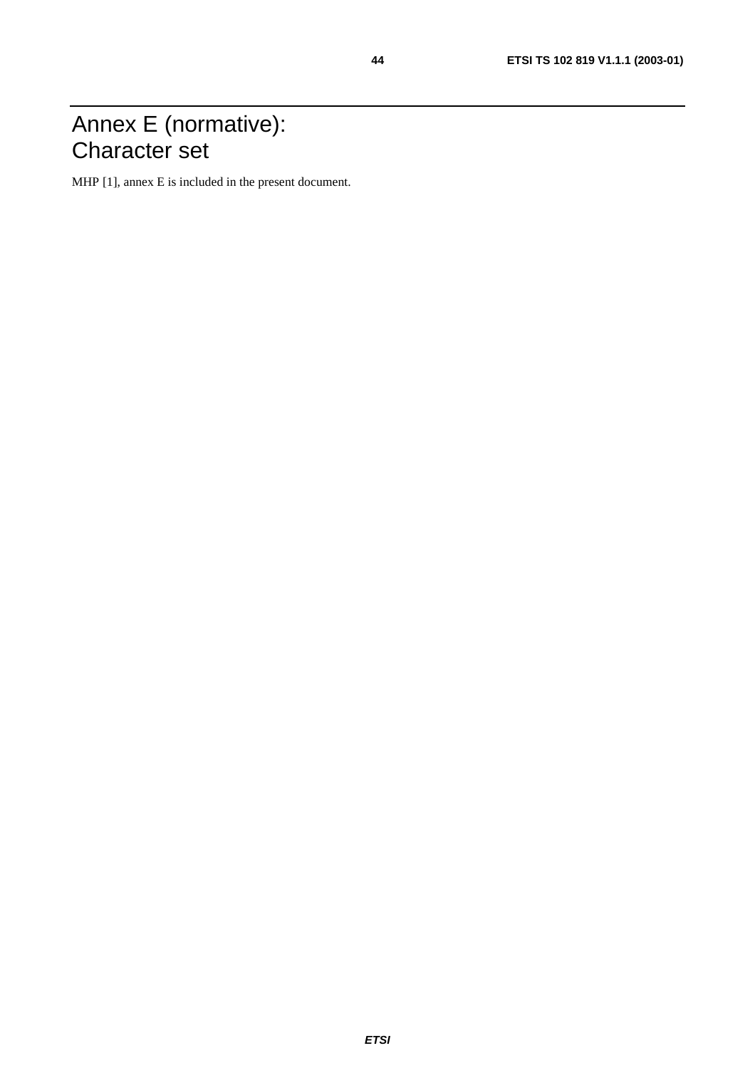# Annex E (normative): Character set

MHP [1], annex E is included in the present document.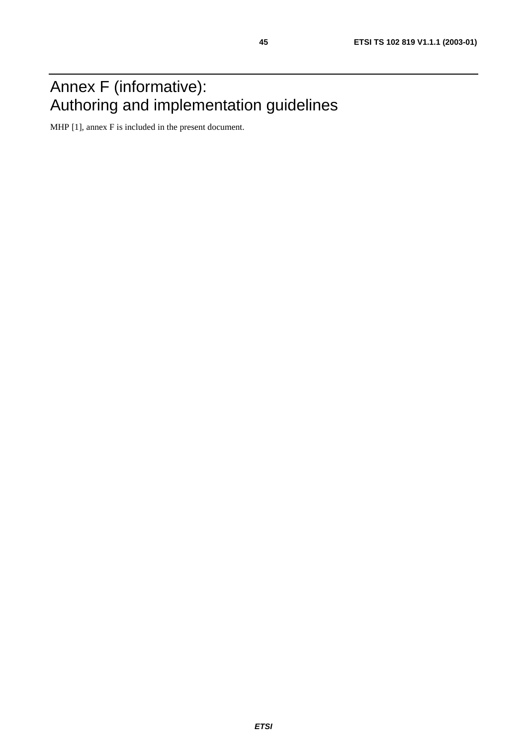# Annex F (informative): Authoring and implementation guidelines

MHP [1], annex F is included in the present document.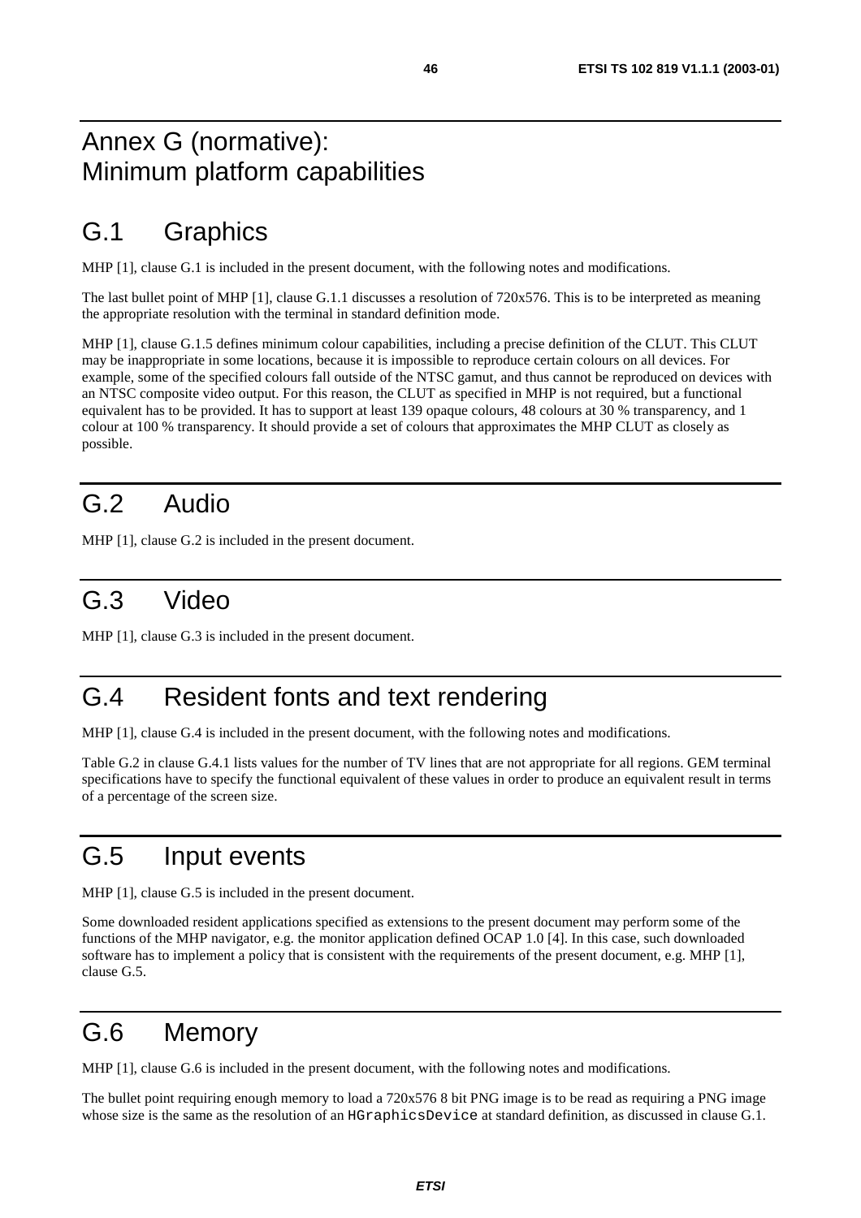# Annex G (normative): Minimum platform capabilities

## G.1 Graphics

MHP [1], clause G.1 is included in the present document, with the following notes and modifications.

The last bullet point of MHP [1], clause G.1.1 discusses a resolution of 720x576. This is to be interpreted as meaning the appropriate resolution with the terminal in standard definition mode.

MHP [1], clause G.1.5 defines minimum colour capabilities, including a precise definition of the CLUT. This CLUT may be inappropriate in some locations, because it is impossible to reproduce certain colours on all devices. For example, some of the specified colours fall outside of the NTSC gamut, and thus cannot be reproduced on devices with an NTSC composite video output. For this reason, the CLUT as specified in MHP is not required, but a functional equivalent has to be provided. It has to support at least 139 opaque colours, 48 colours at 30 % transparency, and 1 colour at 100 % transparency. It should provide a set of colours that approximates the MHP CLUT as closely as possible.

## G.2 Audio

MHP [1], clause G.2 is included in the present document.

## G.3 Video

MHP [1], clause G.3 is included in the present document.

## G.4 Resident fonts and text rendering

MHP [1], clause G.4 is included in the present document, with the following notes and modifications.

Table G.2 in clause G.4.1 lists values for the number of TV lines that are not appropriate for all regions. GEM terminal specifications have to specify the functional equivalent of these values in order to produce an equivalent result in terms of a percentage of the screen size.

## G.5 Input events

MHP [1], clause G.5 is included in the present document.

Some downloaded resident applications specified as extensions to the present document may perform some of the functions of the MHP navigator, e.g. the monitor application defined OCAP 1.0 [4]. In this case, such downloaded software has to implement a policy that is consistent with the requirements of the present document, e.g. MHP [1], clause G.5.

## G.6 Memory

MHP [1], clause G.6 is included in the present document, with the following notes and modifications.

The bullet point requiring enough memory to load a 720x576 8 bit PNG image is to be read as requiring a PNG image whose size is the same as the resolution of an `HGraphicsDevice` at standard definition, as discussed in clause G.1.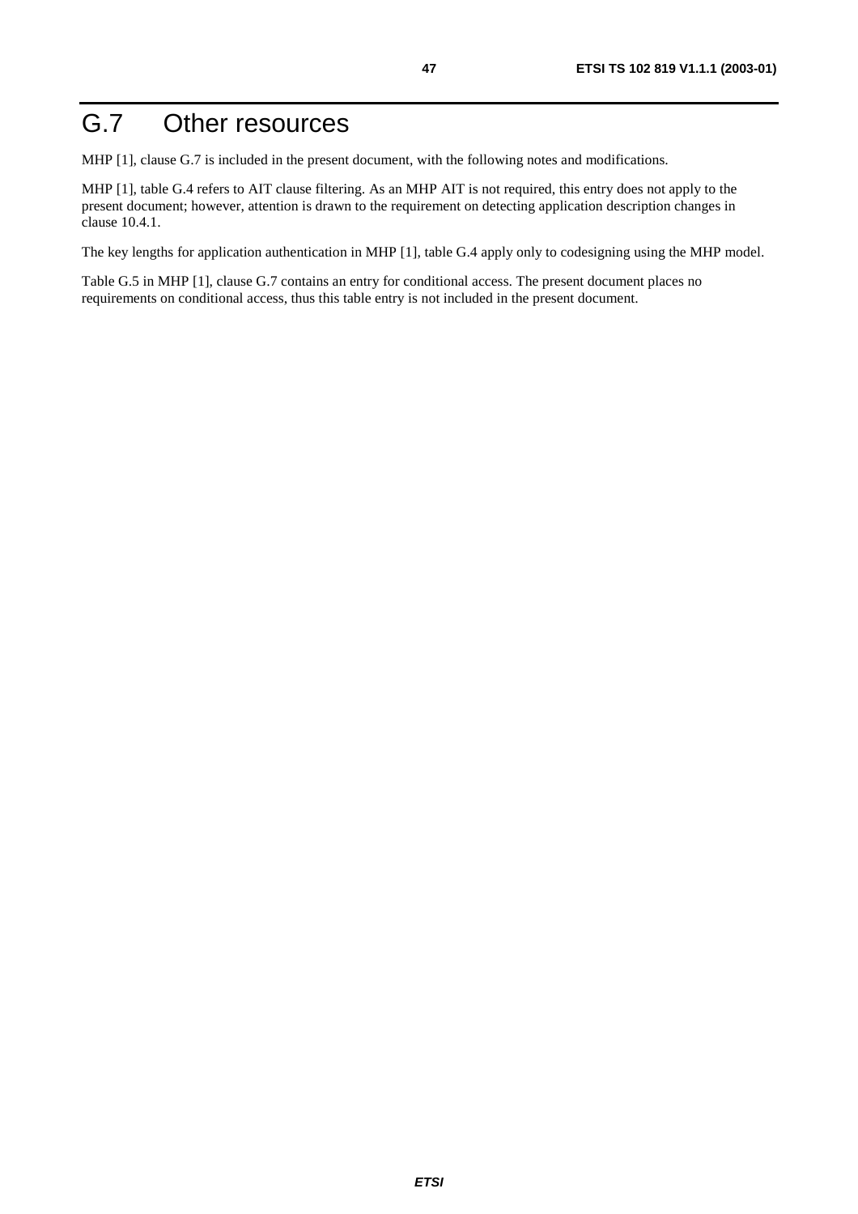# G.7 Other resources

MHP [1], clause G.7 is included in the present document, with the following notes and modifications.

MHP [1], table G.4 refers to AIT clause filtering. As an MHP AIT is not required, this entry does not apply to the present document; however, attention is drawn to the requirement on detecting application description changes in clause 10.4.1.

The key lengths for application authentication in MHP [1], table G.4 apply only to codesigning using the MHP model.

Table G.5 in MHP [1], clause G.7 contains an entry for conditional access. The present document places no requirements on conditional access, thus this table entry is not included in the present document.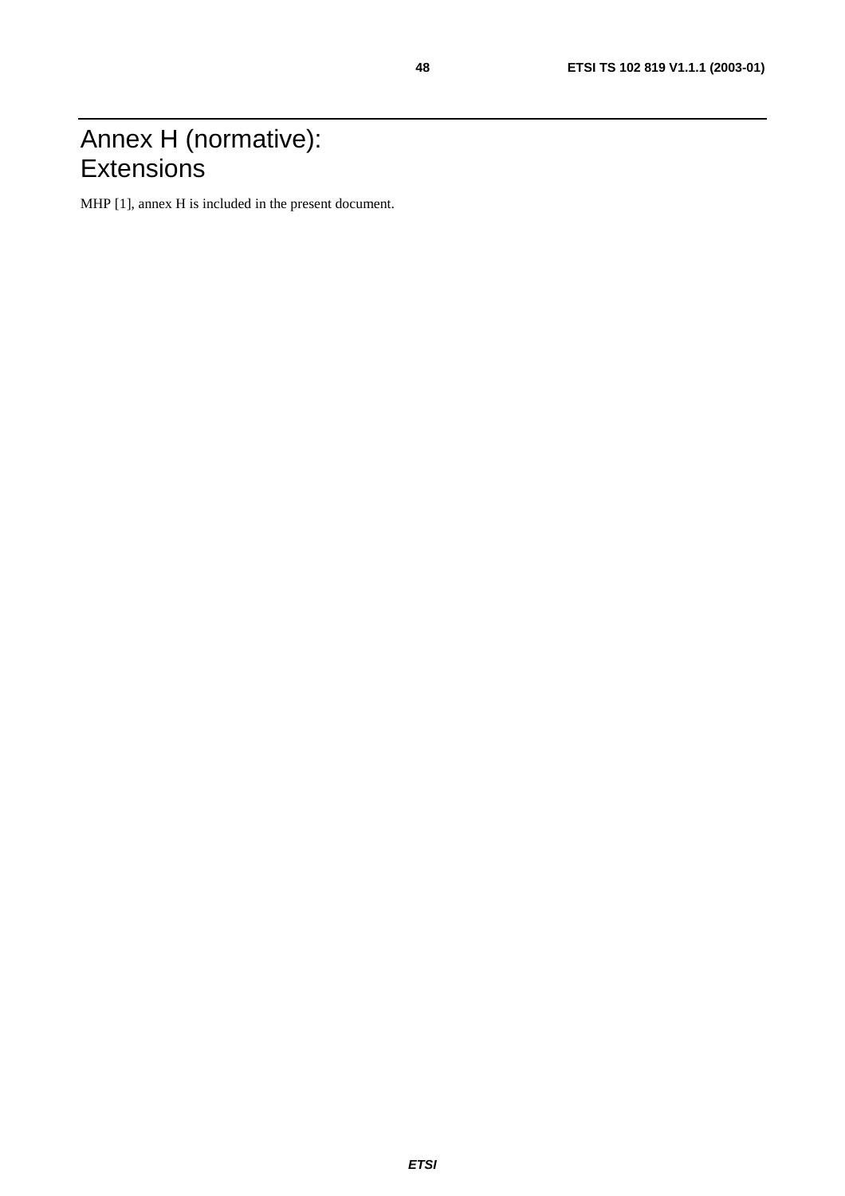# Annex H (normative): Extensions

MHP [1], annex H is included in the present document.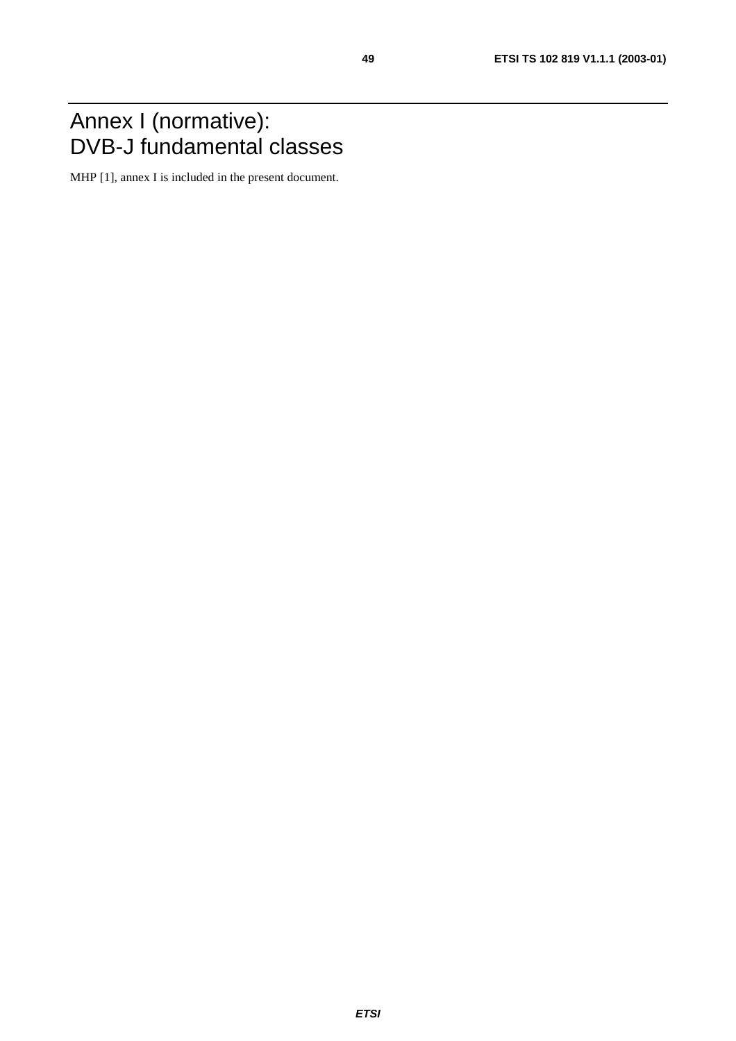# Annex I (normative): DVB-J fundamental classes

MHP [1], annex I is included in the present document.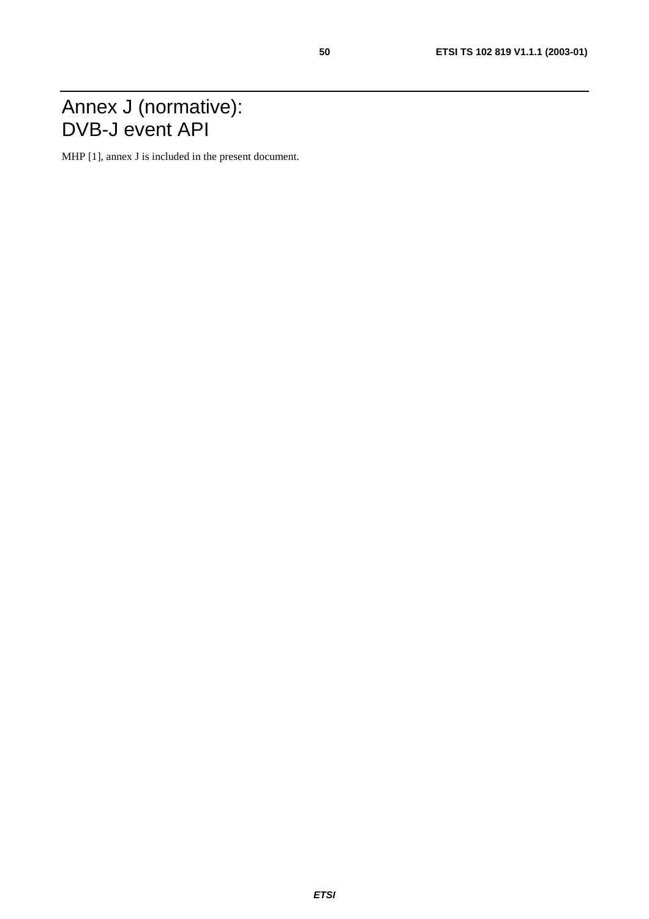# Annex J (normative): DVB-J event API

MHP [1], annex J is included in the present document.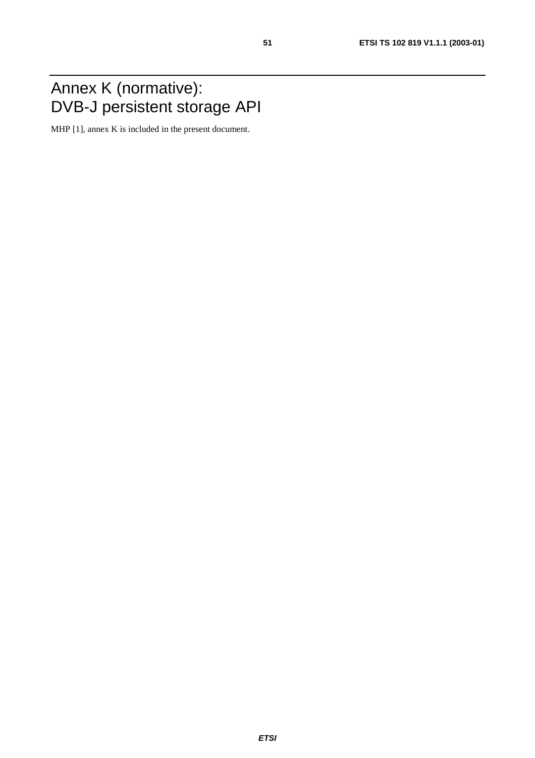# Annex K (normative): DVB-J persistent storage API

MHP [1], annex K is included in the present document.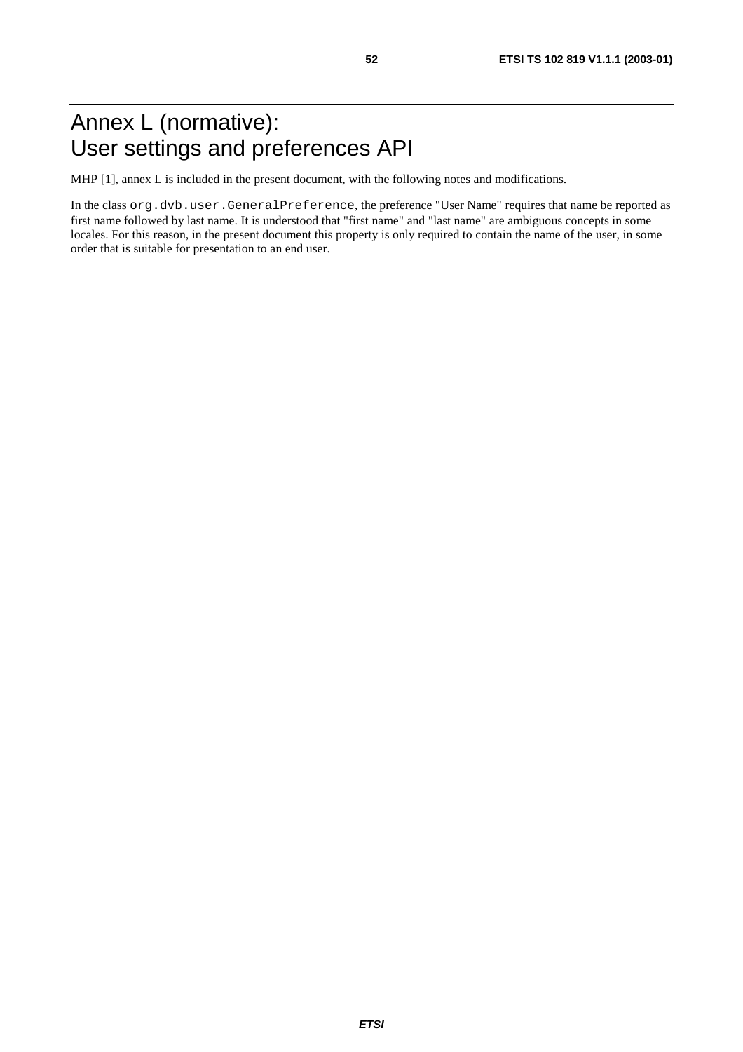# Annex L (normative): User settings and preferences API

MHP [1], annex L is included in the present document, with the following notes and modifications.

In the class `org.dvb.user.GeneralPreference`, the preference "User Name" requires that name be reported as first name followed by last name. It is understood that "first name" and "last name" are ambiguous concepts in some locales. For this reason, in the present document this property is only required to contain the name of the user, in some order that is suitable for presentation to an end user.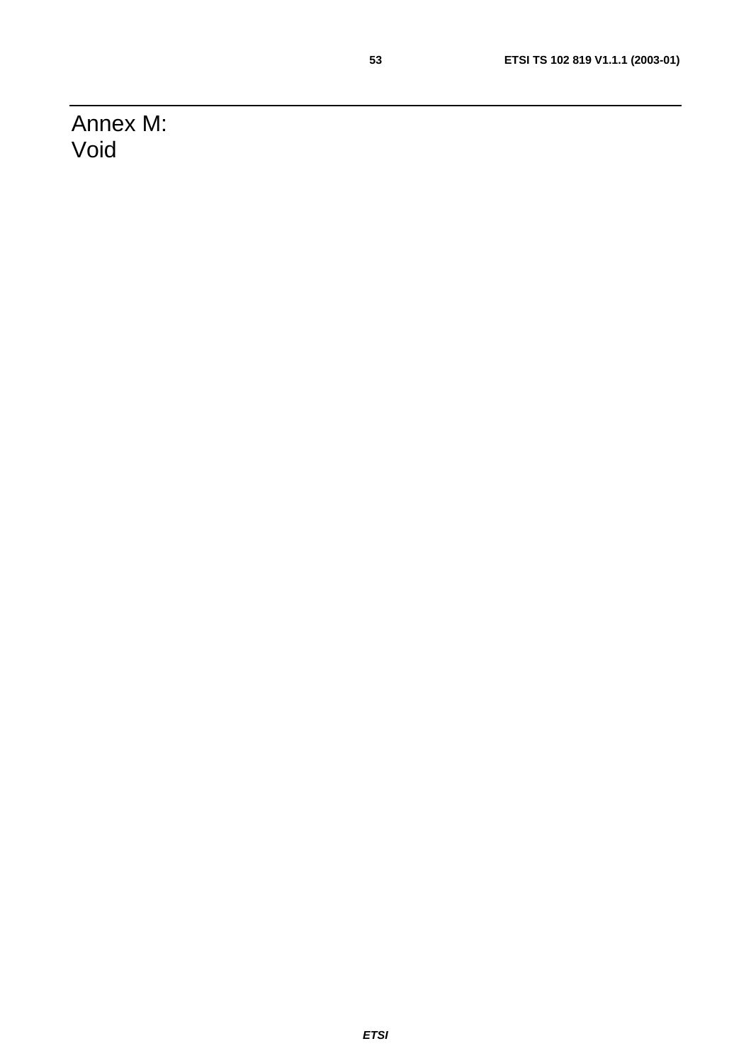# Annex M: Void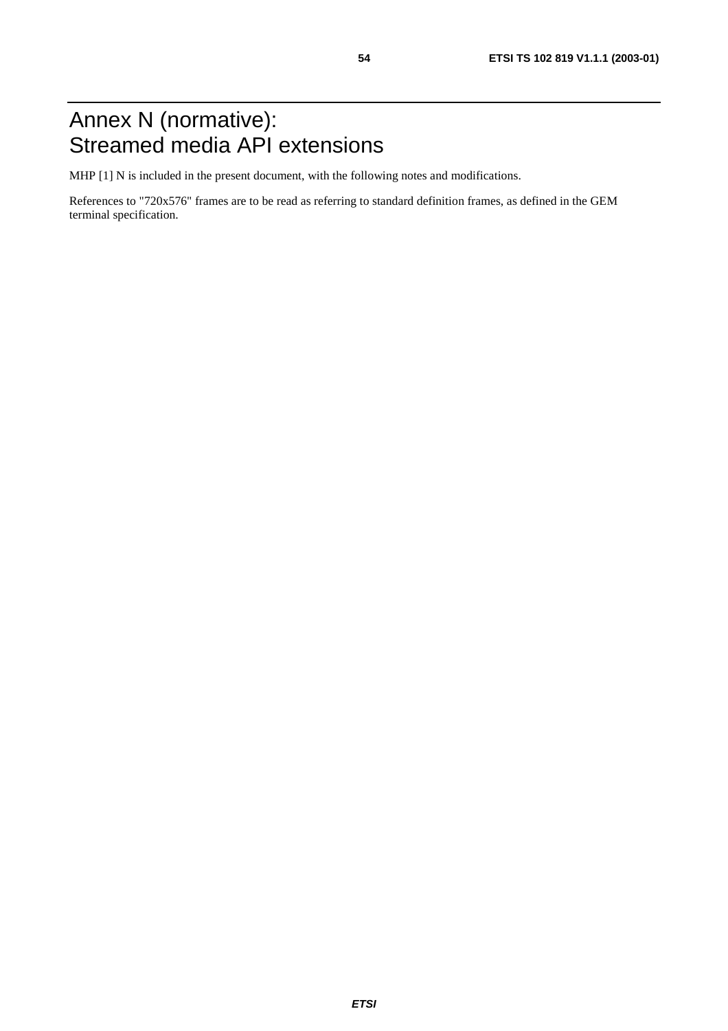# Annex N (normative): Streamed media API extensions

MHP [1] N is included in the present document, with the following notes and modifications.

References to "720x576" frames are to be read as referring to standard definition frames, as defined in the GEM terminal specification.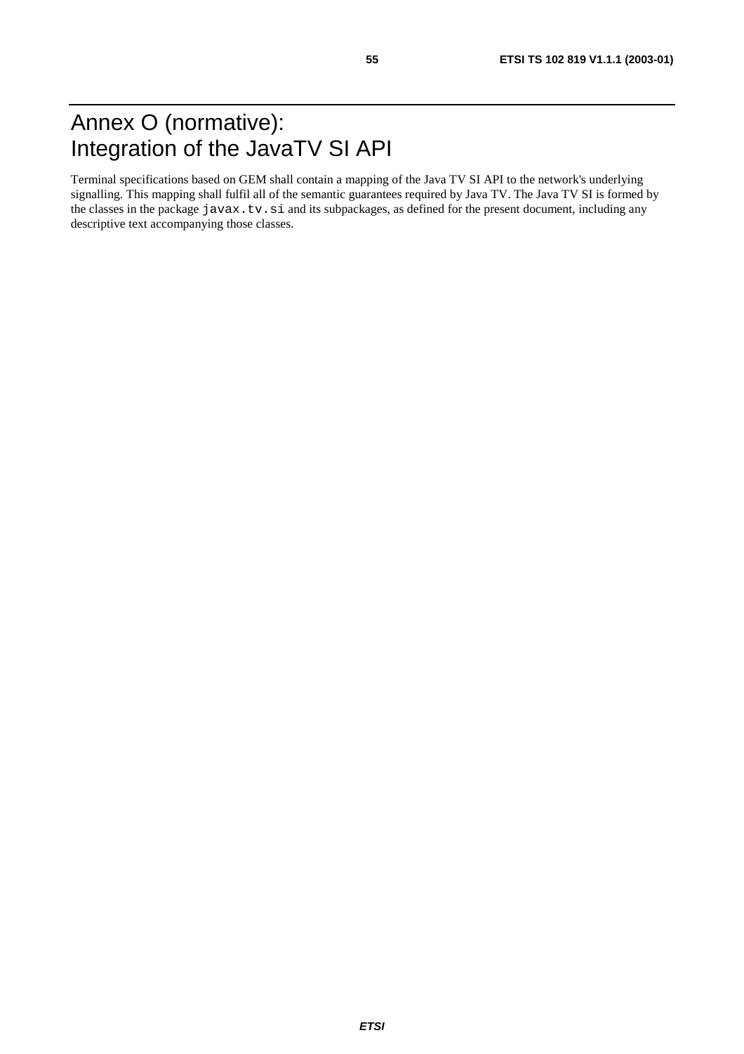# Annex O (normative): Integration of the JavaTV SI API

Terminal specifications based on GEM shall contain a mapping of the Java TV SI API to the network's underlying signalling. This mapping shall fulfil all of the semantic guarantees required by Java TV. The Java TV SI is formed by the classes in the package `javax.tv.si` and its subpackages, as defined for the present document, including any descriptive text accompanying those classes.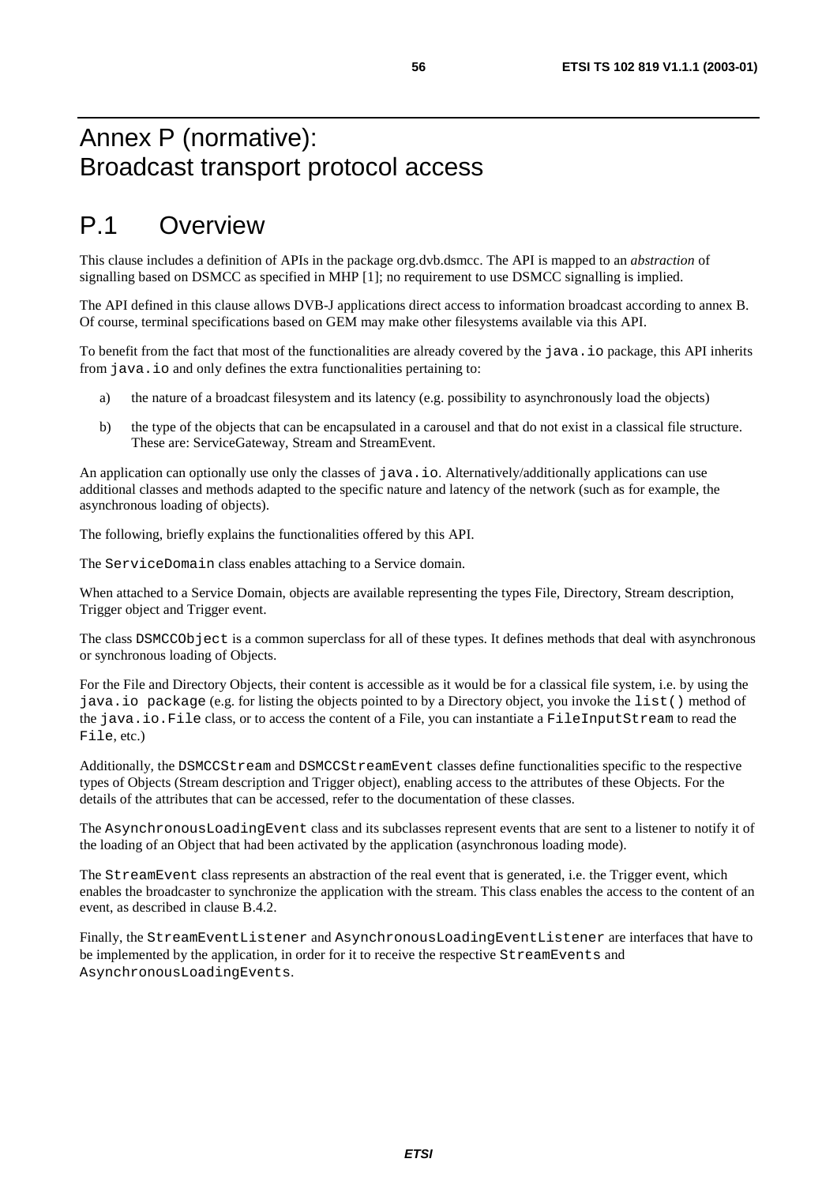# Annex P (normative): Broadcast transport protocol access

## P.1 Overview

This clause includes a definition of APIs in the package org.dvb.dsmcc. The API is mapped to an *abstraction* of signalling based on DSMCC as specified in MHP [1]; no requirement to use DSMCC signalling is implied.

The API defined in this clause allows DVB-J applications direct access to information broadcast according to annex B. Of course, terminal specifications based on GEM may make other filesystems available via this API.

To benefit from the fact that most of the functionalities are already covered by the `java.io` package, this API inherits from `java.io` and only defines the extra functionalities pertaining to:

a) the nature of a broadcast filesystem and its latency (e.g. possibility to asynchronously load the objects)

b) the type of the objects that can be encapsulated in a carousel and that do not exist in a classical file structure. These are: ServiceGateway, Stream and StreamEvent.

An application can optionally use only the classes of `java.io`. Alternatively/additionally applications can use additional classes and methods adapted to the specific nature and latency of the network (such as for example, the asynchronous loading of objects).

The following, briefly explains the functionalities offered by this API.

The `ServiceDomain` class enables attaching to a Service domain.

When attached to a Service Domain, objects are available representing the types File, Directory, Stream description, Trigger object and Trigger event.

The class `DSMCCObject` is a common superclass for all of these types. It defines methods that deal with asynchronous or synchronous loading of Objects.

For the File and Directory Objects, their content is accessible as it would be for a classical file system, i.e. by using the `java.io package` (e.g. for listing the objects pointed to by a Directory object, you invoke the `list()` method of the `java.io.File` class, or to access the content of a File, you can instantiate a `FileInputStream` to read the `File`, etc.)

Additionally, the `DSMCCStream` and `DSMCCStreamEvent` classes define functionalities specific to the respective types of Objects (Stream description and Trigger object), enabling access to the attributes of these Objects. For the details of the attributes that can be accessed, refer to the documentation of these classes.

The `AsynchronousLoadingEvent` class and its subclasses represent events that are sent to a listener to notify it of the loading of an Object that had been activated by the application (asynchronous loading mode).

The `StreamEvent` class represents an abstraction of the real event that is generated, i.e. the Trigger event, which enables the broadcaster to synchronize the application with the stream. This class enables the access to the content of an event, as described in clause B.4.2.

Finally, the `StreamEventListener` and `AsynchronousLoadingEventListener` are interfaces that have to be implemented by the application, in order for it to receive the respective `StreamEvents` and `AsynchronousLoadingEvents`.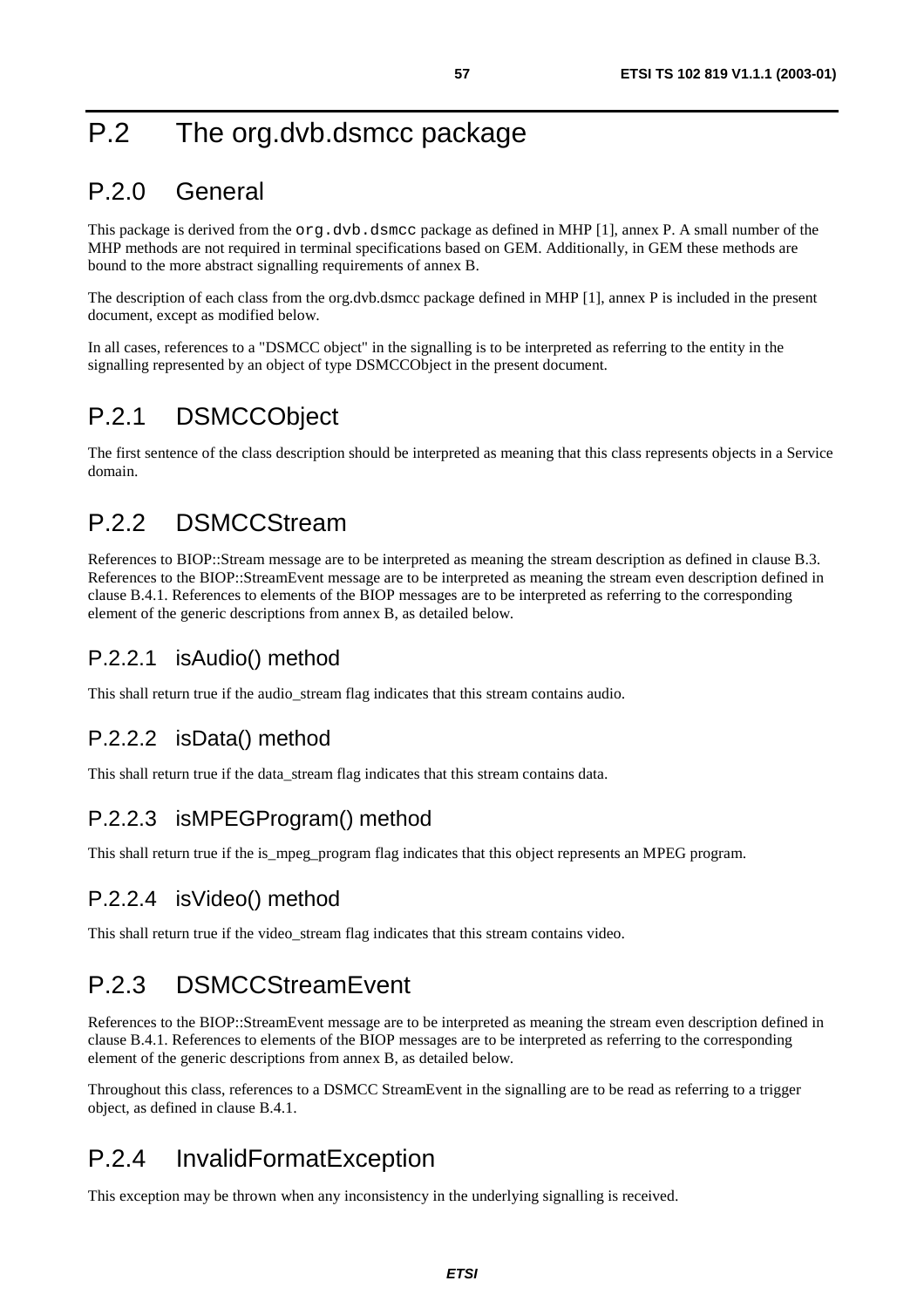# P.2 The org.dvb.dsmcc package

## P.2.0 General

This package is derived from the `org.dvb.dsmcc` package as defined in MHP [1], annex P. A small number of the MHP methods are not required in terminal specifications based on GEM. Additionally, in GEM these methods are bound to the more abstract signalling requirements of annex B.

The description of each class from the org.dvb.dsmcc package defined in MHP [1], annex P is included in the present document, except as modified below.

In all cases, references to a "DSMCC object" in the signalling is to be interpreted as referring to the entity in the signalling represented by an object of type DSMCCObject in the present document.

## P.2.1 DSMCCObject

The first sentence of the class description should be interpreted as meaning that this class represents objects in a Service domain.

## P.2.2 DSMCCStream

References to BIOP::Stream message are to be interpreted as meaning the stream description as defined in clause B.3. References to the BIOP::StreamEvent message are to be interpreted as meaning the stream even description defined in clause B.4.1. References to elements of the BIOP messages are to be interpreted as referring to the corresponding element of the generic descriptions from annex B, as detailed below.

### P.2.2.1 isAudio() method

This shall return true if the audio_stream flag indicates that this stream contains audio.

### P.2.2.2 isData() method

This shall return true if the data_stream flag indicates that this stream contains data.

### P.2.2.3 isMPEGProgram() method

This shall return true if the is_mpeg_program flag indicates that this object represents an MPEG program.

### P.2.2.4 isVideo() method

This shall return true if the video_stream flag indicates that this stream contains video.

## P.2.3 DSMCCStreamEvent

References to the BIOP::StreamEvent message are to be interpreted as meaning the stream even description defined in clause B.4.1. References to elements of the BIOP messages are to be interpreted as referring to the corresponding element of the generic descriptions from annex B, as detailed below.

Throughout this class, references to a DSMCC StreamEvent in the signalling are to be read as referring to a trigger object, as defined in clause B.4.1.

## P.2.4 InvalidFormatException

This exception may be thrown when any inconsistency in the underlying signalling is received.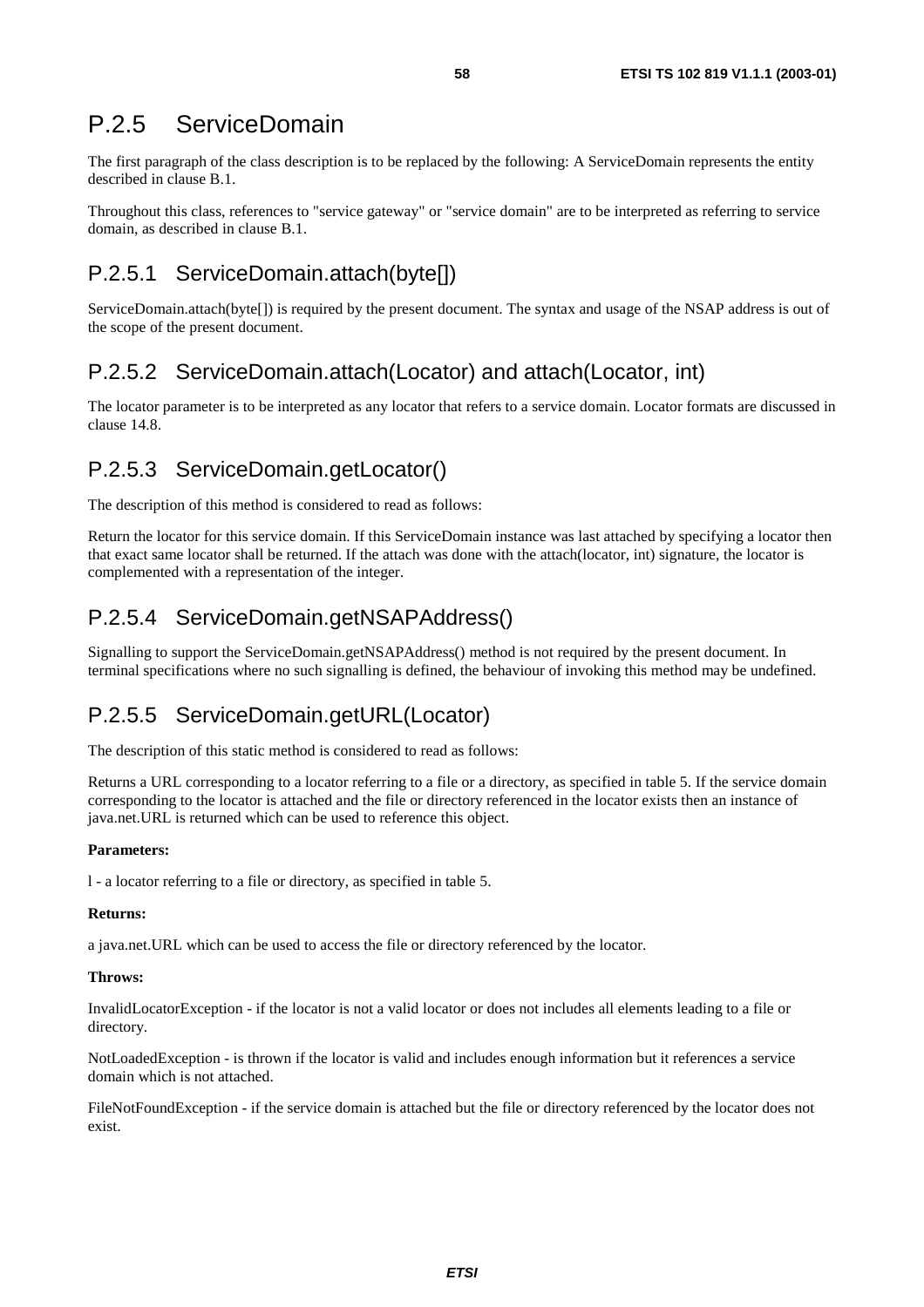## P.2.5 ServiceDomain

The first paragraph of the class description is to be replaced by the following: A ServiceDomain represents the entity described in clause B.1.

Throughout this class, references to "service gateway" or "service domain" are to be interpreted as referring to service domain, as described in clause B.1.

### P.2.5.1 ServiceDomain.attach(byte[])

ServiceDomain.attach(byte[]) is required by the present document. The syntax and usage of the NSAP address is out of the scope of the present document.

### P.2.5.2 ServiceDomain.attach(Locator) and attach(Locator, int)

The locator parameter is to be interpreted as any locator that refers to a service domain. Locator formats are discussed in clause 14.8.

### P.2.5.3 ServiceDomain.getLocator()

The description of this method is considered to read as follows:

Return the locator for this service domain. If this ServiceDomain instance was last attached by specifying a locator then that exact same locator shall be returned. If the attach was done with the attach(locator, int) signature, the locator is complemented with a representation of the integer.

### P.2.5.4 ServiceDomain.getNSAPAddress()

Signalling to support the ServiceDomain.getNSAPAddress() method is not required by the present document. In terminal specifications where no such signalling is defined, the behaviour of invoking this method may be undefined.

### P.2.5.5 ServiceDomain.getURL(Locator)

The description of this static method is considered to read as follows:

Returns a URL corresponding to a locator referring to a file or a directory, as specified in table 5. If the service domain corresponding to the locator is attached and the file or directory referenced in the locator exists then an instance of java.net.URL is returned which can be used to reference this object.

**Parameters:**

l - a locator referring to a file or directory, as specified in table 5.

**Returns:**

a java.net.URL which can be used to access the file or directory referenced by the locator.

**Throws:**

InvalidLocatorException - if the locator is not a valid locator or does not includes all elements leading to a file or directory.

NotLoadedException - is thrown if the locator is valid and includes enough information but it references a service domain which is not attached.

FileNotFoundException - if the service domain is attached but the file or directory referenced by the locator does not exist.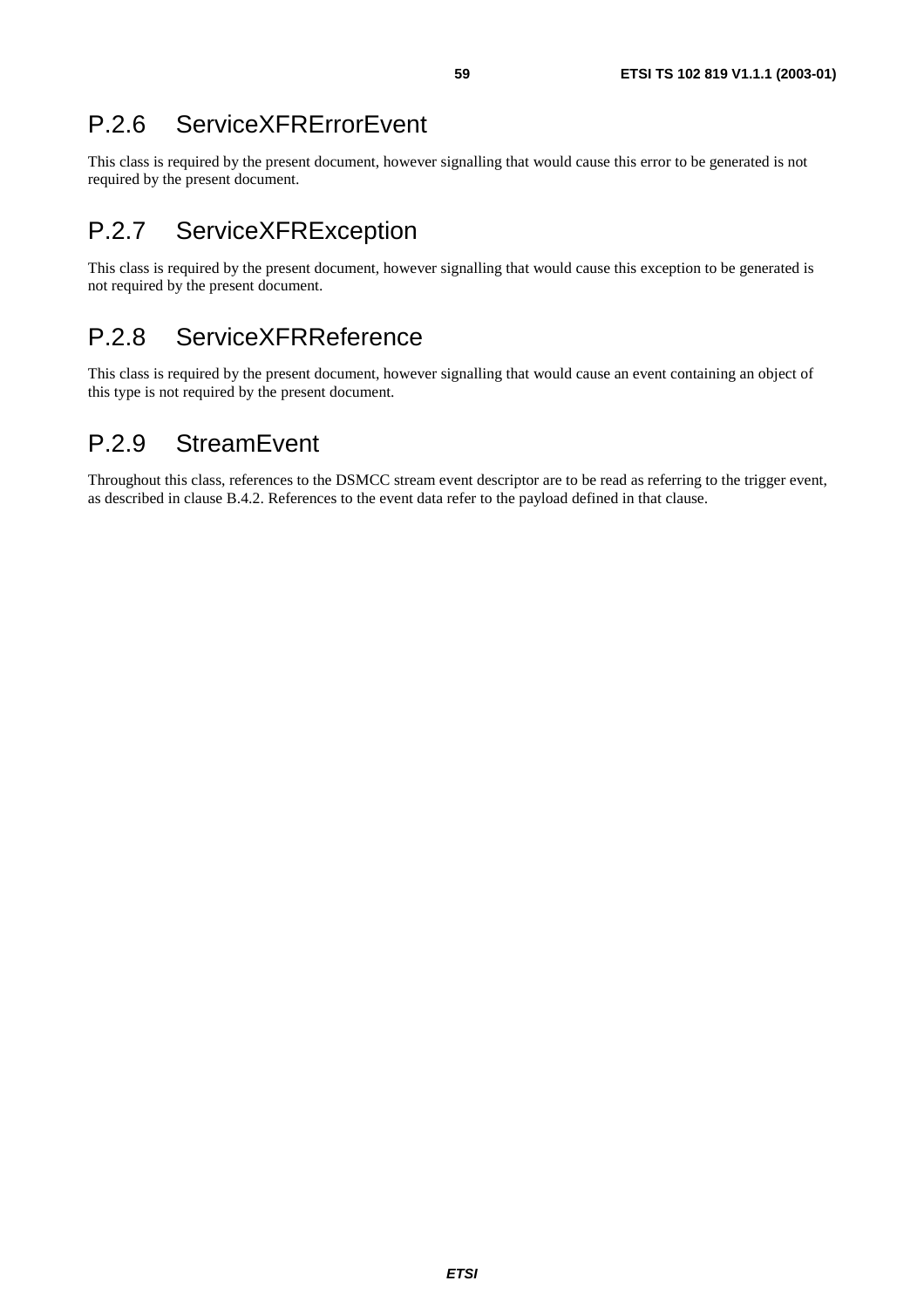### P.2.6 ServiceXFRErrorEvent

This class is required by the present document, however signalling that would cause this error to be generated is not required by the present document.

### P.2.7 ServiceXFRException

This class is required by the present document, however signalling that would cause this exception to be generated is not required by the present document.

### P.2.8 ServiceXFRReference

This class is required by the present document, however signalling that would cause an event containing an object of this type is not required by the present document.

### P.2.9 StreamEvent

Throughout this class, references to the DSMCC stream event descriptor are to be read as referring to the trigger event, as described in clause B.4.2. References to the event data refer to the payload defined in that clause.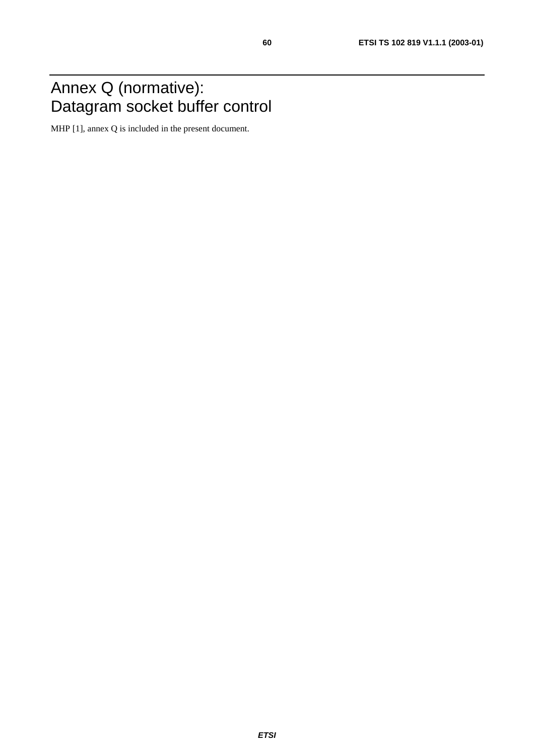# Annex Q (normative): Datagram socket buffer control

MHP [1], annex Q is included in the present document.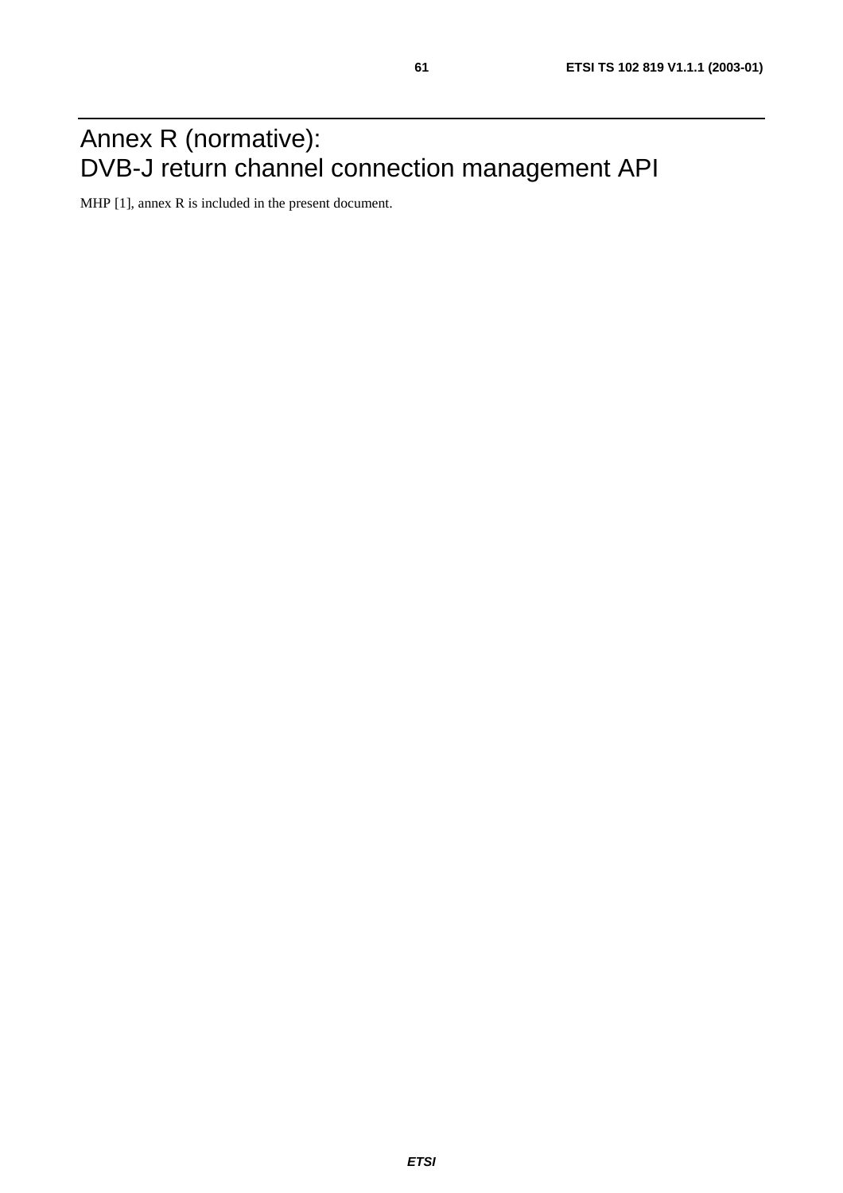# Annex R (normative): DVB-J return channel connection management API

MHP [1], annex R is included in the present document.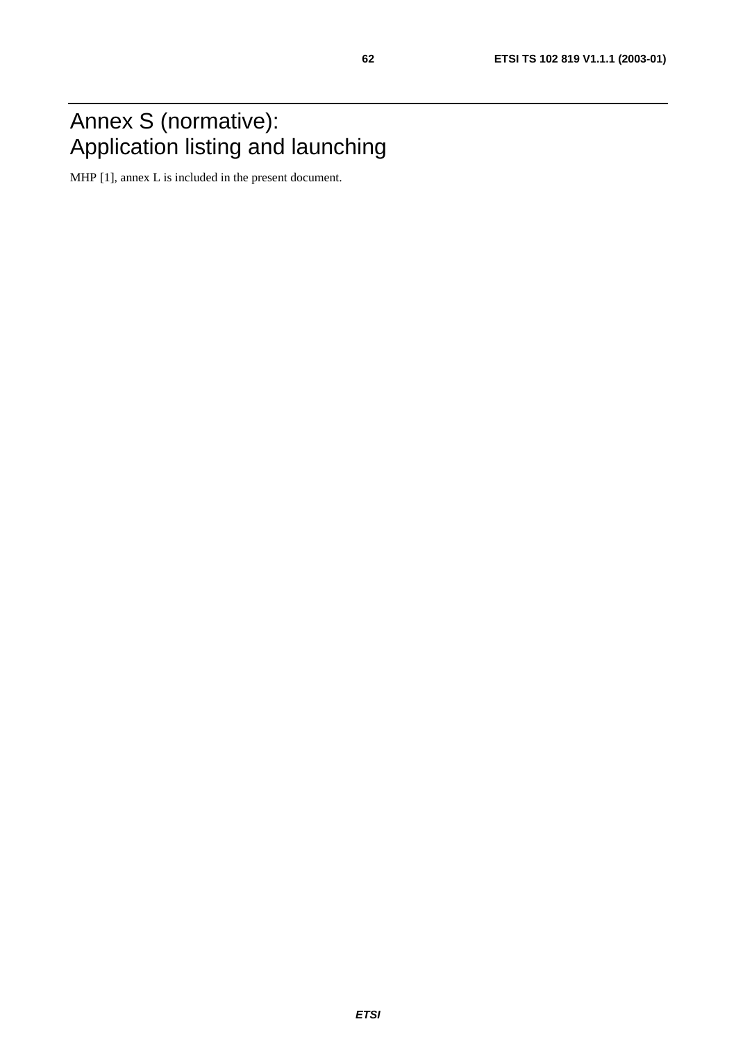# Annex S (normative):
# Application listing and launching

MHP [1], annex L is included in the present document.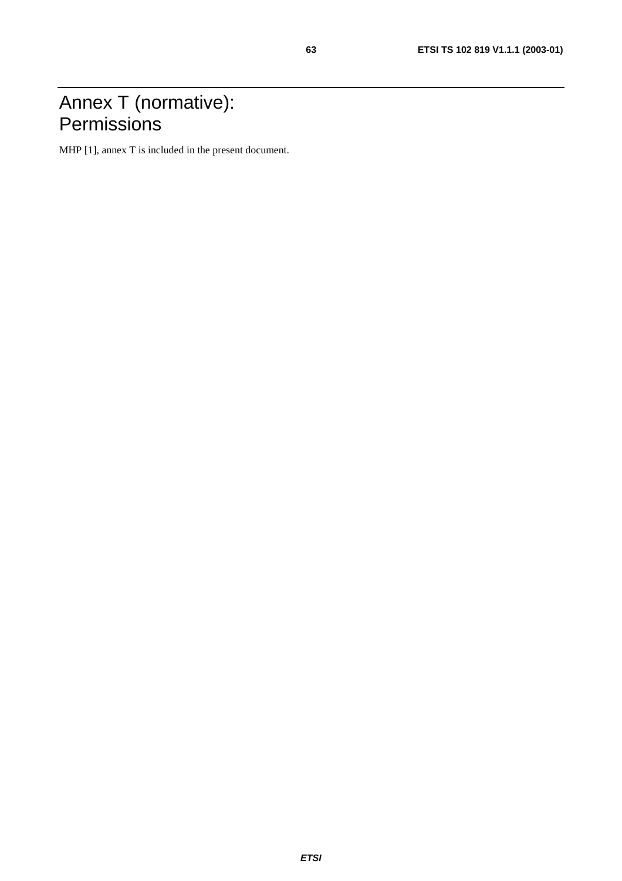# Annex T (normative): Permissions

MHP [1], annex T is included in the present document.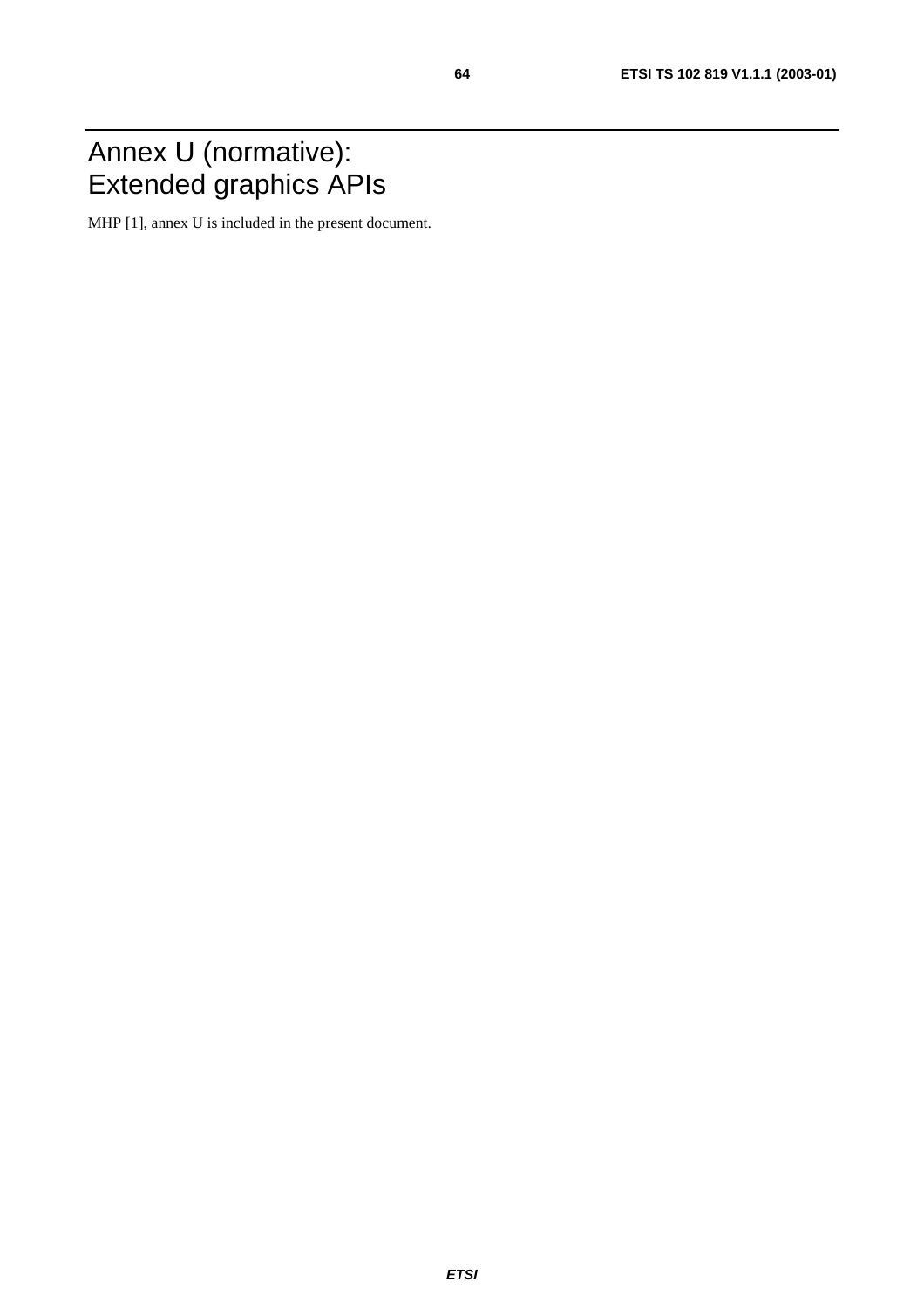# Annex U (normative): Extended graphics APIs

MHP [1], annex U is included in the present document.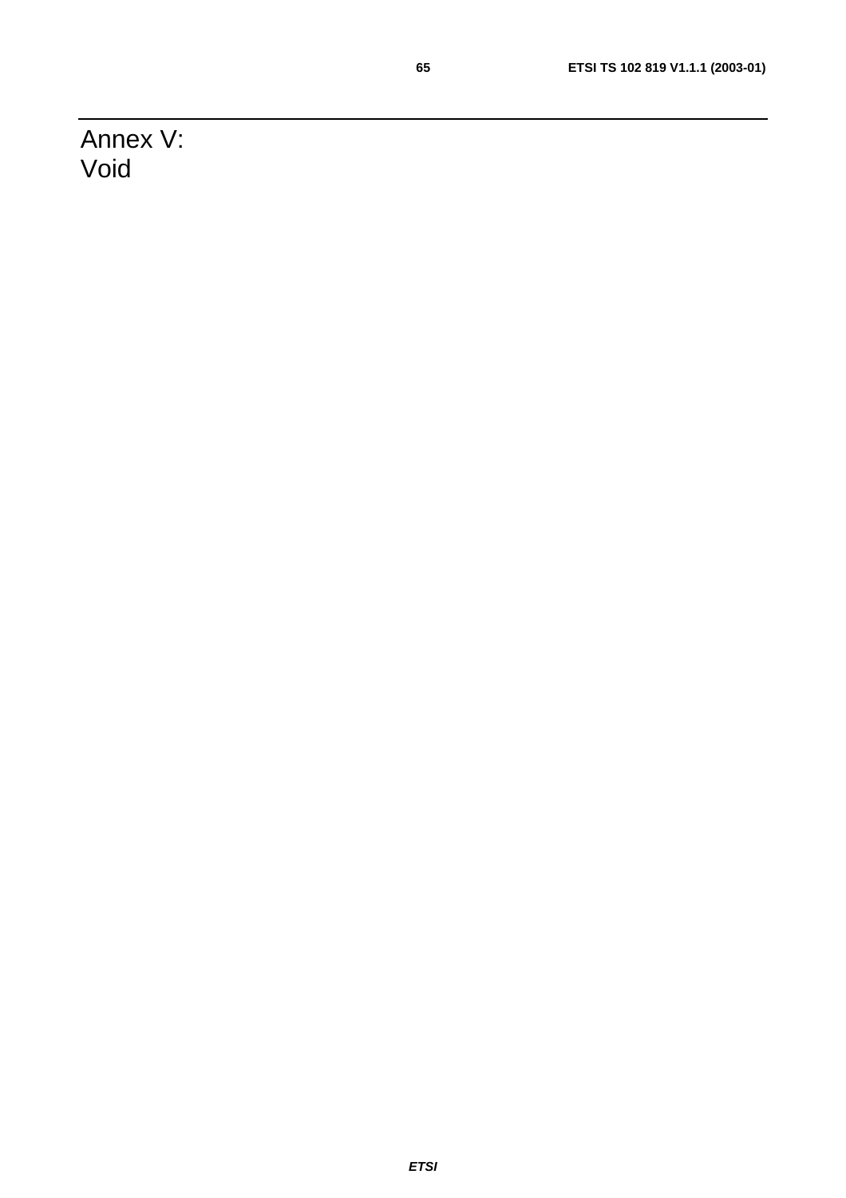# Annex V: Void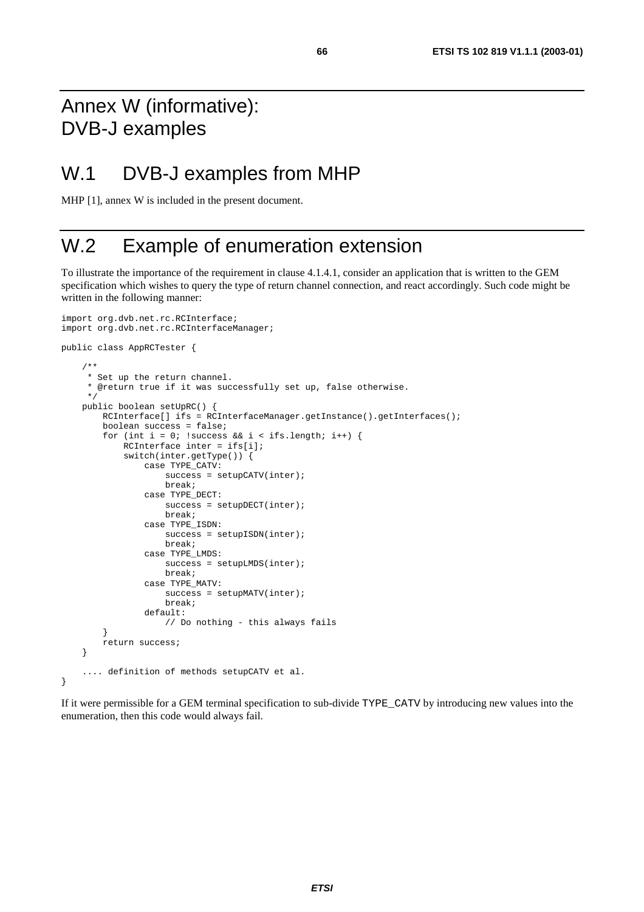# Annex W (informative): DVB-J examples

## W.1 DVB-J examples from MHP

MHP [1], annex W is included in the present document.

## W.2 Example of enumeration extension

To illustrate the importance of the requirement in clause 4.1.4.1, consider an application that is written to the GEM specification which wishes to query the type of return channel connection, and react accordingly. Such code might be written in the following manner:

```
import org.dvb.net.rc.RCInterface;
import org.dvb.net.rc.RCInterfaceManager;

public class AppRCTester {

    /**
     * Set up the return channel.
     * @return true if it was successfully set up, false otherwise.
     */
    public boolean setUpRC() {
        RCInterface[] ifs = RCInterfaceManager.getInstance().getInterfaces();
        boolean success = false;
        for (int i = 0; !success && i < ifs.length; i++) {
            RCInterface inter = ifs[i];
            switch(inter.getType()) {
                case TYPE_CATV:
                    success = setupCATV(inter);
                    break;
                case TYPE_DECT:
                    success = setupDECT(inter);
                    break;
                case TYPE_ISDN:
                    success = setupISDN(inter);
                    break;
                case TYPE_LMDS:
                    success = setupLMDS(inter);
                    break;
                case TYPE_MATV:
                    success = setupMATV(inter);
                    break;
                default:
                    // Do nothing - this always fails
        }
        return success;
    }

    .... definition of methods setupCATV et al.
}
```

If it were permissible for a GEM terminal specification to sub-divide TYPE_CATV by introducing new values into the enumeration, then this code would always fail.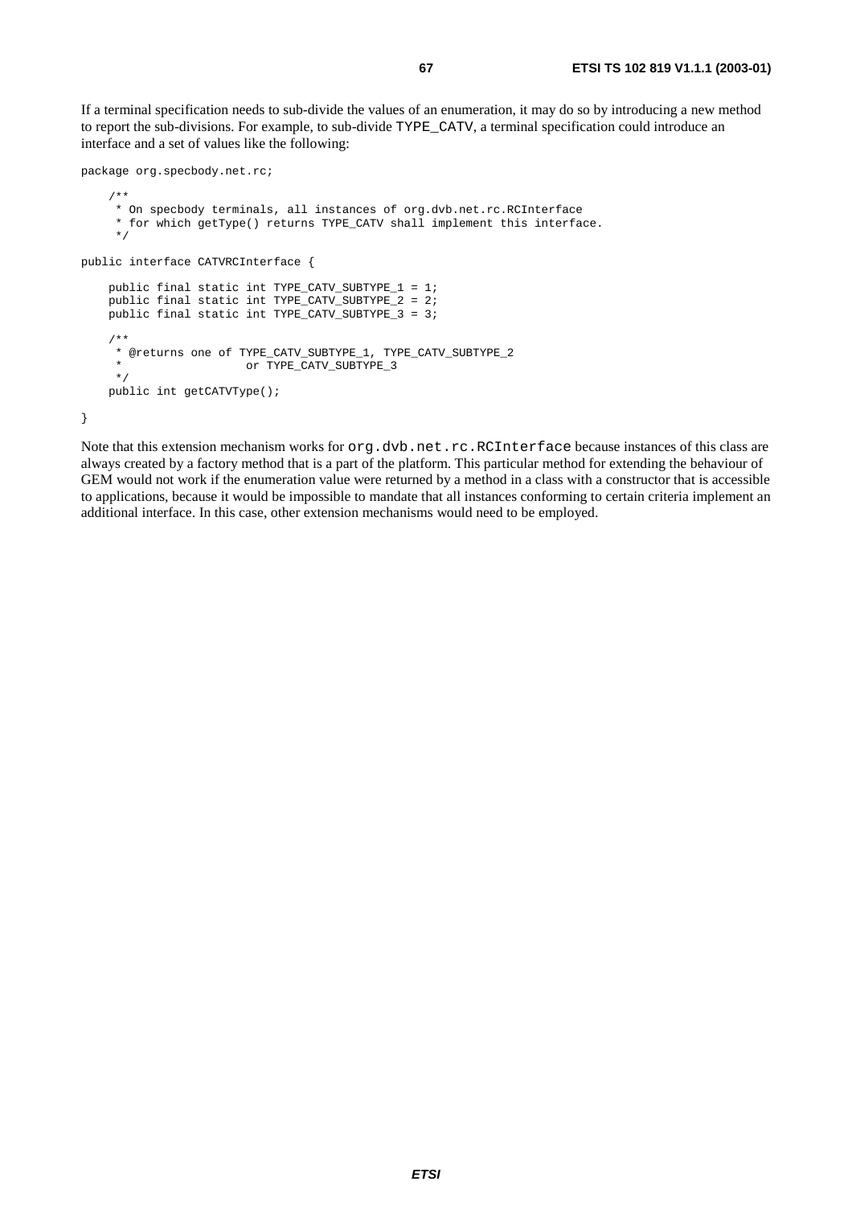If a terminal specification needs to sub-divide the values of an enumeration, it may do so by introducing a new method to report the sub-divisions. For example, to sub-divide TYPE_CATV, a terminal specification could introduce an interface and a set of values like the following:

```
package org.specbody.net.rc;

    /**
     * On specbody terminals, all instances of org.dvb.net.rc.RCInterface
     * for which getType() returns TYPE_CATV shall implement this interface.
     */

public interface CATVRCInterface {

    public final static int TYPE_CATV_SUBTYPE_1 = 1;
    public final static int TYPE_CATV_SUBTYPE_2 = 2;
    public final static int TYPE_CATV_SUBTYPE_3 = 3;

    /**
     * @returns one of TYPE_CATV_SUBTYPE_1, TYPE_CATV_SUBTYPE_2
     *                 or TYPE_CATV_SUBTYPE_3
     */
    public int getCATVType();

}
```

Note that this extension mechanism works for org.dvb.net.rc.RCInterface because instances of this class are always created by a factory method that is a part of the platform. This particular method for extending the behaviour of GEM would not work if the enumeration value were returned by a method in a class with a constructor that is accessible to applications, because it would be impossible to mandate that all instances conforming to certain criteria implement an additional interface. In this case, other extension mechanisms would need to be employed.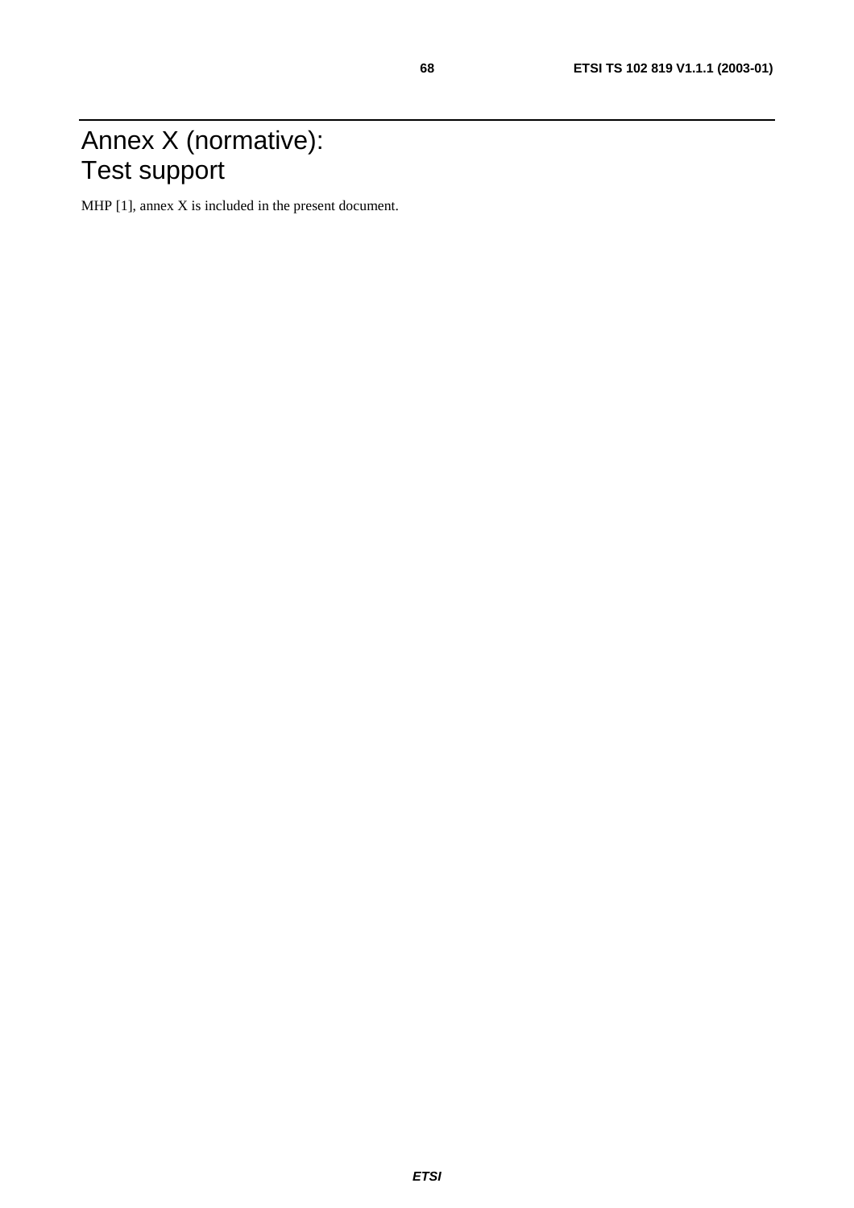# Annex X (normative):
Test support

MHP [1], annex X is included in the present document.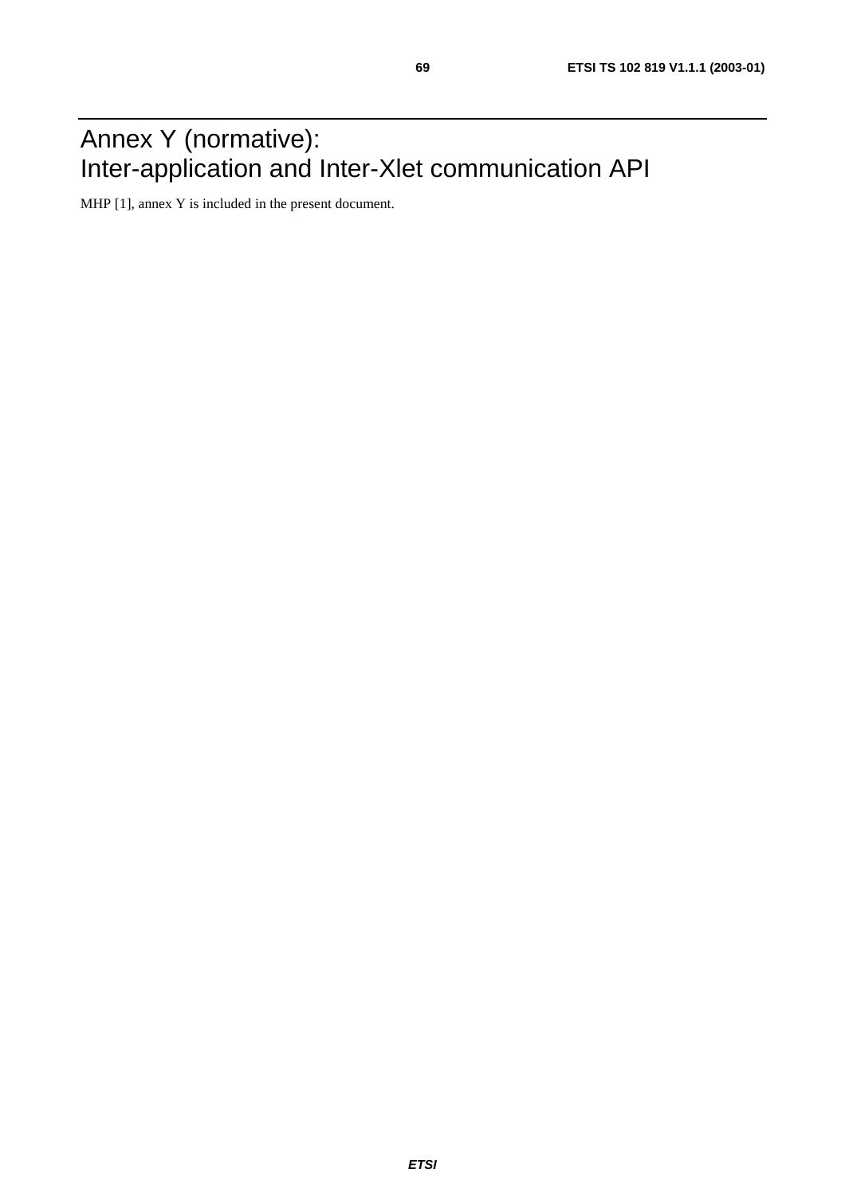# Annex Y (normative): Inter-application and Inter-Xlet communication API

MHP [1], annex Y is included in the present document.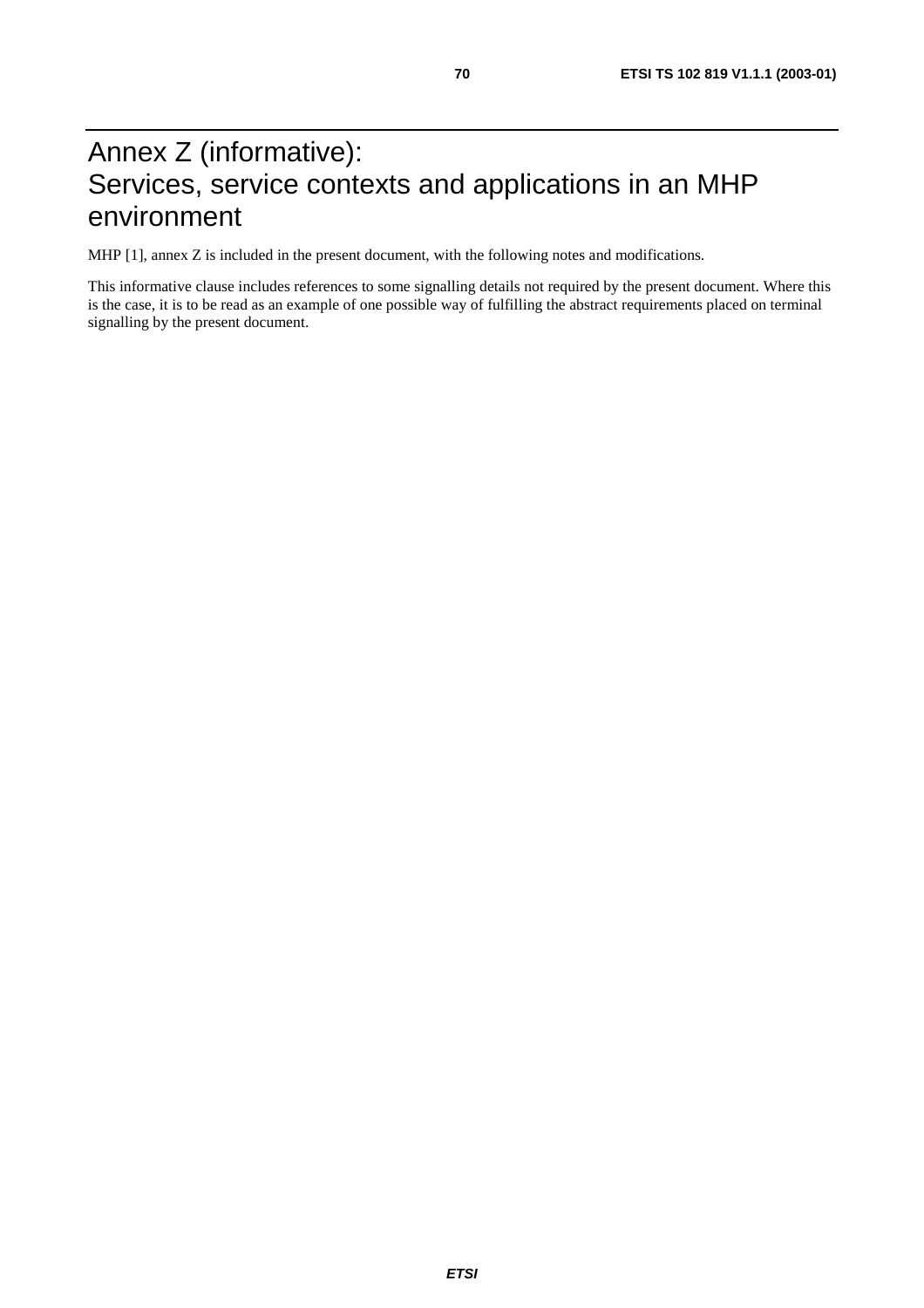# Annex Z (informative): Services, service contexts and applications in an MHP environment

MHP [1], annex Z is included in the present document, with the following notes and modifications.

This informative clause includes references to some signalling details not required by the present document. Where this is the case, it is to be read as an example of one possible way of fulfilling the abstract requirements placed on terminal signalling by the present document.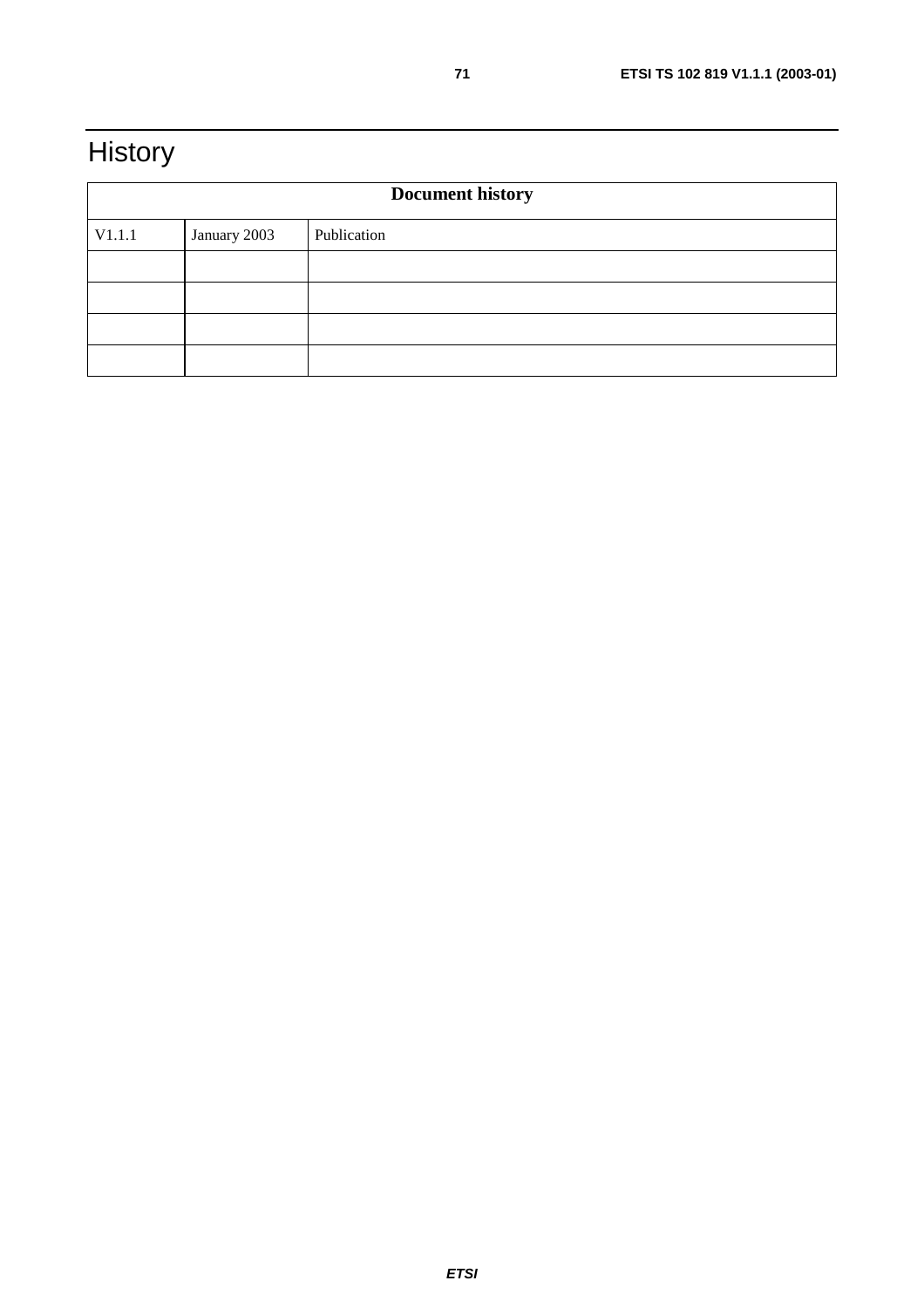# History

| Document history | | |
|---|---|---|
| V1.1.1 | January 2003 | Publication |
| | | |
| | | |
| | | |
| | | |